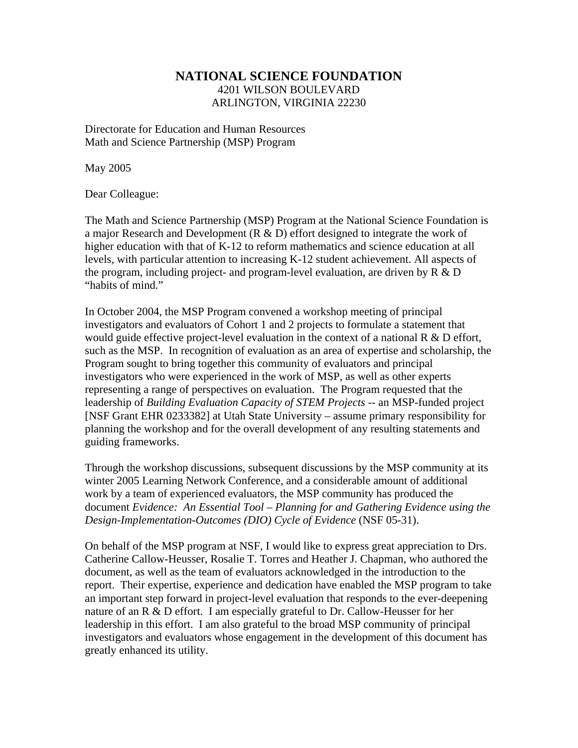**NATIONAL SCIENCE FOUNDATION**
4201 WILSON BOULEVARD
ARLINGTON, VIRGINIA 22230

Directorate for Education and Human Resources
Math and Science Partnership (MSP) Program

May 2005

Dear Colleague:

The Math and Science Partnership (MSP) Program at the National Science Foundation is a major Research and Development (R & D) effort designed to integrate the work of higher education with that of K-12 to reform mathematics and science education at all levels, with particular attention to increasing K-12 student achievement. All aspects of the program, including project- and program-level evaluation, are driven by R & D "habits of mind."

In October 2004, the MSP Program convened a workshop meeting of principal investigators and evaluators of Cohort 1 and 2 projects to formulate a statement that would guide effective project-level evaluation in the context of a national R & D effort, such as the MSP. In recognition of evaluation as an area of expertise and scholarship, the Program sought to bring together this community of evaluators and principal investigators who were experienced in the work of MSP, as well as other experts representing a range of perspectives on evaluation. The Program requested that the leadership of *Building Evaluation Capacity of STEM Projects* -- an MSP-funded project [NSF Grant EHR 0233382] at Utah State University – assume primary responsibility for planning the workshop and for the overall development of any resulting statements and guiding frameworks.

Through the workshop discussions, subsequent discussions by the MSP community at its winter 2005 Learning Network Conference, and a considerable amount of additional work by a team of experienced evaluators, the MSP community has produced the document *Evidence: An Essential Tool – Planning for and Gathering Evidence using the Design-Implementation-Outcomes (DIO) Cycle of Evidence* (NSF 05-31).

On behalf of the MSP program at NSF, I would like to express great appreciation to Drs. Catherine Callow-Heusser, Rosalie T. Torres and Heather J. Chapman, who authored the document, as well as the team of evaluators acknowledged in the introduction to the report. Their expertise, experience and dedication have enabled the MSP program to take an important step forward in project-level evaluation that responds to the ever-deepening nature of an R & D effort. I am especially grateful to Dr. Callow-Heusser for her leadership in this effort. I am also grateful to the broad MSP community of principal investigators and evaluators whose engagement in the development of this document has greatly enhanced its utility.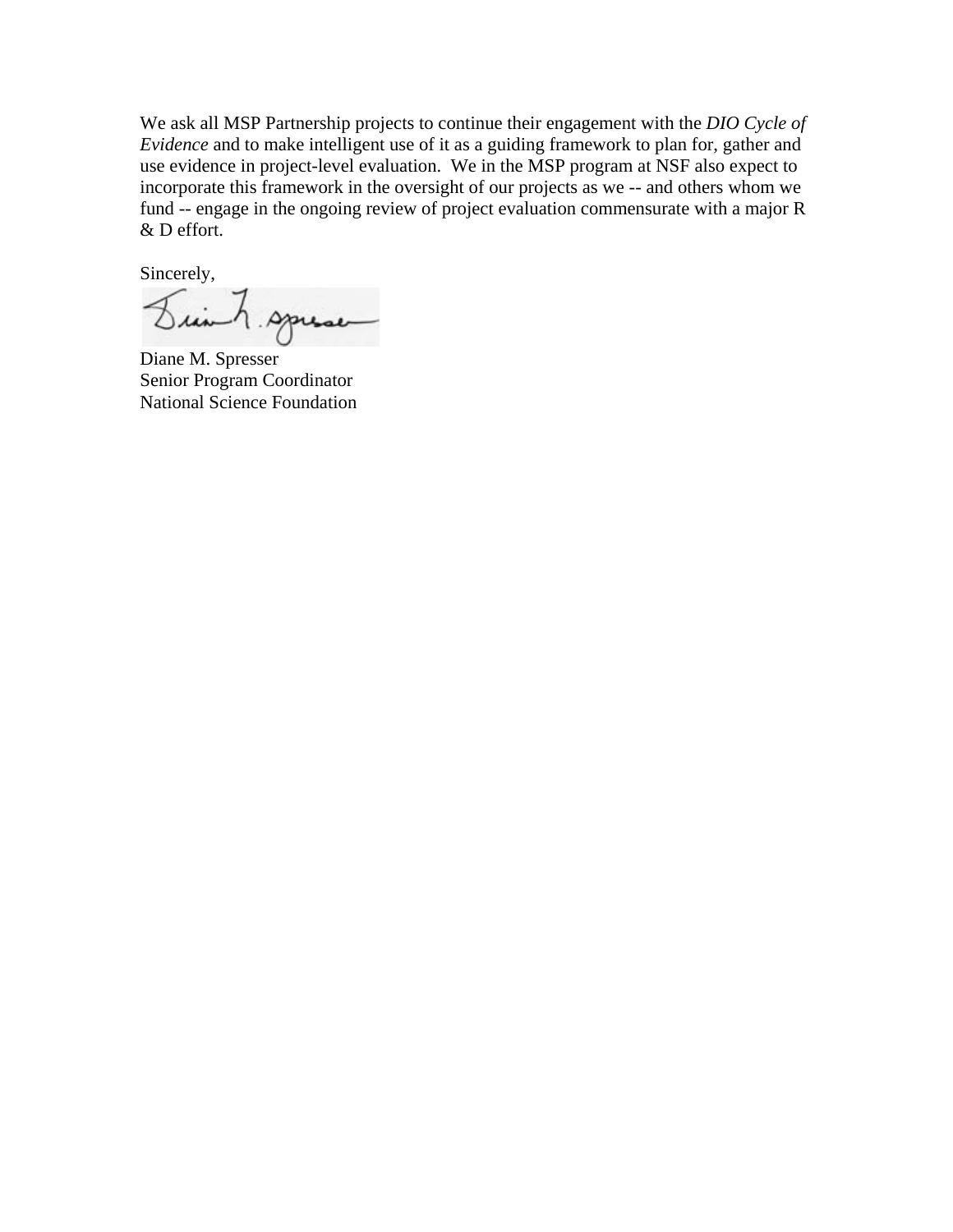We ask all MSP Partnership projects to continue their engagement with the *DIO Cycle of Evidence* and to make intelligent use of it as a guiding framework to plan for, gather and use evidence in project-level evaluation. We in the MSP program at NSF also expect to incorporate this framework in the oversight of our projects as we -- and others whom we fund -- engage in the ongoing review of project evaluation commensurate with a major R & D effort.

Sincerely,

Diane M. Spresser
Senior Program Coordinator
National Science Foundation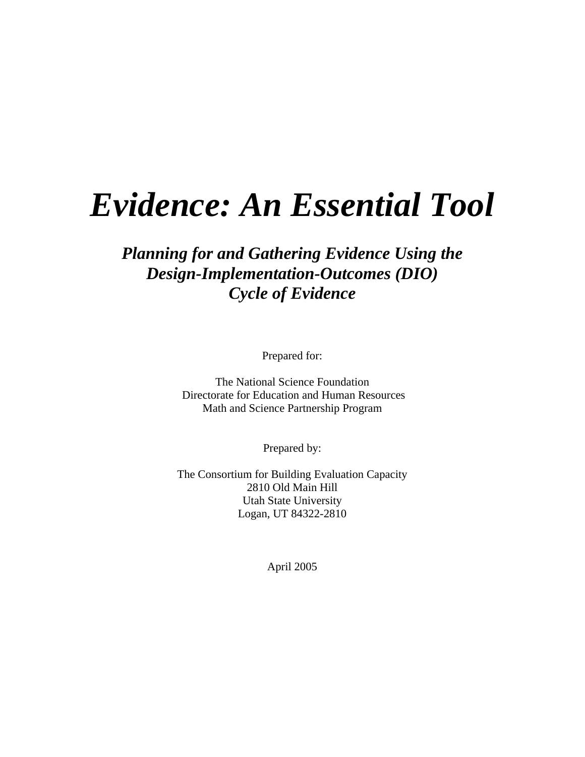# *Evidence: An Essential Tool*

## *Planning for and Gathering Evidence Using the Design-Implementation-Outcomes (DIO) Cycle of Evidence*

Prepared for:

The National Science Foundation
Directorate for Education and Human Resources
Math and Science Partnership Program

Prepared by:

The Consortium for Building Evaluation Capacity
2810 Old Main Hill
Utah State University
Logan, UT 84322-2810

April 2005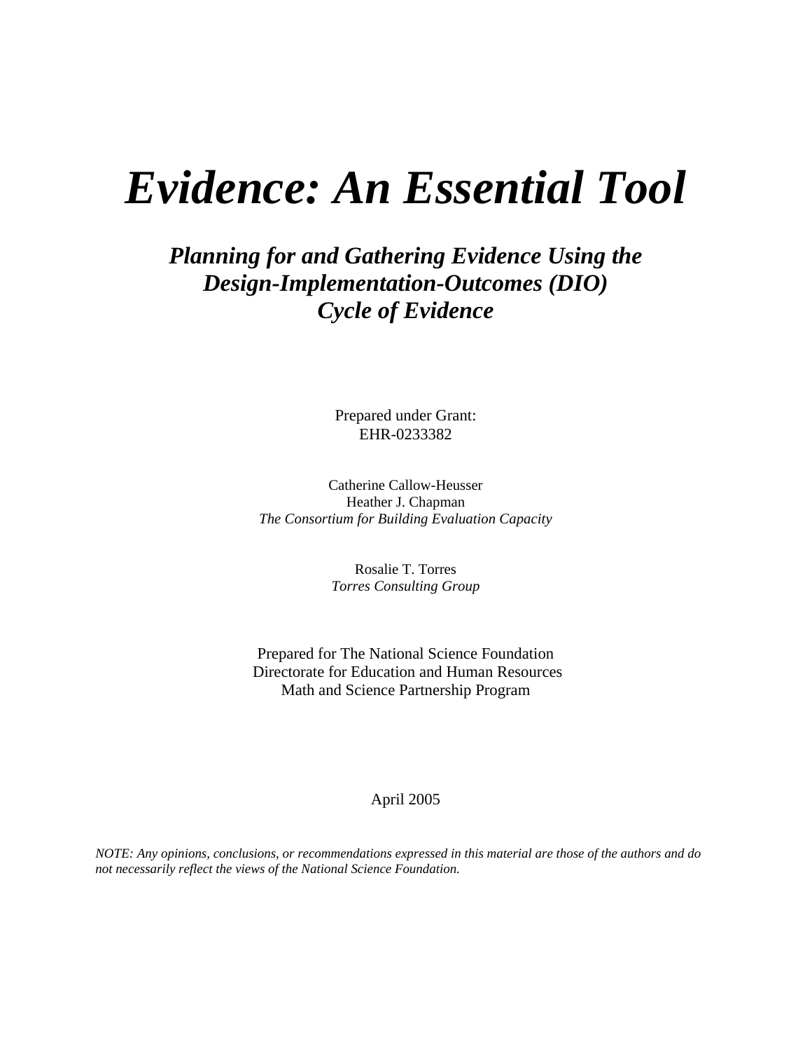# *Evidence: An Essential Tool*

## *Planning for and Gathering Evidence Using the Design-Implementation-Outcomes (DIO) Cycle of Evidence*

Prepared under Grant:
EHR-0233382

Catherine Callow-Heusser
Heather J. Chapman
*The Consortium for Building Evaluation Capacity*

Rosalie T. Torres
*Torres Consulting Group*

Prepared for The National Science Foundation
Directorate for Education and Human Resources
Math and Science Partnership Program

April 2005

*NOTE: Any opinions, conclusions, or recommendations expressed in this material are those of the authors and do not necessarily reflect the views of the National Science Foundation.*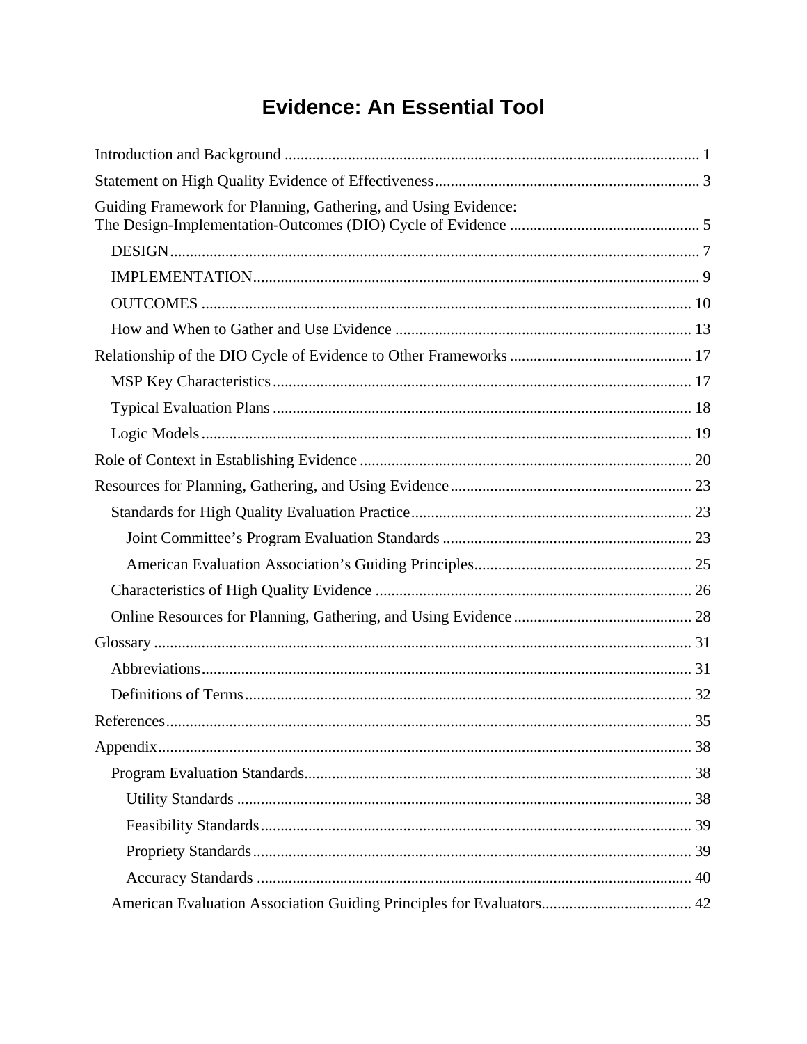# Evidence: An Essential Tool

Introduction and Background ........................................................................................................ 1

Statement on High Quality Evidence of Effectiveness.................................................................. 3

Guiding Framework for Planning, Gathering, and Using Evidence:
The Design-Implementation-Outcomes (DIO) Cycle of Evidence ............................................... 5

- DESIGN.................................................................................................................................... 7
- IMPLEMENTATION................................................................................................................. 9
- OUTCOMES ........................................................................................................................... 10
- How and When to Gather and Use Evidence ........................................................................... 13

Relationship of the DIO Cycle of Evidence to Other Frameworks ............................................. 17

- MSP Key Characteristics......................................................................................................... 17
- Typical Evaluation Plans ......................................................................................................... 18
- Logic Models ........................................................................................................................... 19

Role of Context in Establishing Evidence .................................................................................... 20

Resources for Planning, Gathering, and Using Evidence............................................................. 23

- Standards for High Quality Evaluation Practice....................................................................... 23
  - Joint Committee's Program Evaluation Standards ............................................................... 23
  - American Evaluation Association's Guiding Principles....................................................... 25
- Characteristics of High Quality Evidence ................................................................................ 26
- Online Resources for Planning, Gathering, and Using Evidence ............................................. 28

Glossary ........................................................................................................................................ 31

- Abbreviations............................................................................................................................ 31
- Definitions of Terms................................................................................................................. 32

References..................................................................................................................................... 35

Appendix....................................................................................................................................... 38

- Program Evaluation Standards.................................................................................................. 38
  - Utility Standards .................................................................................................................. 38
  - Feasibility Standards............................................................................................................ 39
  - Propriety Standards.............................................................................................................. 39
  - Accuracy Standards ............................................................................................................. 40
- American Evaluation Association Guiding Principles for Evaluators...................................... 42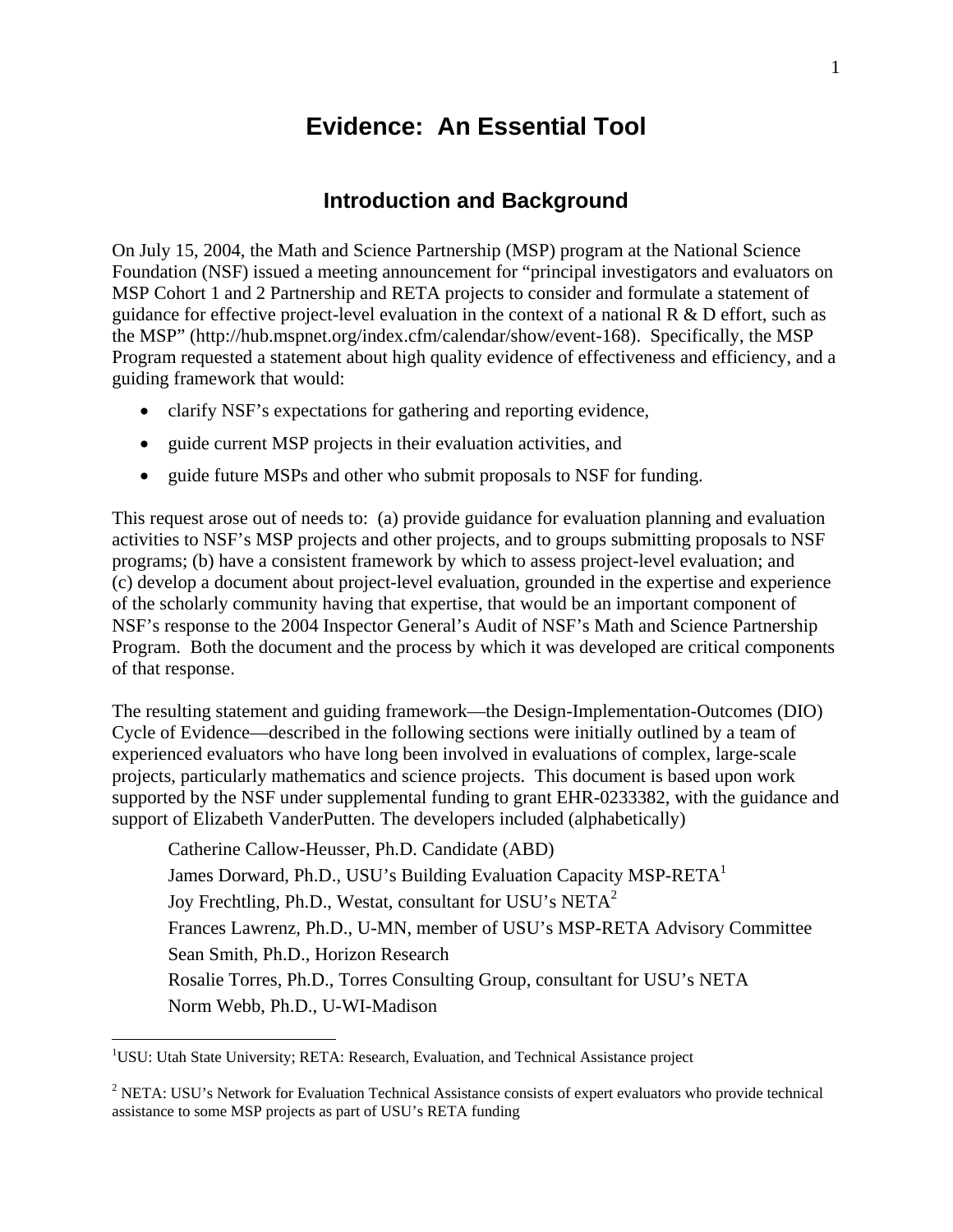# Evidence: An Essential Tool

## Introduction and Background

On July 15, 2004, the Math and Science Partnership (MSP) program at the National Science Foundation (NSF) issued a meeting announcement for "principal investigators and evaluators on MSP Cohort 1 and 2 Partnership and RETA projects to consider and formulate a statement of guidance for effective project-level evaluation in the context of a national R & D effort, such as the MSP" (http://hub.mspnet.org/index.cfm/calendar/show/event-168). Specifically, the MSP Program requested a statement about high quality evidence of effectiveness and efficiency, and a guiding framework that would:

- clarify NSF's expectations for gathering and reporting evidence,
- guide current MSP projects in their evaluation activities, and
- guide future MSPs and other who submit proposals to NSF for funding.

This request arose out of needs to: (a) provide guidance for evaluation planning and evaluation activities to NSF's MSP projects and other projects, and to groups submitting proposals to NSF programs; (b) have a consistent framework by which to assess project-level evaluation; and (c) develop a document about project-level evaluation, grounded in the expertise and experience of the scholarly community having that expertise, that would be an important component of NSF's response to the 2004 Inspector General's Audit of NSF's Math and Science Partnership Program. Both the document and the process by which it was developed are critical components of that response.

The resulting statement and guiding framework—the Design-Implementation-Outcomes (DIO) Cycle of Evidence—described in the following sections were initially outlined by a team of experienced evaluators who have long been involved in evaluations of complex, large-scale projects, particularly mathematics and science projects. This document is based upon work supported by the NSF under supplemental funding to grant EHR-0233382, with the guidance and support of Elizabeth VanderPutten. The developers included (alphabetically)

Catherine Callow-Heusser, Ph.D. Candidate (ABD)
James Dorward, Ph.D., USU's Building Evaluation Capacity MSP-RETA[1]
Joy Frechtling, Ph.D., Westat, consultant for USU's NETA[2]
Frances Lawrenz, Ph.D., U-MN, member of USU's MSP-RETA Advisory Committee
Sean Smith, Ph.D., Horizon Research
Rosalie Torres, Ph.D., Torres Consulting Group, consultant for USU's NETA
Norm Webb, Ph.D., U-WI-Madison

---

[1]USU: Utah State University; RETA: Research, Evaluation, and Technical Assistance project

[2] NETA: USU's Network for Evaluation Technical Assistance consists of expert evaluators who provide technical assistance to some MSP projects as part of USU's RETA funding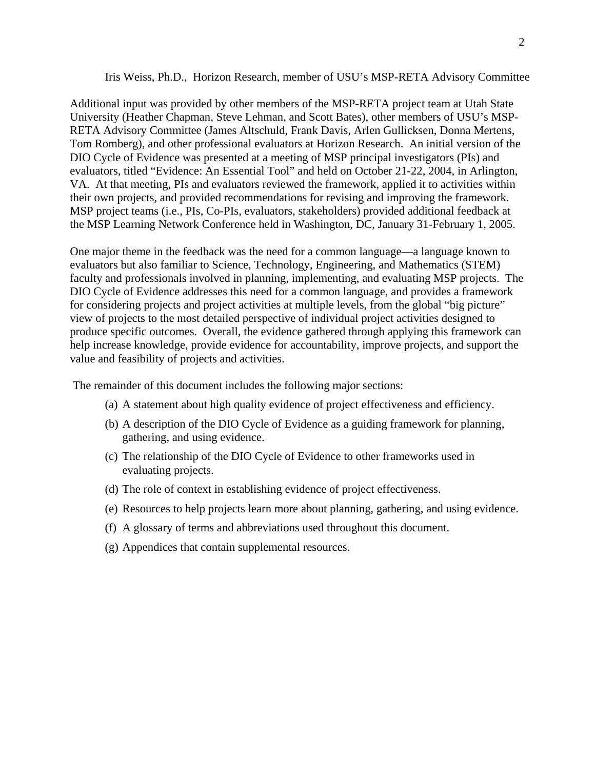Iris Weiss, Ph.D., Horizon Research, member of USU's MSP-RETA Advisory Committee

Additional input was provided by other members of the MSP-RETA project team at Utah State University (Heather Chapman, Steve Lehman, and Scott Bates), other members of USU's MSP-RETA Advisory Committee (James Altschuld, Frank Davis, Arlen Gullicksen, Donna Mertens, Tom Romberg), and other professional evaluators at Horizon Research. An initial version of the DIO Cycle of Evidence was presented at a meeting of MSP principal investigators (PIs) and evaluators, titled "Evidence: An Essential Tool" and held on October 21-22, 2004, in Arlington, VA. At that meeting, PIs and evaluators reviewed the framework, applied it to activities within their own projects, and provided recommendations for revising and improving the framework. MSP project teams (i.e., PIs, Co-PIs, evaluators, stakeholders) provided additional feedback at the MSP Learning Network Conference held in Washington, DC, January 31-February 1, 2005.

One major theme in the feedback was the need for a common language—a language known to evaluators but also familiar to Science, Technology, Engineering, and Mathematics (STEM) faculty and professionals involved in planning, implementing, and evaluating MSP projects. The DIO Cycle of Evidence addresses this need for a common language, and provides a framework for considering projects and project activities at multiple levels, from the global "big picture" view of projects to the most detailed perspective of individual project activities designed to produce specific outcomes. Overall, the evidence gathered through applying this framework can help increase knowledge, provide evidence for accountability, improve projects, and support the value and feasibility of projects and activities.

The remainder of this document includes the following major sections:

(a) A statement about high quality evidence of project effectiveness and efficiency.

(b) A description of the DIO Cycle of Evidence as a guiding framework for planning, gathering, and using evidence.

(c) The relationship of the DIO Cycle of Evidence to other frameworks used in evaluating projects.

(d) The role of context in establishing evidence of project effectiveness.

(e) Resources to help projects learn more about planning, gathering, and using evidence.

(f) A glossary of terms and abbreviations used throughout this document.

(g) Appendices that contain supplemental resources.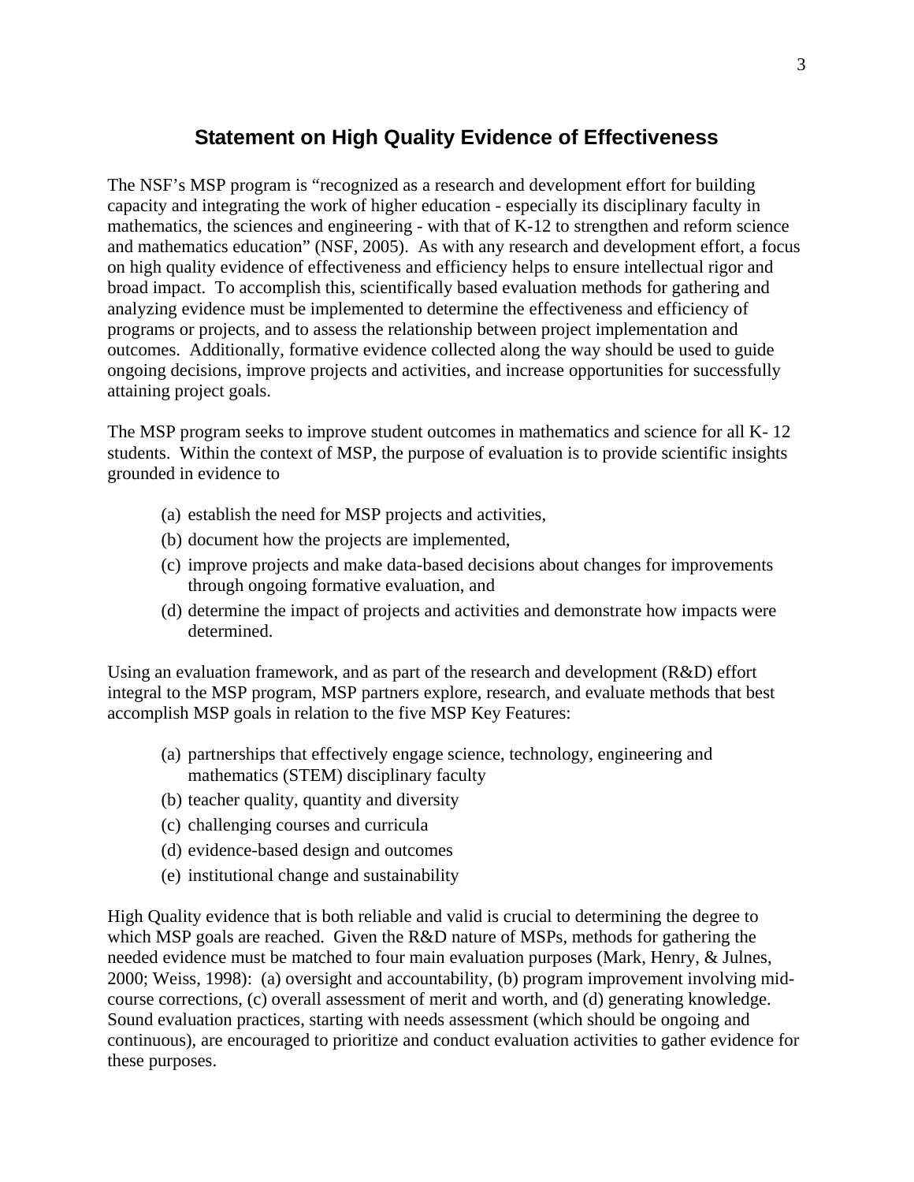## Statement on High Quality Evidence of Effectiveness

The NSF's MSP program is "recognized as a research and development effort for building capacity and integrating the work of higher education - especially its disciplinary faculty in mathematics, the sciences and engineering - with that of K-12 to strengthen and reform science and mathematics education" (NSF, 2005). As with any research and development effort, a focus on high quality evidence of effectiveness and efficiency helps to ensure intellectual rigor and broad impact. To accomplish this, scientifically based evaluation methods for gathering and analyzing evidence must be implemented to determine the effectiveness and efficiency of programs or projects, and to assess the relationship between project implementation and outcomes. Additionally, formative evidence collected along the way should be used to guide ongoing decisions, improve projects and activities, and increase opportunities for successfully attaining project goals.

The MSP program seeks to improve student outcomes in mathematics and science for all K- 12 students. Within the context of MSP, the purpose of evaluation is to provide scientific insights grounded in evidence to

(a) establish the need for MSP projects and activities,
(b) document how the projects are implemented,
(c) improve projects and make data-based decisions about changes for improvements through ongoing formative evaluation, and
(d) determine the impact of projects and activities and demonstrate how impacts were determined.

Using an evaluation framework, and as part of the research and development (R&D) effort integral to the MSP program, MSP partners explore, research, and evaluate methods that best accomplish MSP goals in relation to the five MSP Key Features:

(a) partnerships that effectively engage science, technology, engineering and mathematics (STEM) disciplinary faculty
(b) teacher quality, quantity and diversity
(c) challenging courses and curricula
(d) evidence-based design and outcomes
(e) institutional change and sustainability

High Quality evidence that is both reliable and valid is crucial to determining the degree to which MSP goals are reached. Given the R&D nature of MSPs, methods for gathering the needed evidence must be matched to four main evaluation purposes (Mark, Henry, & Julnes, 2000; Weiss, 1998): (a) oversight and accountability, (b) program improvement involving mid-course corrections, (c) overall assessment of merit and worth, and (d) generating knowledge. Sound evaluation practices, starting with needs assessment (which should be ongoing and continuous), are encouraged to prioritize and conduct evaluation activities to gather evidence for these purposes.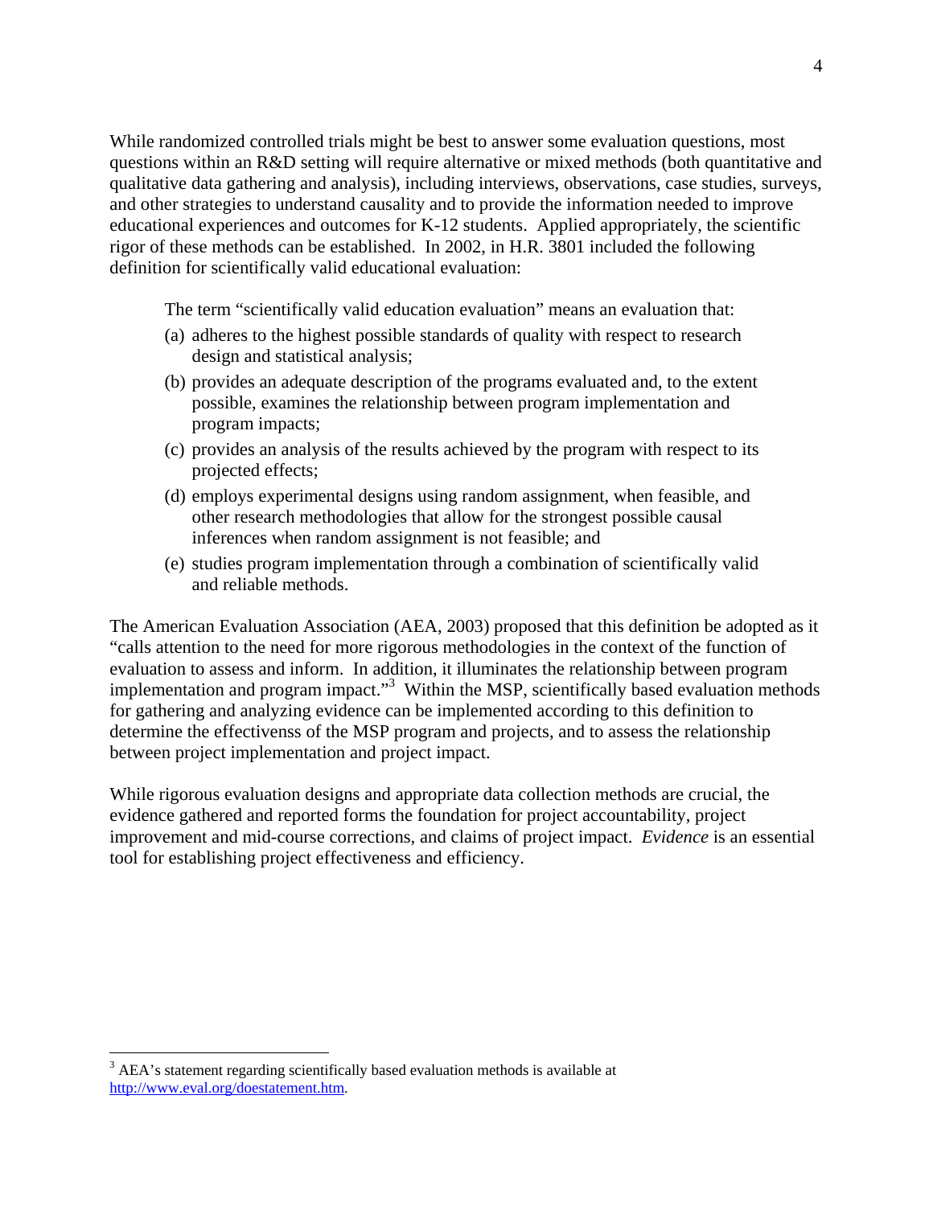While randomized controlled trials might be best to answer some evaluation questions, most questions within an R&D setting will require alternative or mixed methods (both quantitative and qualitative data gathering and analysis), including interviews, observations, case studies, surveys, and other strategies to understand causality and to provide the information needed to improve educational experiences and outcomes for K-12 students. Applied appropriately, the scientific rigor of these methods can be established. In 2002, in H.R. 3801 included the following definition for scientifically valid educational evaluation:

> The term "scientifically valid education evaluation" means an evaluation that:
>
> (a) adheres to the highest possible standards of quality with respect to research design and statistical analysis;
>
> (b) provides an adequate description of the programs evaluated and, to the extent possible, examines the relationship between program implementation and program impacts;
>
> (c) provides an analysis of the results achieved by the program with respect to its projected effects;
>
> (d) employs experimental designs using random assignment, when feasible, and other research methodologies that allow for the strongest possible causal inferences when random assignment is not feasible; and
>
> (e) studies program implementation through a combination of scientifically valid and reliable methods.

The American Evaluation Association (AEA, 2003) proposed that this definition be adopted as it "calls attention to the need for more rigorous methodologies in the context of the function of evaluation to assess and inform. In addition, it illuminates the relationship between program implementation and program impact."[3] Within the MSP, scientifically based evaluation methods for gathering and analyzing evidence can be implemented according to this definition to determine the effectivenss of the MSP program and projects, and to assess the relationship between project implementation and project impact.

While rigorous evaluation designs and appropriate data collection methods are crucial, the evidence gathered and reported forms the foundation for project accountability, project improvement and mid-course corrections, and claims of project impact. *Evidence* is an essential tool for establishing project effectiveness and efficiency.

---

[3] AEA's statement regarding scientifically based evaluation methods is available at http://www.eval.org/doestatement.htm.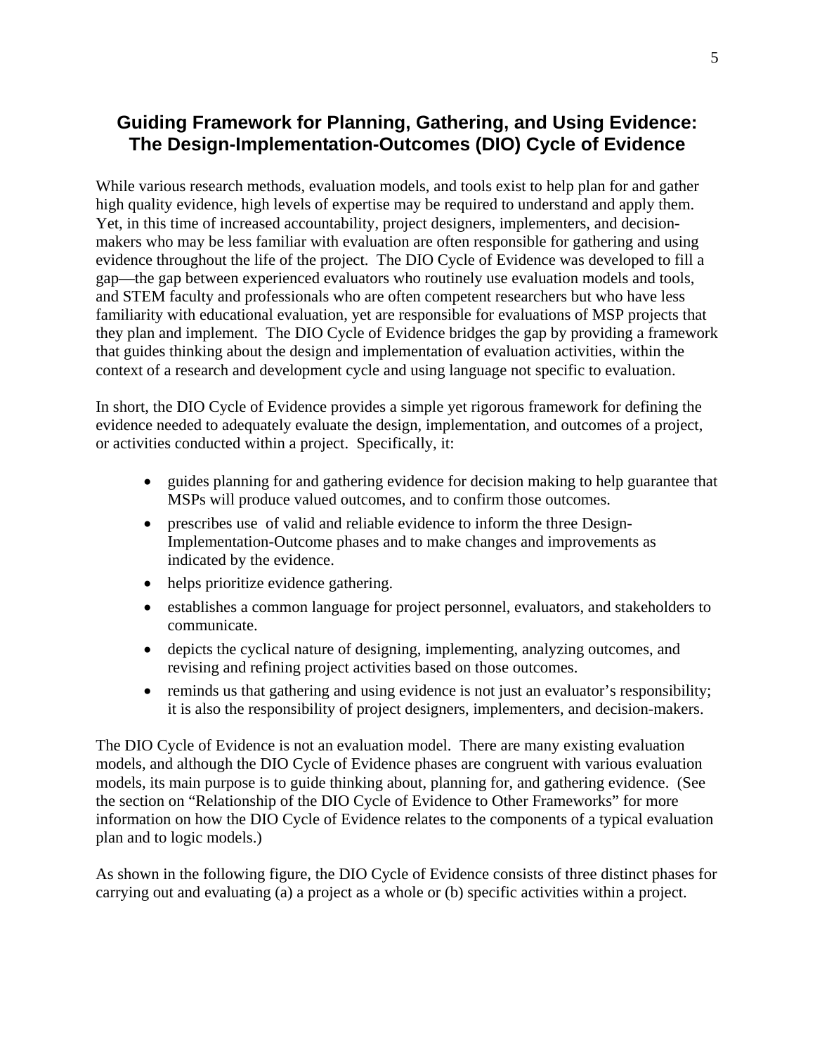## Guiding Framework for Planning, Gathering, and Using Evidence: The Design-Implementation-Outcomes (DIO) Cycle of Evidence

While various research methods, evaluation models, and tools exist to help plan for and gather high quality evidence, high levels of expertise may be required to understand and apply them. Yet, in this time of increased accountability, project designers, implementers, and decision-makers who may be less familiar with evaluation are often responsible for gathering and using evidence throughout the life of the project. The DIO Cycle of Evidence was developed to fill a gap—the gap between experienced evaluators who routinely use evaluation models and tools, and STEM faculty and professionals who are often competent researchers but who have less familiarity with educational evaluation, yet are responsible for evaluations of MSP projects that they plan and implement. The DIO Cycle of Evidence bridges the gap by providing a framework that guides thinking about the design and implementation of evaluation activities, within the context of a research and development cycle and using language not specific to evaluation.

In short, the DIO Cycle of Evidence provides a simple yet rigorous framework for defining the evidence needed to adequately evaluate the design, implementation, and outcomes of a project, or activities conducted within a project. Specifically, it:

- guides planning for and gathering evidence for decision making to help guarantee that MSPs will produce valued outcomes, and to confirm those outcomes.
- prescribes use of valid and reliable evidence to inform the three Design-Implementation-Outcome phases and to make changes and improvements as indicated by the evidence.
- helps prioritize evidence gathering.
- establishes a common language for project personnel, evaluators, and stakeholders to communicate.
- depicts the cyclical nature of designing, implementing, analyzing outcomes, and revising and refining project activities based on those outcomes.
- reminds us that gathering and using evidence is not just an evaluator's responsibility; it is also the responsibility of project designers, implementers, and decision-makers.

The DIO Cycle of Evidence is not an evaluation model. There are many existing evaluation models, and although the DIO Cycle of Evidence phases are congruent with various evaluation models, its main purpose is to guide thinking about, planning for, and gathering evidence. (See the section on "Relationship of the DIO Cycle of Evidence to Other Frameworks" for more information on how the DIO Cycle of Evidence relates to the components of a typical evaluation plan and to logic models.)

As shown in the following figure, the DIO Cycle of Evidence consists of three distinct phases for carrying out and evaluating (a) a project as a whole or (b) specific activities within a project.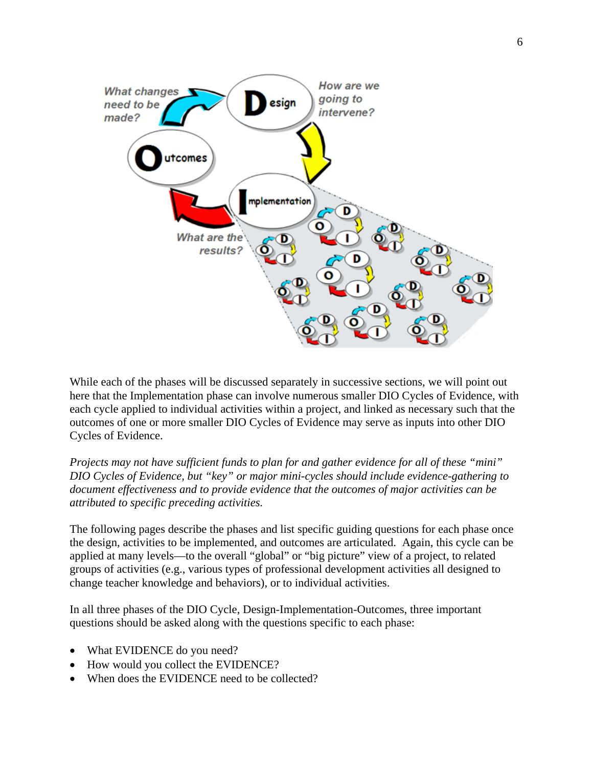While each of the phases will be discussed separately in successive sections, we will point out here that the Implementation phase can involve numerous smaller DIO Cycles of Evidence, with each cycle applied to individual activities within a project, and linked as necessary such that the outcomes of one or more smaller DIO Cycles of Evidence may serve as inputs into other DIO Cycles of Evidence.

*Projects may not have sufficient funds to plan for and gather evidence for all of these "mini" DIO Cycles of Evidence, but "key" or major mini-cycles should include evidence-gathering to document effectiveness and to provide evidence that the outcomes of major activities can be attributed to specific preceding activities.*

The following pages describe the phases and list specific guiding questions for each phase once the design, activities to be implemented, and outcomes are articulated. Again, this cycle can be applied at many levels—to the overall "global" or "big picture" view of a project, to related groups of activities (e.g., various types of professional development activities all designed to change teacher knowledge and behaviors), or to individual activities.

In all three phases of the DIO Cycle, Design-Implementation-Outcomes, three important questions should be asked along with the questions specific to each phase:

- What EVIDENCE do you need?
- How would you collect the EVIDENCE?
- When does the EVIDENCE need to be collected?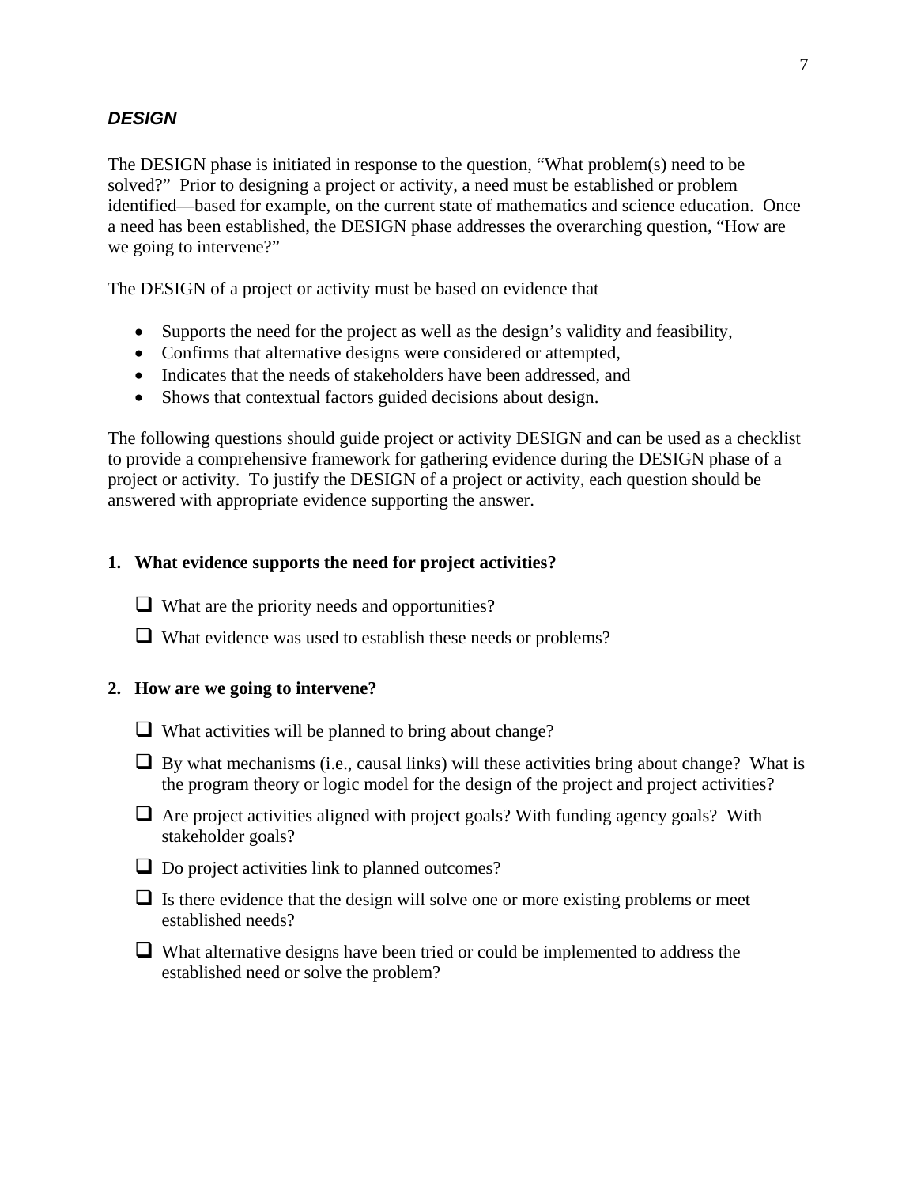## *DESIGN*

The DESIGN phase is initiated in response to the question, "What problem(s) need to be solved?" Prior to designing a project or activity, a need must be established or problem identified—based for example, on the current state of mathematics and science education. Once a need has been established, the DESIGN phase addresses the overarching question, "How are we going to intervene?"

The DESIGN of a project or activity must be based on evidence that

- Supports the need for the project as well as the design's validity and feasibility,
- Confirms that alternative designs were considered or attempted,
- Indicates that the needs of stakeholders have been addressed, and
- Shows that contextual factors guided decisions about design.

The following questions should guide project or activity DESIGN and can be used as a checklist to provide a comprehensive framework for gathering evidence during the DESIGN phase of a project or activity. To justify the DESIGN of a project or activity, each question should be answered with appropriate evidence supporting the answer.

**1. What evidence supports the need for project activities?**

- [ ] What are the priority needs and opportunities?
- [ ] What evidence was used to establish these needs or problems?

**2. How are we going to intervene?**

- [ ] What activities will be planned to bring about change?
- [ ] By what mechanisms (i.e., causal links) will these activities bring about change? What is the program theory or logic model for the design of the project and project activities?
- [ ] Are project activities aligned with project goals? With funding agency goals? With stakeholder goals?
- [ ] Do project activities link to planned outcomes?
- [ ] Is there evidence that the design will solve one or more existing problems or meet established needs?
- [ ] What alternative designs have been tried or could be implemented to address the established need or solve the problem?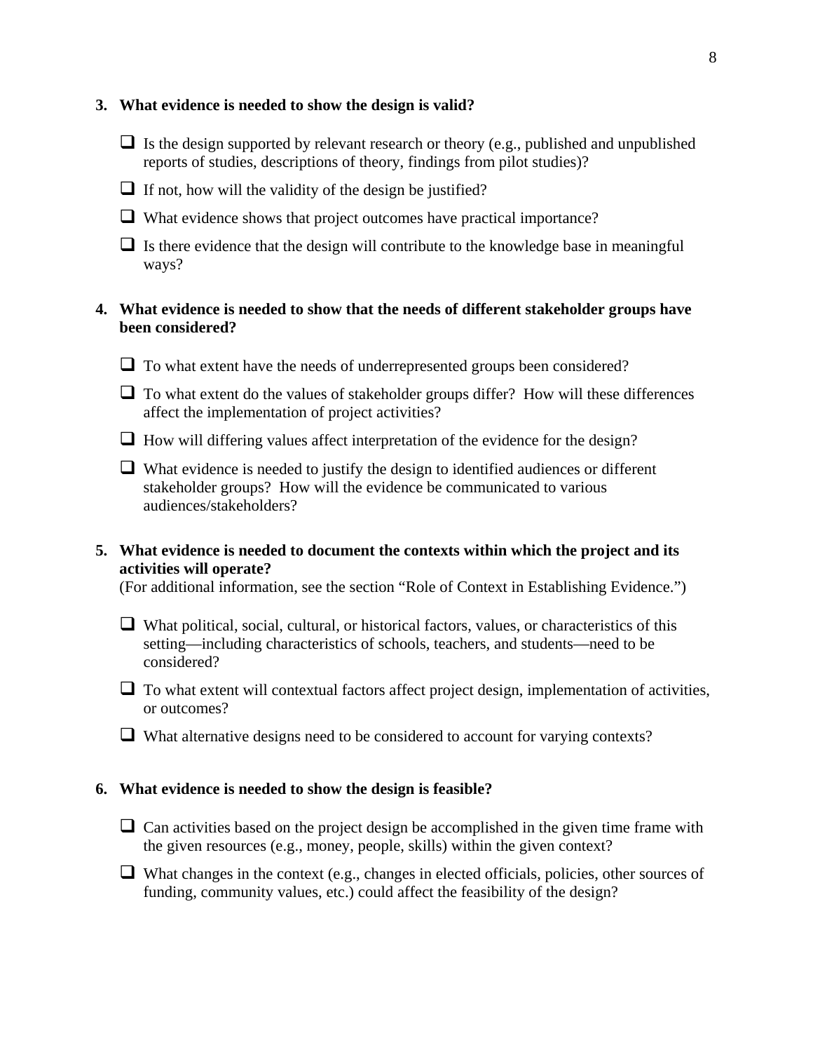**3. What evidence is needed to show the design is valid?**

- ❑ Is the design supported by relevant research or theory (e.g., published and unpublished reports of studies, descriptions of theory, findings from pilot studies)?
- ❑ If not, how will the validity of the design be justified?
- ❑ What evidence shows that project outcomes have practical importance?
- ❑ Is there evidence that the design will contribute to the knowledge base in meaningful ways?

**4. What evidence is needed to show that the needs of different stakeholder groups have been considered?**

- ❑ To what extent have the needs of underrepresented groups been considered?
- ❑ To what extent do the values of stakeholder groups differ? How will these differences affect the implementation of project activities?
- ❑ How will differing values affect interpretation of the evidence for the design?
- ❑ What evidence is needed to justify the design to identified audiences or different stakeholder groups? How will the evidence be communicated to various audiences/stakeholders?

**5. What evidence is needed to document the contexts within which the project and its activities will operate?**
(For additional information, see the section "Role of Context in Establishing Evidence.")

- ❑ What political, social, cultural, or historical factors, values, or characteristics of this setting—including characteristics of schools, teachers, and students—need to be considered?
- ❑ To what extent will contextual factors affect project design, implementation of activities, or outcomes?
- ❑ What alternative designs need to be considered to account for varying contexts?

**6. What evidence is needed to show the design is feasible?**

- ❑ Can activities based on the project design be accomplished in the given time frame with the given resources (e.g., money, people, skills) within the given context?
- ❑ What changes in the context (e.g., changes in elected officials, policies, other sources of funding, community values, etc.) could affect the feasibility of the design?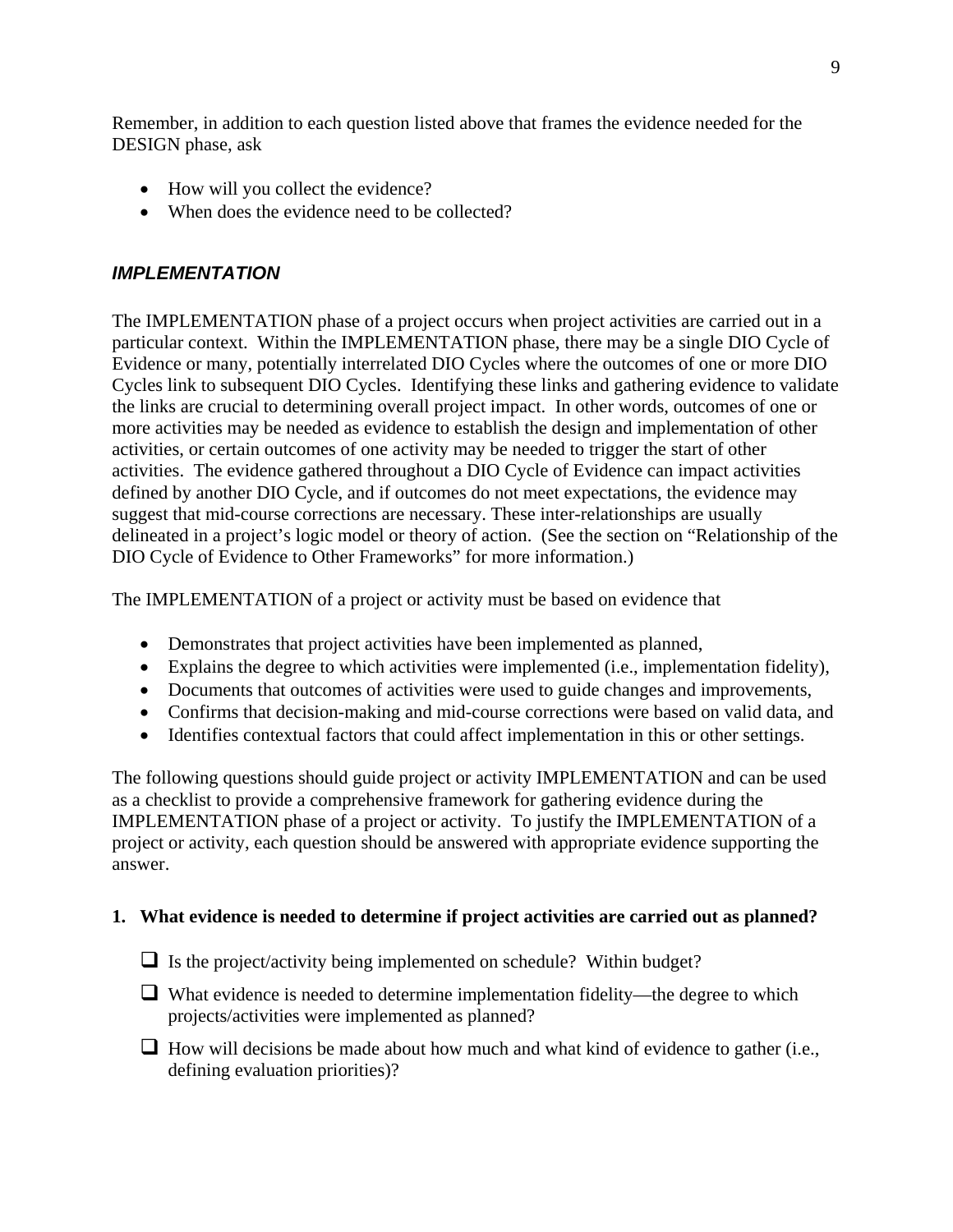Remember, in addition to each question listed above that frames the evidence needed for the DESIGN phase, ask

- How will you collect the evidence?
- When does the evidence need to be collected?

### *IMPLEMENTATION*

The IMPLEMENTATION phase of a project occurs when project activities are carried out in a particular context. Within the IMPLEMENTATION phase, there may be a single DIO Cycle of Evidence or many, potentially interrelated DIO Cycles where the outcomes of one or more DIO Cycles link to subsequent DIO Cycles. Identifying these links and gathering evidence to validate the links are crucial to determining overall project impact. In other words, outcomes of one or more activities may be needed as evidence to establish the design and implementation of other activities, or certain outcomes of one activity may be needed to trigger the start of other activities. The evidence gathered throughout a DIO Cycle of Evidence can impact activities defined by another DIO Cycle, and if outcomes do not meet expectations, the evidence may suggest that mid-course corrections are necessary. These inter-relationships are usually delineated in a project's logic model or theory of action. (See the section on "Relationship of the DIO Cycle of Evidence to Other Frameworks" for more information.)

The IMPLEMENTATION of a project or activity must be based on evidence that

- Demonstrates that project activities have been implemented as planned,
- Explains the degree to which activities were implemented (i.e., implementation fidelity),
- Documents that outcomes of activities were used to guide changes and improvements,
- Confirms that decision-making and mid-course corrections were based on valid data, and
- Identifies contextual factors that could affect implementation in this or other settings.

The following questions should guide project or activity IMPLEMENTATION and can be used as a checklist to provide a comprehensive framework for gathering evidence during the IMPLEMENTATION phase of a project or activity. To justify the IMPLEMENTATION of a project or activity, each question should be answered with appropriate evidence supporting the answer.

**1. What evidence is needed to determine if project activities are carried out as planned?**

- ❑ Is the project/activity being implemented on schedule? Within budget?
- ❑ What evidence is needed to determine implementation fidelity—the degree to which projects/activities were implemented as planned?
- ❑ How will decisions be made about how much and what kind of evidence to gather (i.e., defining evaluation priorities)?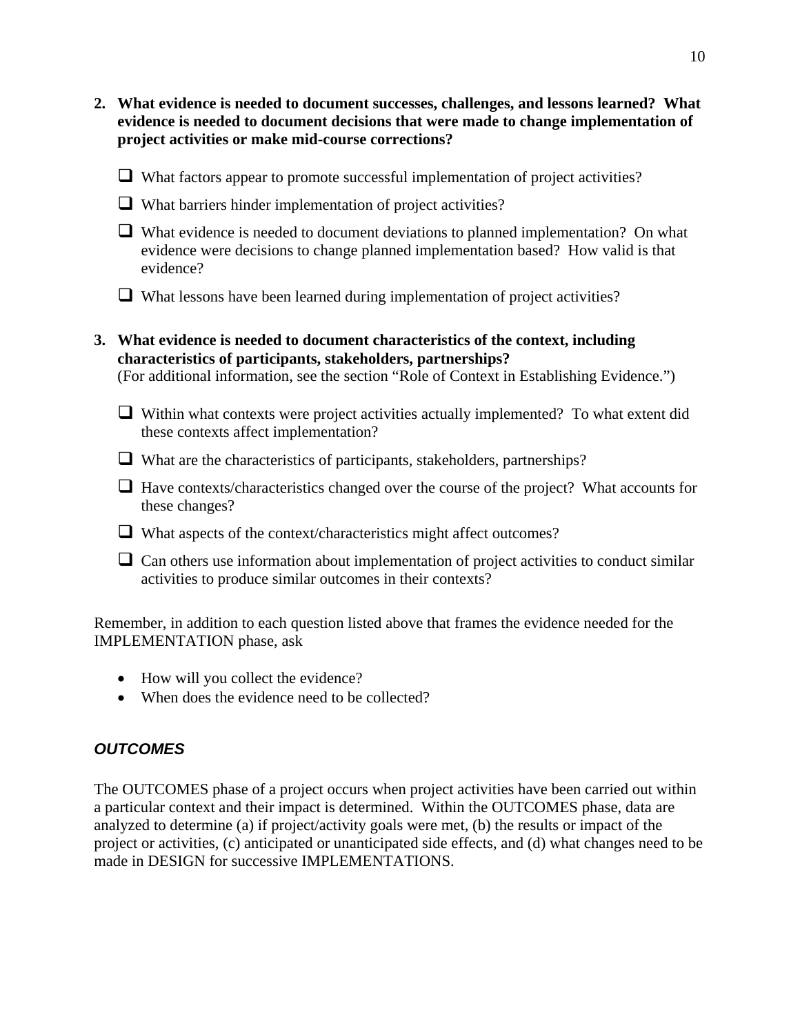**2. What evidence is needed to document successes, challenges, and lessons learned? What evidence is needed to document decisions that were made to change implementation of project activities or make mid-course corrections?**

- ❑ What factors appear to promote successful implementation of project activities?
- ❑ What barriers hinder implementation of project activities?
- ❑ What evidence is needed to document deviations to planned implementation? On what evidence were decisions to change planned implementation based? How valid is that evidence?
- ❑ What lessons have been learned during implementation of project activities?

**3. What evidence is needed to document characteristics of the context, including characteristics of participants, stakeholders, partnerships?**
(For additional information, see the section "Role of Context in Establishing Evidence.")

- ❑ Within what contexts were project activities actually implemented? To what extent did these contexts affect implementation?
- ❑ What are the characteristics of participants, stakeholders, partnerships?
- ❑ Have contexts/characteristics changed over the course of the project? What accounts for these changes?
- ❑ What aspects of the context/characteristics might affect outcomes?
- ❑ Can others use information about implementation of project activities to conduct similar activities to produce similar outcomes in their contexts?

Remember, in addition to each question listed above that frames the evidence needed for the IMPLEMENTATION phase, ask

- How will you collect the evidence?
- When does the evidence need to be collected?

### *OUTCOMES*

The OUTCOMES phase of a project occurs when project activities have been carried out within a particular context and their impact is determined. Within the OUTCOMES phase, data are analyzed to determine (a) if project/activity goals were met, (b) the results or impact of the project or activities, (c) anticipated or unanticipated side effects, and (d) what changes need to be made in DESIGN for successive IMPLEMENTATIONS.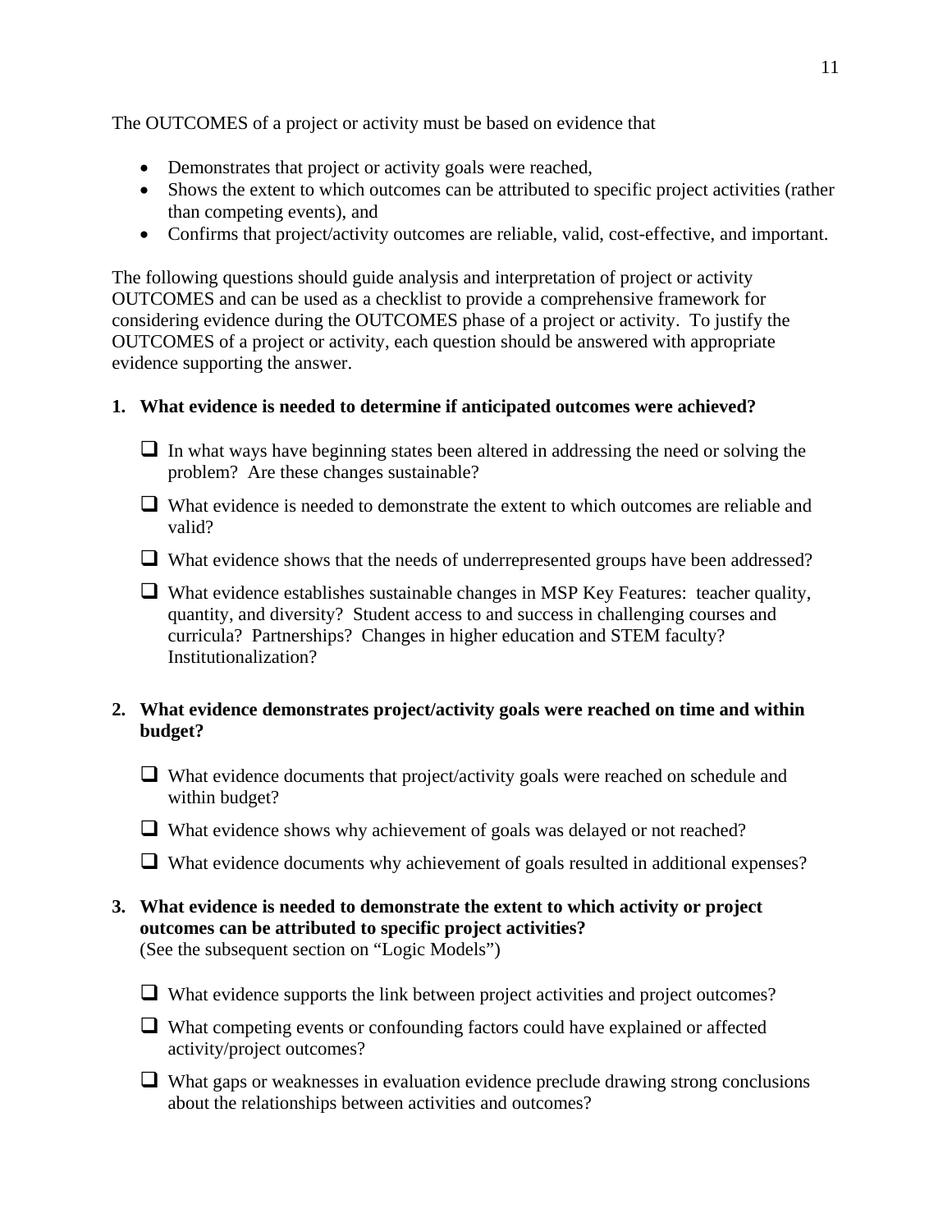The OUTCOMES of a project or activity must be based on evidence that

- Demonstrates that project or activity goals were reached,
- Shows the extent to which outcomes can be attributed to specific project activities (rather than competing events), and
- Confirms that project/activity outcomes are reliable, valid, cost-effective, and important.

The following questions should guide analysis and interpretation of project or activity OUTCOMES and can be used as a checklist to provide a comprehensive framework for considering evidence during the OUTCOMES phase of a project or activity. To justify the OUTCOMES of a project or activity, each question should be answered with appropriate evidence supporting the answer.

**1. What evidence is needed to determine if anticipated outcomes were achieved?**

- ❑ In what ways have beginning states been altered in addressing the need or solving the problem? Are these changes sustainable?
- ❑ What evidence is needed to demonstrate the extent to which outcomes are reliable and valid?
- ❑ What evidence shows that the needs of underrepresented groups have been addressed?
- ❑ What evidence establishes sustainable changes in MSP Key Features: teacher quality, quantity, and diversity? Student access to and success in challenging courses and curricula? Partnerships? Changes in higher education and STEM faculty? Institutionalization?

**2. What evidence demonstrates project/activity goals were reached on time and within budget?**

- ❑ What evidence documents that project/activity goals were reached on schedule and within budget?
- ❑ What evidence shows why achievement of goals was delayed or not reached?
- ❑ What evidence documents why achievement of goals resulted in additional expenses?

**3. What evidence is needed to demonstrate the extent to which activity or project outcomes can be attributed to specific project activities?**
(See the subsequent section on "Logic Models")

- ❑ What evidence supports the link between project activities and project outcomes?
- ❑ What competing events or confounding factors could have explained or affected activity/project outcomes?
- ❑ What gaps or weaknesses in evaluation evidence preclude drawing strong conclusions about the relationships between activities and outcomes?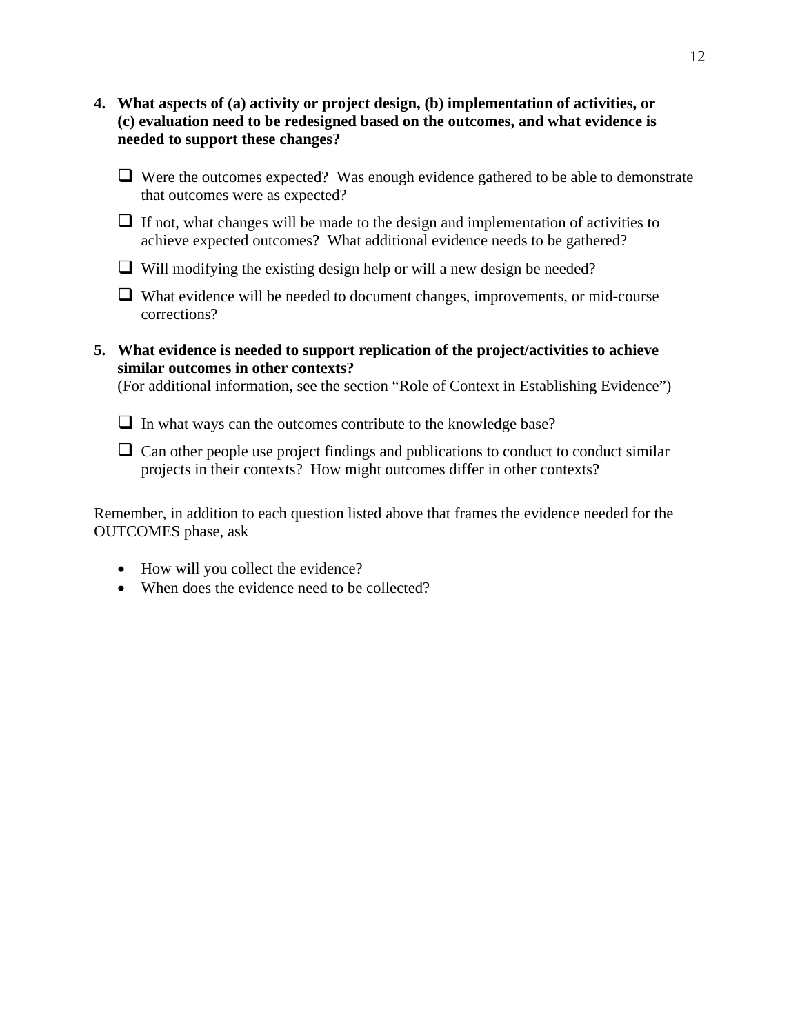4. **What aspects of (a) activity or project design, (b) implementation of activities, or (c) evaluation need to be redesigned based on the outcomes, and what evidence is needed to support these changes?**

   - ❑ Were the outcomes expected? Was enough evidence gathered to be able to demonstrate that outcomes were as expected?
   - ❑ If not, what changes will be made to the design and implementation of activities to achieve expected outcomes? What additional evidence needs to be gathered?
   - ❑ Will modifying the existing design help or will a new design be needed?
   - ❑ What evidence will be needed to document changes, improvements, or mid-course corrections?

5. **What evidence is needed to support replication of the project/activities to achieve similar outcomes in other contexts?**
   (For additional information, see the section "Role of Context in Establishing Evidence")

   - ❑ In what ways can the outcomes contribute to the knowledge base?
   - ❑ Can other people use project findings and publications to conduct to conduct similar projects in their contexts? How might outcomes differ in other contexts?

Remember, in addition to each question listed above that frames the evidence needed for the OUTCOMES phase, ask

- How will you collect the evidence?
- When does the evidence need to be collected?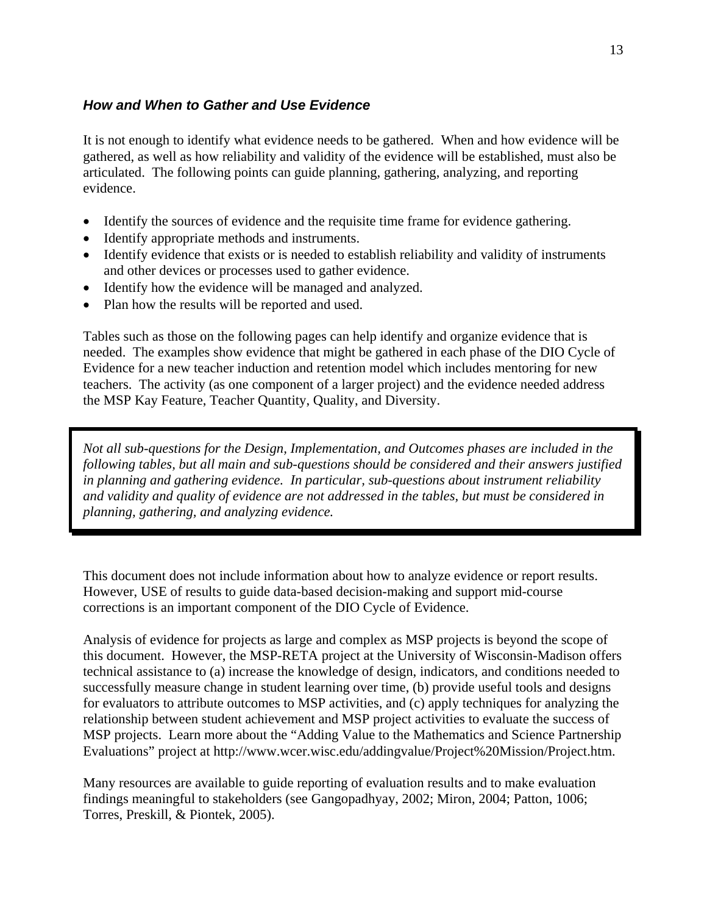### *How and When to Gather and Use Evidence*

It is not enough to identify what evidence needs to be gathered. When and how evidence will be gathered, as well as how reliability and validity of the evidence will be established, must also be articulated. The following points can guide planning, gathering, analyzing, and reporting evidence.

- Identify the sources of evidence and the requisite time frame for evidence gathering.
- Identify appropriate methods and instruments.
- Identify evidence that exists or is needed to establish reliability and validity of instruments and other devices or processes used to gather evidence.
- Identify how the evidence will be managed and analyzed.
- Plan how the results will be reported and used.

Tables such as those on the following pages can help identify and organize evidence that is needed. The examples show evidence that might be gathered in each phase of the DIO Cycle of Evidence for a new teacher induction and retention model which includes mentoring for new teachers. The activity (as one component of a larger project) and the evidence needed address the MSP Kay Feature, Teacher Quantity, Quality, and Diversity.

> *Not all sub-questions for the Design, Implementation, and Outcomes phases are included in the following tables, but all main and sub-questions should be considered and their answers justified in planning and gathering evidence. In particular, sub-questions about instrument reliability and validity and quality of evidence are not addressed in the tables, but must be considered in planning, gathering, and analyzing evidence.*

This document does not include information about how to analyze evidence or report results. However, USE of results to guide data-based decision-making and support mid-course corrections is an important component of the DIO Cycle of Evidence.

Analysis of evidence for projects as large and complex as MSP projects is beyond the scope of this document. However, the MSP-RETA project at the University of Wisconsin-Madison offers technical assistance to (a) increase the knowledge of design, indicators, and conditions needed to successfully measure change in student learning over time, (b) provide useful tools and designs for evaluators to attribute outcomes to MSP activities, and (c) apply techniques for analyzing the relationship between student achievement and MSP project activities to evaluate the success of MSP projects. Learn more about the "Adding Value to the Mathematics and Science Partnership Evaluations" project at http://www.wcer.wisc.edu/addingvalue/Project%20Mission/Project.htm.

Many resources are available to guide reporting of evaluation results and to make evaluation findings meaningful to stakeholders (see Gangopadhyay, 2002; Miron, 2004; Patton, 1006; Torres, Preskill, & Piontek, 2005).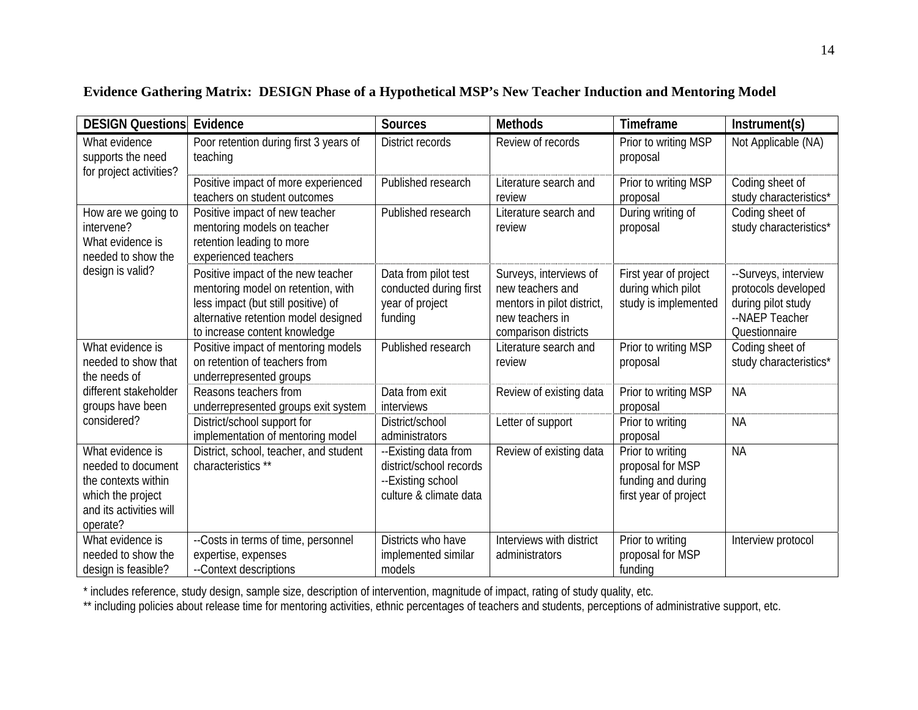**Evidence Gathering Matrix: DESIGN Phase of a Hypothetical MSP's New Teacher Induction and Mentoring Model**

| DESIGN Questions | Evidence | Sources | Methods | Timeframe | Instrument(s) |
|---|---|---|---|---|---|
| What evidence supports the need for project activities? | Poor retention during first 3 years of teaching | District records | Review of records | Prior to writing MSP proposal | Not Applicable (NA) |
| | Positive impact of more experienced teachers on student outcomes | Published research | Literature search and review | Prior to writing MSP proposal | Coding sheet of study characteristics* |
| How are we going to intervene? What evidence is needed to show the design is valid? | Positive impact of new teacher mentoring models on teacher retention leading to more experienced teachers | Published research | Literature search and review | During writing of proposal | Coding sheet of study characteristics* |
| | Positive impact of the new teacher mentoring model on retention, with less impact (but still positive) of alternative retention model designed to increase content knowledge | Data from pilot test conducted during first year of project funding | Surveys, interviews of new teachers and mentors in pilot district, new teachers in comparison districts | First year of project during which pilot study is implemented | --Surveys, interview protocols developed during pilot study --NAEP Teacher Questionnaire |
| What evidence is needed to show that the needs of different stakeholder groups have been considered? | Positive impact of mentoring models on retention of teachers from underrepresented groups | Published research | Literature search and review | Prior to writing MSP proposal | Coding sheet of study characteristics* |
| | Reasons teachers from underrepresented groups exit system | Data from exit interviews | Review of existing data | Prior to writing MSP proposal | NA |
| | District/school support for implementation of mentoring model | District/school administrators | Letter of support | Prior to writing proposal | NA |
| What evidence is needed to document the contexts within which the project and its activities will operate? | District, school, teacher, and student characteristics ** | --Existing data from district/school records --Existing school culture & climate data | Review of existing data | Prior to writing proposal for MSP funding and during first year of project | NA |
| What evidence is needed to show the design is feasible? | --Costs in terms of time, personnel expertise, expenses --Context descriptions | Districts who have implemented similar models | Interviews with district administrators | Prior to writing proposal for MSP funding | Interview protocol |

\* includes reference, study design, sample size, description of intervention, magnitude of impact, rating of study quality, etc.

\** including policies about release time for mentoring activities, ethnic percentages of teachers and students, perceptions of administrative support, etc.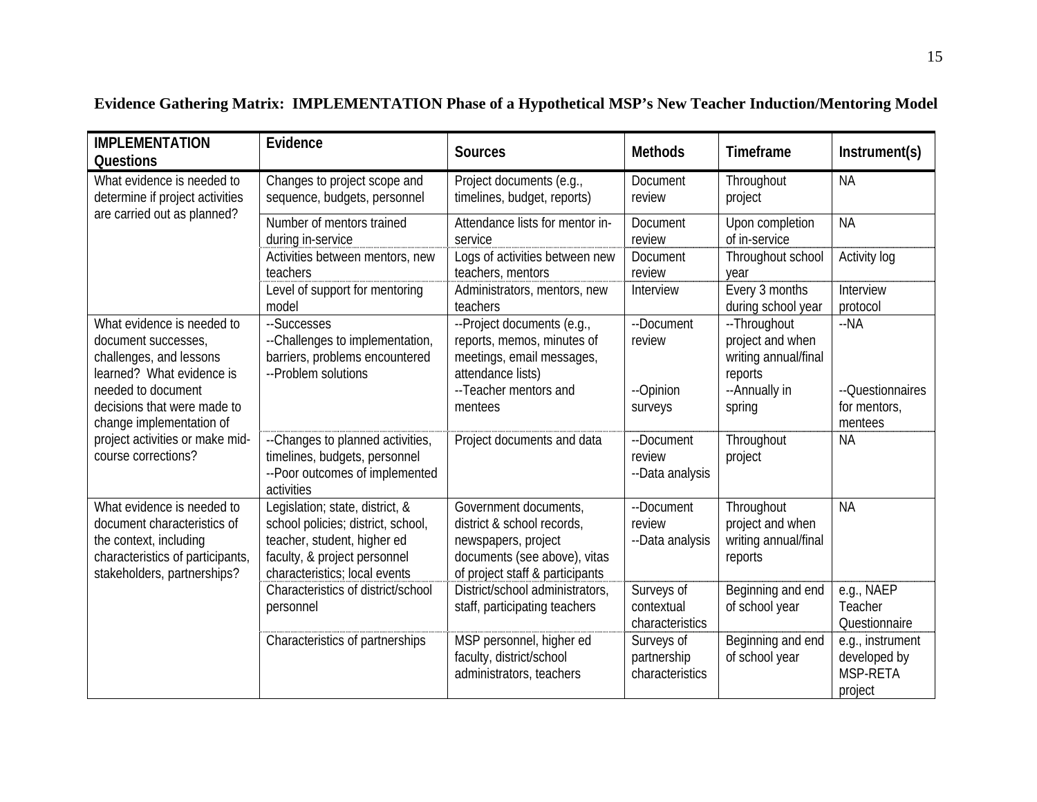**Evidence Gathering Matrix: IMPLEMENTATION Phase of a Hypothetical MSP's New Teacher Induction/Mentoring Model**

| IMPLEMENTATION Questions | Evidence | Sources | Methods | Timeframe | Instrument(s) |
|---|---|---|---|---|---|
| What evidence is needed to determine if project activities are carried out as planned? | Changes to project scope and sequence, budgets, personnel | Project documents (e.g., timelines, budget, reports) | Document review | Throughout project | NA |
| | Number of mentors trained during in-service | Attendance lists for mentor in-service | Document review | Upon completion of in-service | NA |
| | Activities between mentors, new teachers | Logs of activities between new teachers, mentors | Document review | Throughout school year | Activity log |
| | Level of support for mentoring model | Administrators, mentors, new teachers | Interview | Every 3 months during school year | Interview protocol |
| What evidence is needed to document successes, challenges, and lessons learned? What evidence is needed to document decisions that were made to change implementation of project activities or make mid-course corrections? | --Successes<br>--Challenges to implementation, barriers, problems encountered<br>--Problem solutions | --Project documents (e.g., reports, memos, minutes of meetings, email messages, attendance lists)<br>--Teacher mentors and mentees | --Document review<br>--Opinion surveys | --Throughout project and when writing annual/final reports<br>--Annually in spring | --NA<br>--Questionnaires for mentors, mentees |
| | --Changes to planned activities, timelines, budgets, personnel<br>--Poor outcomes of implemented activities | Project documents and data | --Document review<br>--Data analysis | Throughout project | NA |
| What evidence is needed to document characteristics of the context, including characteristics of participants, stakeholders, partnerships? | Legislation; state, district, & school policies; district, school, teacher, student, higher ed faculty, & project personnel characteristics; local events | Government documents, district & school records, newspapers, project documents (see above), vitas of project staff & participants | --Document review<br>--Data analysis | Throughout project and when writing annual/final reports | NA |
| | Characteristics of district/school personnel | District/school administrators, staff, participating teachers | Surveys of contextual characteristics | Beginning and end of school year | e.g., NAEP Teacher Questionnaire |
| | Characteristics of partnerships | MSP personnel, higher ed faculty, district/school administrators, teachers | Surveys of partnership characteristics | Beginning and end of school year | e.g., instrument developed by MSP-RETA project |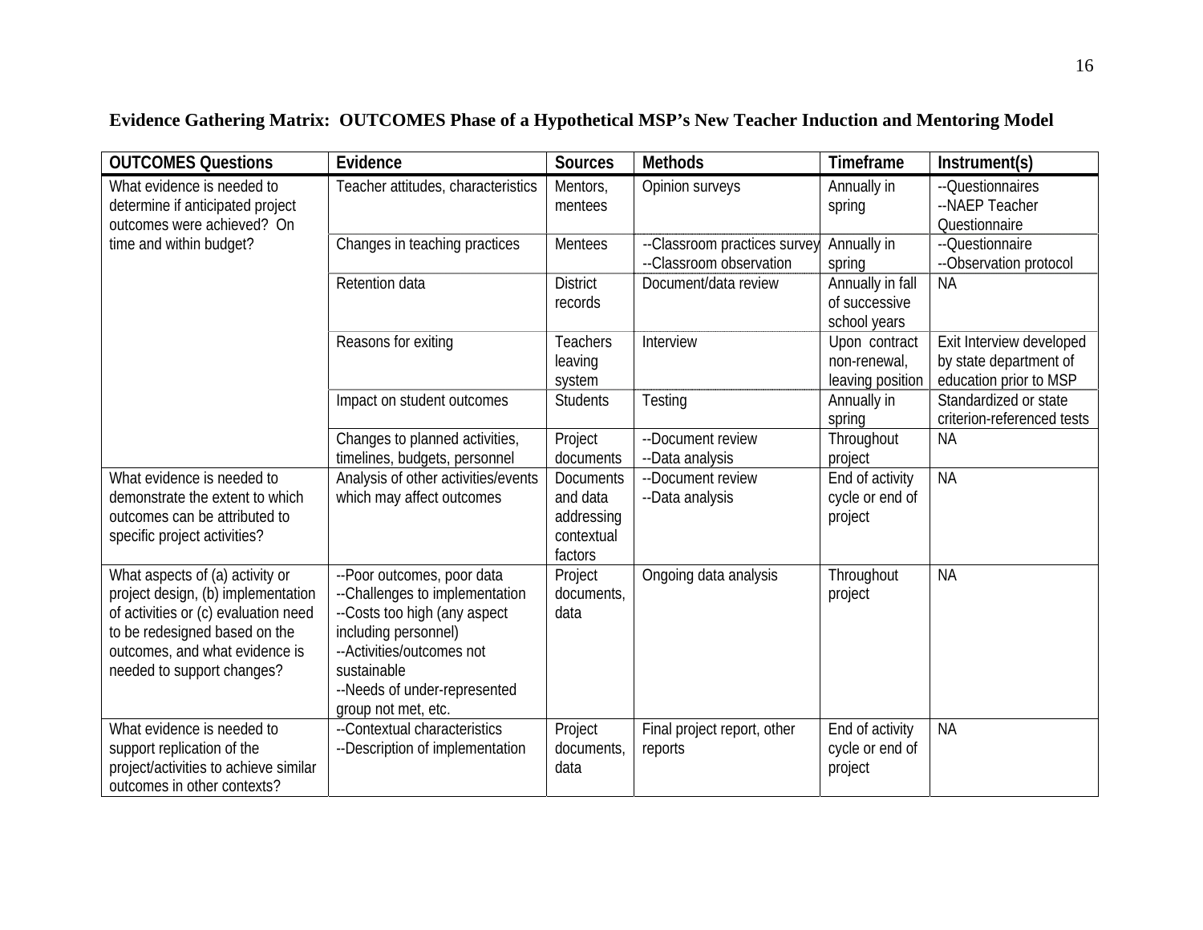**Evidence Gathering Matrix: OUTCOMES Phase of a Hypothetical MSP's New Teacher Induction and Mentoring Model**

| OUTCOMES Questions | Evidence | Sources | Methods | Timeframe | Instrument(s) |
|---|---|---|---|---|---|
| What evidence is needed to determine if anticipated project outcomes were achieved? On time and within budget? | Teacher attitudes, characteristics | Mentors, mentees | Opinion surveys | Annually in spring | --Questionnaires<br>--NAEP Teacher Questionnaire |
| | Changes in teaching practices | Mentees | --Classroom practices survey<br>--Classroom observation | Annually in spring | --Questionnaire<br>--Observation protocol |
| | Retention data | District records | Document/data review | Annually in fall of successive school years | NA |
| | Reasons for exiting | Teachers leaving system | Interview | Upon contract non-renewal, leaving position | Exit Interview developed by state department of education prior to MSP |
| | Impact on student outcomes | Students | Testing | Annually in spring | Standardized or state criterion-referenced tests |
| | Changes to planned activities, timelines, budgets, personnel | Project documents | --Document review<br>--Data analysis | Throughout project | NA |
| What evidence is needed to demonstrate the extent to which outcomes can be attributed to specific project activities? | Analysis of other activities/events which may affect outcomes | Documents and data addressing contextual factors | --Document review<br>--Data analysis | End of activity cycle or end of project | NA |
| What aspects of (a) activity or project design, (b) implementation of activities or (c) evaluation need to be redesigned based on the outcomes, and what evidence is needed to support changes? | --Poor outcomes, poor data<br>--Challenges to implementation<br>--Costs too high (any aspect including personnel)<br>--Activities/outcomes not sustainable<br>--Needs of under-represented group not met, etc. | Project documents, data | Ongoing data analysis | Throughout project | NA |
| What evidence is needed to support replication of the project/activities to achieve similar outcomes in other contexts? | --Contextual characteristics<br>--Description of implementation | Project documents, data | Final project report, other reports | End of activity cycle or end of project | NA |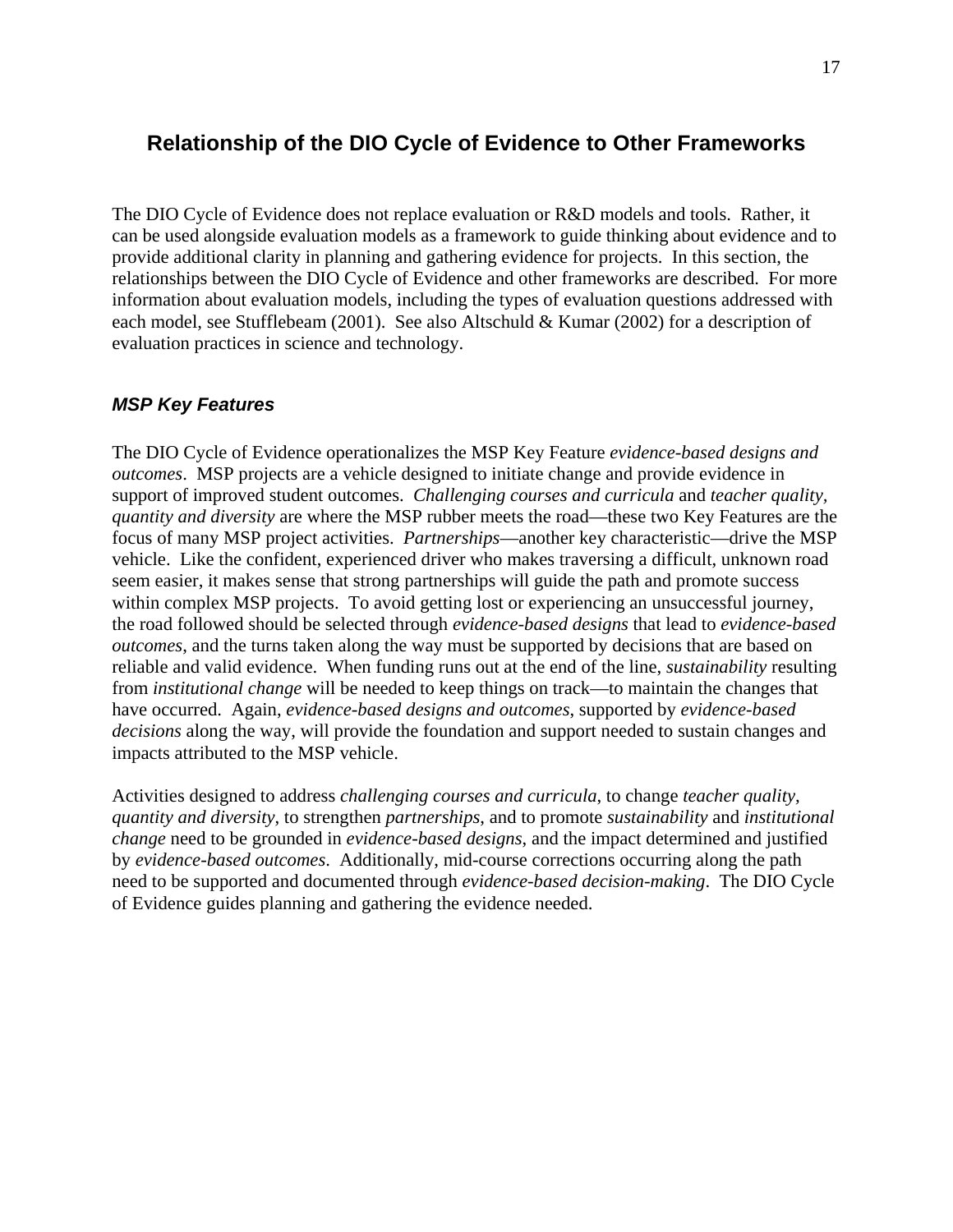## Relationship of the DIO Cycle of Evidence to Other Frameworks

The DIO Cycle of Evidence does not replace evaluation or R&D models and tools. Rather, it can be used alongside evaluation models as a framework to guide thinking about evidence and to provide additional clarity in planning and gathering evidence for projects. In this section, the relationships between the DIO Cycle of Evidence and other frameworks are described. For more information about evaluation models, including the types of evaluation questions addressed with each model, see Stufflebeam (2001). See also Altschuld & Kumar (2002) for a description of evaluation practices in science and technology.

### *MSP Key Features*

The DIO Cycle of Evidence operationalizes the MSP Key Feature *evidence-based designs and outcomes*. MSP projects are a vehicle designed to initiate change and provide evidence in support of improved student outcomes. *Challenging courses and curricula* and *teacher quality, quantity and diversity* are where the MSP rubber meets the road—these two Key Features are the focus of many MSP project activities. *Partnerships*—another key characteristic—drive the MSP vehicle. Like the confident, experienced driver who makes traversing a difficult, unknown road seem easier, it makes sense that strong partnerships will guide the path and promote success within complex MSP projects. To avoid getting lost or experiencing an unsuccessful journey, the road followed should be selected through *evidence-based designs* that lead to *evidence-based outcomes*, and the turns taken along the way must be supported by decisions that are based on reliable and valid evidence. When funding runs out at the end of the line, *sustainability* resulting from *institutional change* will be needed to keep things on track—to maintain the changes that have occurred. Again, *evidence-based designs and outcomes*, supported by *evidence-based decisions* along the way, will provide the foundation and support needed to sustain changes and impacts attributed to the MSP vehicle.

Activities designed to address *challenging courses and curricula*, to change *teacher quality, quantity and diversity*, to strengthen *partnerships*, and to promote *sustainability* and *institutional change* need to be grounded in *evidence-based designs*, and the impact determined and justified by *evidence-based outcomes*. Additionally, mid-course corrections occurring along the path need to be supported and documented through *evidence-based decision-making*. The DIO Cycle of Evidence guides planning and gathering the evidence needed.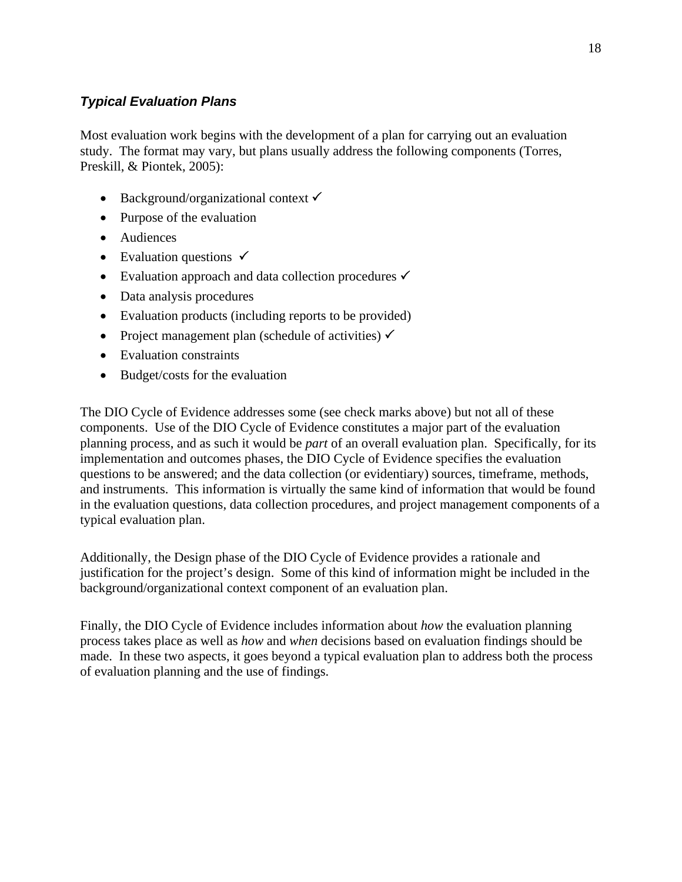### ***Typical Evaluation Plans***

Most evaluation work begins with the development of a plan for carrying out an evaluation study. The format may vary, but plans usually address the following components (Torres, Preskill, & Piontek, 2005):

- Background/organizational context ✓
- Purpose of the evaluation
- Audiences
- Evaluation questions ✓
- Evaluation approach and data collection procedures ✓
- Data analysis procedures
- Evaluation products (including reports to be provided)
- Project management plan (schedule of activities) ✓
- Evaluation constraints
- Budget/costs for the evaluation

The DIO Cycle of Evidence addresses some (see check marks above) but not all of these components. Use of the DIO Cycle of Evidence constitutes a major part of the evaluation planning process, and as such it would be *part* of an overall evaluation plan. Specifically, for its implementation and outcomes phases, the DIO Cycle of Evidence specifies the evaluation questions to be answered; and the data collection (or evidentiary) sources, timeframe, methods, and instruments. This information is virtually the same kind of information that would be found in the evaluation questions, data collection procedures, and project management components of a typical evaluation plan.

Additionally, the Design phase of the DIO Cycle of Evidence provides a rationale and justification for the project's design. Some of this kind of information might be included in the background/organizational context component of an evaluation plan.

Finally, the DIO Cycle of Evidence includes information about *how* the evaluation planning process takes place as well as *how* and *when* decisions based on evaluation findings should be made. In these two aspects, it goes beyond a typical evaluation plan to address both the process of evaluation planning and the use of findings.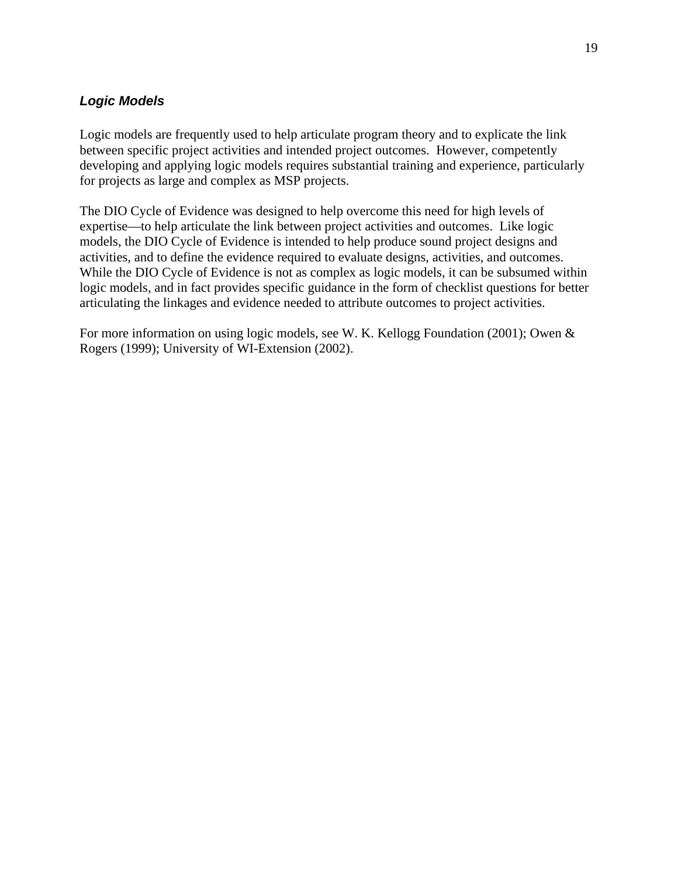### *Logic Models*

Logic models are frequently used to help articulate program theory and to explicate the link between specific project activities and intended project outcomes. However, competently developing and applying logic models requires substantial training and experience, particularly for projects as large and complex as MSP projects.

The DIO Cycle of Evidence was designed to help overcome this need for high levels of expertise—to help articulate the link between project activities and outcomes. Like logic models, the DIO Cycle of Evidence is intended to help produce sound project designs and activities, and to define the evidence required to evaluate designs, activities, and outcomes. While the DIO Cycle of Evidence is not as complex as logic models, it can be subsumed within logic models, and in fact provides specific guidance in the form of checklist questions for better articulating the linkages and evidence needed to attribute outcomes to project activities.

For more information on using logic models, see W. K. Kellogg Foundation (2001); Owen & Rogers (1999); University of WI-Extension (2002).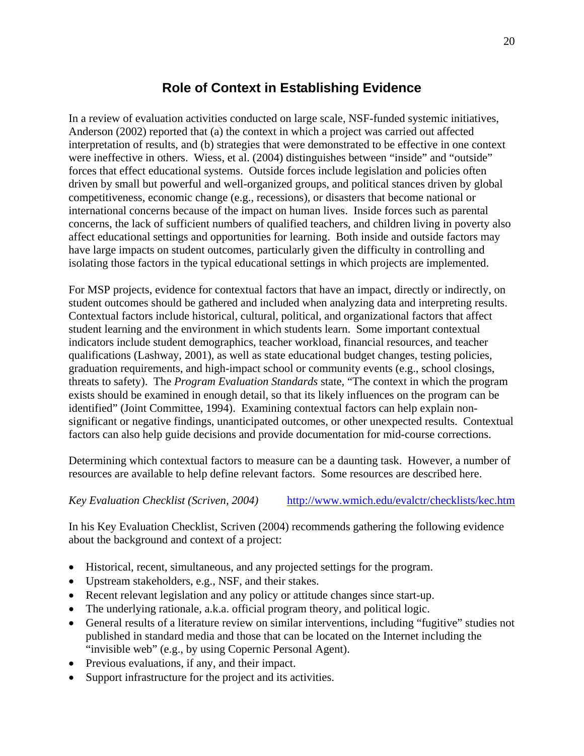## Role of Context in Establishing Evidence

In a review of evaluation activities conducted on large scale, NSF-funded systemic initiatives, Anderson (2002) reported that (a) the context in which a project was carried out affected interpretation of results, and (b) strategies that were demonstrated to be effective in one context were ineffective in others. Wiess, et al. (2004) distinguishes between "inside" and "outside" forces that effect educational systems. Outside forces include legislation and policies often driven by small but powerful and well-organized groups, and political stances driven by global competitiveness, economic change (e.g., recessions), or disasters that become national or international concerns because of the impact on human lives. Inside forces such as parental concerns, the lack of sufficient numbers of qualified teachers, and children living in poverty also affect educational settings and opportunities for learning. Both inside and outside factors may have large impacts on student outcomes, particularly given the difficulty in controlling and isolating those factors in the typical educational settings in which projects are implemented.

For MSP projects, evidence for contextual factors that have an impact, directly or indirectly, on student outcomes should be gathered and included when analyzing data and interpreting results. Contextual factors include historical, cultural, political, and organizational factors that affect student learning and the environment in which students learn. Some important contextual indicators include student demographics, teacher workload, financial resources, and teacher qualifications (Lashway, 2001), as well as state educational budget changes, testing policies, graduation requirements, and high-impact school or community events (e.g., school closings, threats to safety). The *Program Evaluation Standards* state, "The context in which the program exists should be examined in enough detail, so that its likely influences on the program can be identified" (Joint Committee, 1994). Examining contextual factors can help explain non-significant or negative findings, unanticipated outcomes, or other unexpected results. Contextual factors can also help guide decisions and provide documentation for mid-course corrections.

Determining which contextual factors to measure can be a daunting task. However, a number of resources are available to help define relevant factors. Some resources are described here.

*Key Evaluation Checklist (Scriven, 2004)* http://www.wmich.edu/evalctr/checklists/kec.htm

In his Key Evaluation Checklist, Scriven (2004) recommends gathering the following evidence about the background and context of a project:

- Historical, recent, simultaneous, and any projected settings for the program.
- Upstream stakeholders, e.g., NSF, and their stakes.
- Recent relevant legislation and any policy or attitude changes since start-up.
- The underlying rationale, a.k.a. official program theory, and political logic.
- General results of a literature review on similar interventions, including "fugitive" studies not published in standard media and those that can be located on the Internet including the "invisible web" (e.g., by using Copernic Personal Agent).
- Previous evaluations, if any, and their impact.
- Support infrastructure for the project and its activities.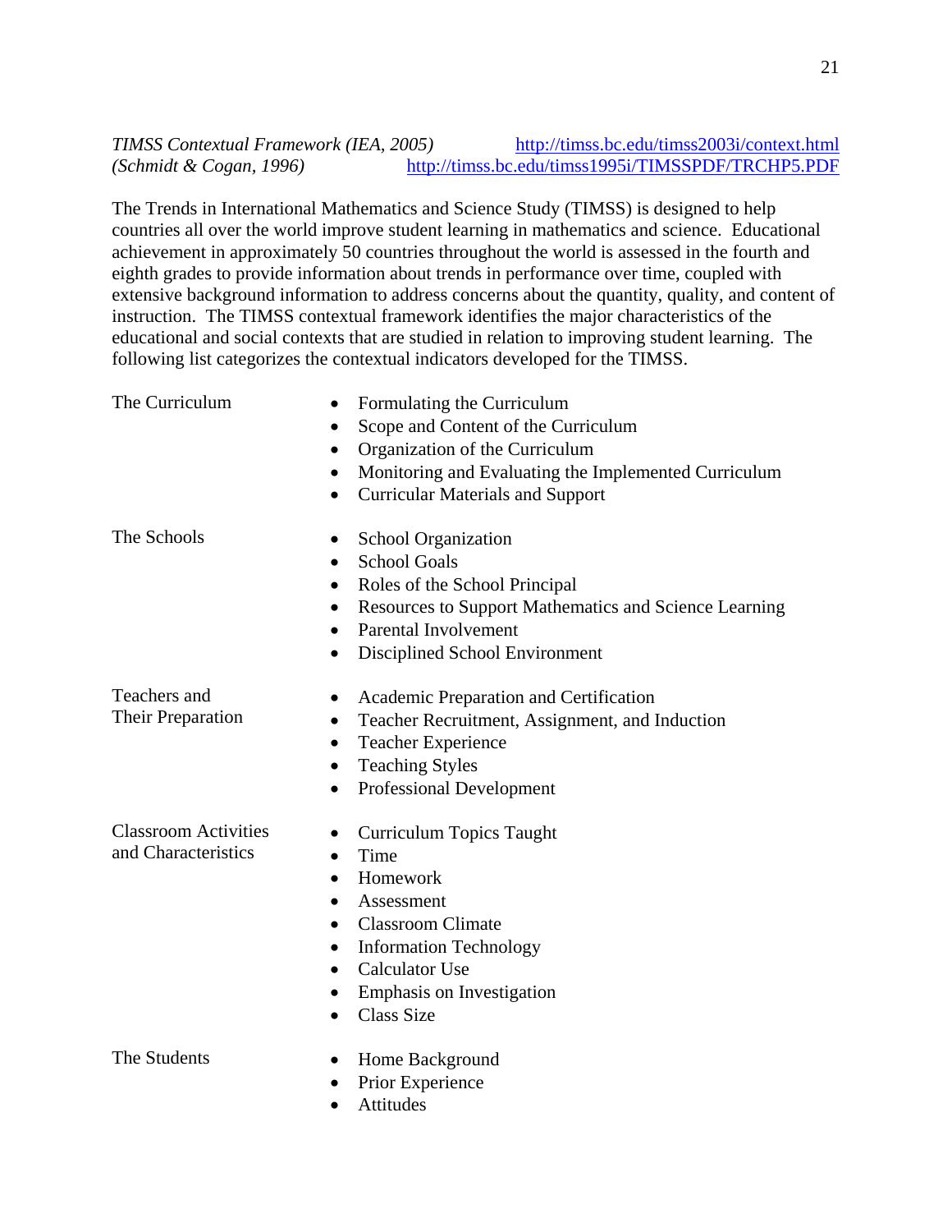*TIMSS Contextual Framework (IEA, 2005)* http://timss.bc.edu/timss2003i/context.html
*(Schmidt & Cogan, 1996)* http://timss.bc.edu/timss1995i/TIMSSPDF/TRCHP5.PDF

The Trends in International Mathematics and Science Study (TIMSS) is designed to help countries all over the world improve student learning in mathematics and science. Educational achievement in approximately 50 countries throughout the world is assessed in the fourth and eighth grades to provide information about trends in performance over time, coupled with extensive background information to address concerns about the quantity, quality, and content of instruction. The TIMSS contextual framework identifies the major characteristics of the educational and social contexts that are studied in relation to improving student learning. The following list categorizes the contextual indicators developed for the TIMSS.

The Curriculum

- Formulating the Curriculum
- Scope and Content of the Curriculum
- Organization of the Curriculum
- Monitoring and Evaluating the Implemented Curriculum
- Curricular Materials and Support

The Schools

- School Organization
- School Goals
- Roles of the School Principal
- Resources to Support Mathematics and Science Learning
- Parental Involvement
- Disciplined School Environment

Teachers and Their Preparation

- Academic Preparation and Certification
- Teacher Recruitment, Assignment, and Induction
- Teacher Experience
- Teaching Styles
- Professional Development

Classroom Activities and Characteristics

- Curriculum Topics Taught
- Time
- Homework
- Assessment
- Classroom Climate
- Information Technology
- Calculator Use
- Emphasis on Investigation
- Class Size

The Students

- Home Background
- Prior Experience
- Attitudes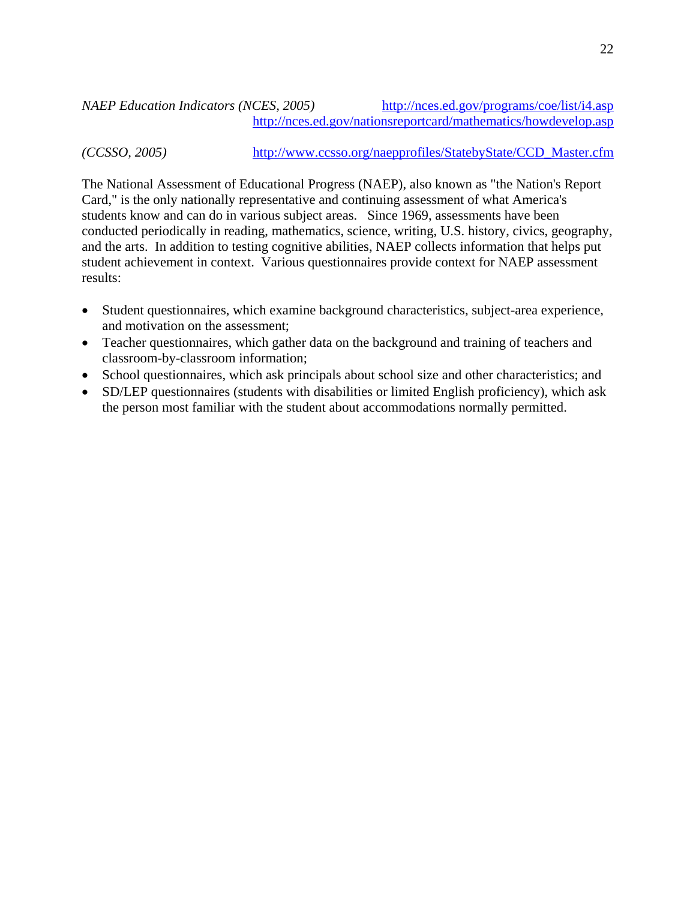*NAEP Education Indicators (NCES, 2005)* http://nces.ed.gov/programs/coe/list/i4.asp
http://nces.ed.gov/nationsreportcard/mathematics/howdevelop.asp

*(CCSSO, 2005)* http://www.ccsso.org/naepprofiles/StatebyState/CCD_Master.cfm

The National Assessment of Educational Progress (NAEP), also known as "the Nation's Report Card," is the only nationally representative and continuing assessment of what America's students know and can do in various subject areas. Since 1969, assessments have been conducted periodically in reading, mathematics, science, writing, U.S. history, civics, geography, and the arts. In addition to testing cognitive abilities, NAEP collects information that helps put student achievement in context. Various questionnaires provide context for NAEP assessment results:

- Student questionnaires, which examine background characteristics, subject-area experience, and motivation on the assessment;
- Teacher questionnaires, which gather data on the background and training of teachers and classroom-by-classroom information;
- School questionnaires, which ask principals about school size and other characteristics; and
- SD/LEP questionnaires (students with disabilities or limited English proficiency), which ask the person most familiar with the student about accommodations normally permitted.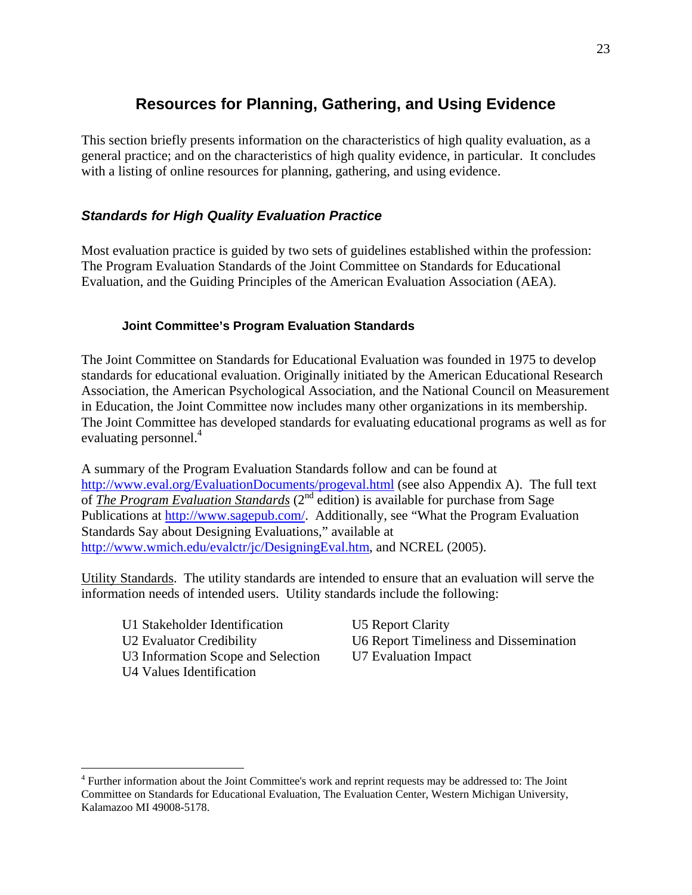# Resources for Planning, Gathering, and Using Evidence

This section briefly presents information on the characteristics of high quality evaluation, as a general practice; and on the characteristics of high quality evidence, in particular. It concludes with a listing of online resources for planning, gathering, and using evidence.

## *Standards for High Quality Evaluation Practice*

Most evaluation practice is guided by two sets of guidelines established within the profession: The Program Evaluation Standards of the Joint Committee on Standards for Educational Evaluation, and the Guiding Principles of the American Evaluation Association (AEA).

### Joint Committee's Program Evaluation Standards

The Joint Committee on Standards for Educational Evaluation was founded in 1975 to develop standards for educational evaluation. Originally initiated by the American Educational Research Association, the American Psychological Association, and the National Council on Measurement in Education, the Joint Committee now includes many other organizations in its membership. The Joint Committee has developed standards for evaluating educational programs as well as for evaluating personnel.[4]

A summary of the Program Evaluation Standards follow and can be found at http://www.eval.org/EvaluationDocuments/progeval.html (see also Appendix A). The full text of ***The Program Evaluation Standards*** (2nd edition) is available for purchase from Sage Publications at http://www.sagepub.com/. Additionally, see "What the Program Evaluation Standards Say about Designing Evaluations," available at http://www.wmich.edu/evalctr/jc/DesigningEval.htm, and NCREL (2005).

Utility Standards. The utility standards are intended to ensure that an evaluation will serve the information needs of intended users. Utility standards include the following:

- U1 Stakeholder Identification
- U2 Evaluator Credibility
- U3 Information Scope and Selection
- U4 Values Identification
- U5 Report Clarity
- U6 Report Timeliness and Dissemination
- U7 Evaluation Impact

[4] Further information about the Joint Committee's work and reprint requests may be addressed to: The Joint Committee on Standards for Educational Evaluation, The Evaluation Center, Western Michigan University, Kalamazoo MI 49008-5178.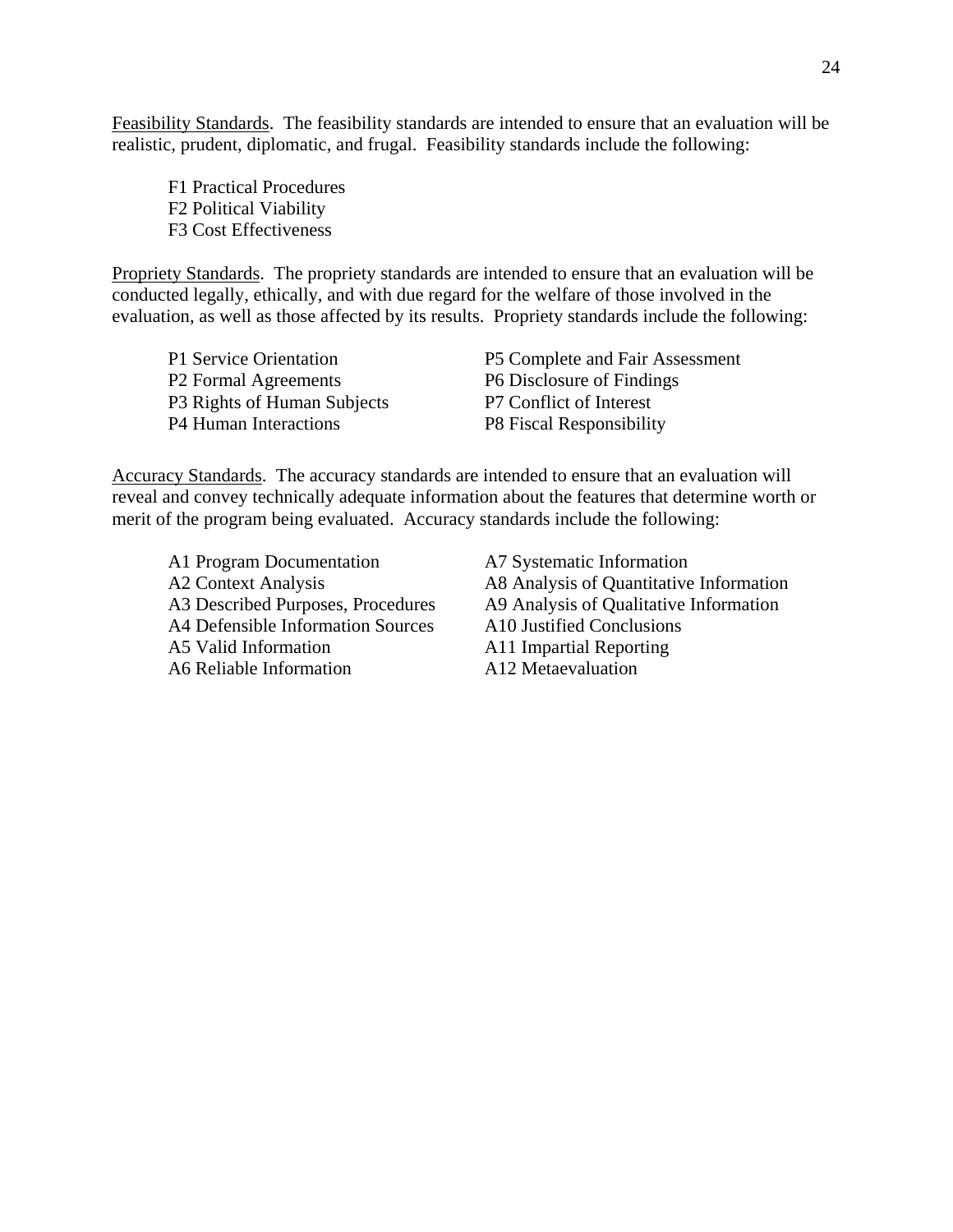<u>Feasibility Standards</u>. The feasibility standards are intended to ensure that an evaluation will be realistic, prudent, diplomatic, and frugal. Feasibility standards include the following:

F1 Practical Procedures  
F2 Political Viability  
F3 Cost Effectiveness

<u>Propriety Standards</u>. The propriety standards are intended to ensure that an evaluation will be conducted legally, ethically, and with due regard for the welfare of those involved in the evaluation, as well as those affected by its results. Propriety standards include the following:

P1 Service Orientation  
P2 Formal Agreements  
P3 Rights of Human Subjects  
P4 Human Interactions  
P5 Complete and Fair Assessment  
P6 Disclosure of Findings  
P7 Conflict of Interest  
P8 Fiscal Responsibility

<u>Accuracy Standards</u>. The accuracy standards are intended to ensure that an evaluation will reveal and convey technically adequate information about the features that determine worth or merit of the program being evaluated. Accuracy standards include the following:

A1 Program Documentation  
A2 Context Analysis  
A3 Described Purposes, Procedures  
A4 Defensible Information Sources  
A5 Valid Information  
A6 Reliable Information  
A7 Systematic Information  
A8 Analysis of Quantitative Information  
A9 Analysis of Qualitative Information  
A10 Justified Conclusions  
A11 Impartial Reporting  
A12 Metaevaluation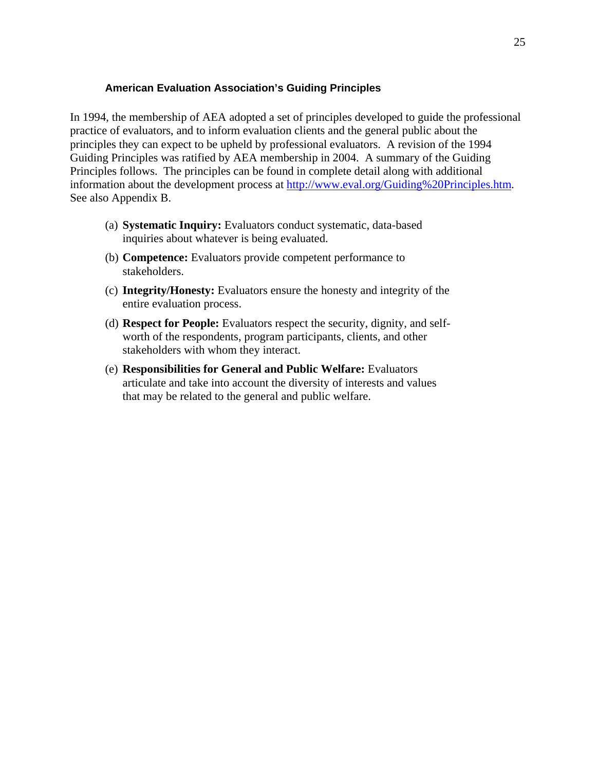### American Evaluation Association's Guiding Principles

In 1994, the membership of AEA adopted a set of principles developed to guide the professional practice of evaluators, and to inform evaluation clients and the general public about the principles they can expect to be upheld by professional evaluators. A revision of the 1994 Guiding Principles was ratified by AEA membership in 2004. A summary of the Guiding Principles follows. The principles can be found in complete detail along with additional information about the development process at http://www.eval.org/Guiding%20Principles.htm. See also Appendix B.

(a) **Systematic Inquiry:** Evaluators conduct systematic, data-based inquiries about whatever is being evaluated.

(b) **Competence:** Evaluators provide competent performance to stakeholders.

(c) **Integrity/Honesty:** Evaluators ensure the honesty and integrity of the entire evaluation process.

(d) **Respect for People:** Evaluators respect the security, dignity, and self-worth of the respondents, program participants, clients, and other stakeholders with whom they interact.

(e) **Responsibilities for General and Public Welfare:** Evaluators articulate and take into account the diversity of interests and values that may be related to the general and public welfare.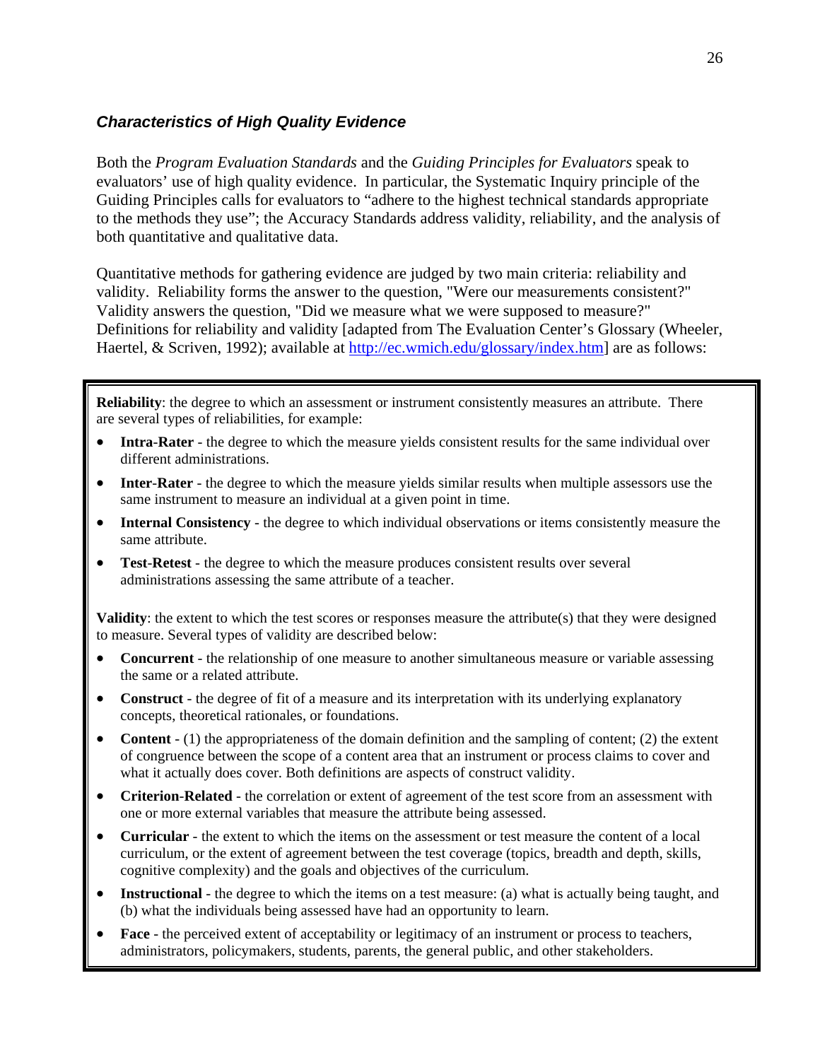### *Characteristics of High Quality Evidence*

Both the *Program Evaluation Standards* and the *Guiding Principles for Evaluators* speak to evaluators' use of high quality evidence. In particular, the Systematic Inquiry principle of the Guiding Principles calls for evaluators to "adhere to the highest technical standards appropriate to the methods they use"; the Accuracy Standards address validity, reliability, and the analysis of both quantitative and qualitative data.

Quantitative methods for gathering evidence are judged by two main criteria: reliability and validity. Reliability forms the answer to the question, "Were our measurements consistent?" Validity answers the question, "Did we measure what we were supposed to measure?" Definitions for reliability and validity [adapted from The Evaluation Center's Glossary (Wheeler, Haertel, & Scriven, 1992); available at http://ec.wmich.edu/glossary/index.htm] are as follows:

**Reliability**: the degree to which an assessment or instrument consistently measures an attribute. There are several types of reliabilities, for example:

- **Intra-Rater** - the degree to which the measure yields consistent results for the same individual over different administrations.
- **Inter-Rater** - the degree to which the measure yields similar results when multiple assessors use the same instrument to measure an individual at a given point in time.
- **Internal Consistency** - the degree to which individual observations or items consistently measure the same attribute.
- **Test-Retest** - the degree to which the measure produces consistent results over several administrations assessing the same attribute of a teacher.

**Validity**: the extent to which the test scores or responses measure the attribute(s) that they were designed to measure. Several types of validity are described below:

- **Concurrent** - the relationship of one measure to another simultaneous measure or variable assessing the same or a related attribute.
- **Construct** - the degree of fit of a measure and its interpretation with its underlying explanatory concepts, theoretical rationales, or foundations.
- **Content** - (1) the appropriateness of the domain definition and the sampling of content; (2) the extent of congruence between the scope of a content area that an instrument or process claims to cover and what it actually does cover. Both definitions are aspects of construct validity.
- **Criterion-Related** - the correlation or extent of agreement of the test score from an assessment with one or more external variables that measure the attribute being assessed.
- **Curricular** - the extent to which the items on the assessment or test measure the content of a local curriculum, or the extent of agreement between the test coverage (topics, breadth and depth, skills, cognitive complexity) and the goals and objectives of the curriculum.
- **Instructional** - the degree to which the items on a test measure: (a) what is actually being taught, and (b) what the individuals being assessed have had an opportunity to learn.
- **Face** - the perceived extent of acceptability or legitimacy of an instrument or process to teachers, administrators, policymakers, students, parents, the general public, and other stakeholders.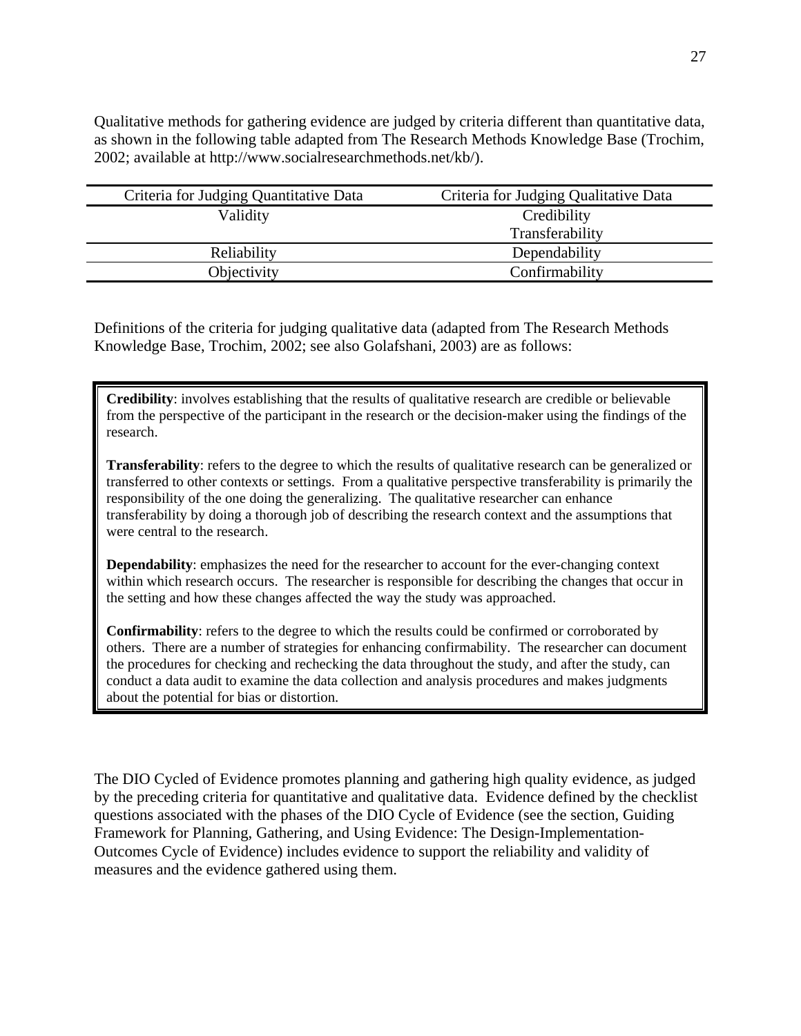Qualitative methods for gathering evidence are judged by criteria different than quantitative data, as shown in the following table adapted from The Research Methods Knowledge Base (Trochim, 2002; available at http://www.socialresearchmethods.net/kb/).

| Criteria for Judging Quantitative Data | Criteria for Judging Qualitative Data |
|---|---|
| Validity | Credibility<br>Transferability |
| Reliability | Dependability |
| Objectivity | Confirmability |

Definitions of the criteria for judging qualitative data (adapted from The Research Methods Knowledge Base, Trochim, 2002; see also Golafshani, 2003) are as follows:

> **Credibility**: involves establishing that the results of qualitative research are credible or believable from the perspective of the participant in the research or the decision-maker using the findings of the research.
>
> **Transferability**: refers to the degree to which the results of qualitative research can be generalized or transferred to other contexts or settings. From a qualitative perspective transferability is primarily the responsibility of the one doing the generalizing. The qualitative researcher can enhance transferability by doing a thorough job of describing the research context and the assumptions that were central to the research.
>
> **Dependability**: emphasizes the need for the researcher to account for the ever-changing context within which research occurs. The researcher is responsible for describing the changes that occur in the setting and how these changes affected the way the study was approached.
>
> **Confirmability**: refers to the degree to which the results could be confirmed or corroborated by others. There are a number of strategies for enhancing confirmability. The researcher can document the procedures for checking and rechecking the data throughout the study, and after the study, can conduct a data audit to examine the data collection and analysis procedures and makes judgments about the potential for bias or distortion.

The DIO Cycled of Evidence promotes planning and gathering high quality evidence, as judged by the preceding criteria for quantitative and qualitative data. Evidence defined by the checklist questions associated with the phases of the DIO Cycle of Evidence (see the section, Guiding Framework for Planning, Gathering, and Using Evidence: The Design-Implementation-Outcomes Cycle of Evidence) includes evidence to support the reliability and validity of measures and the evidence gathered using them.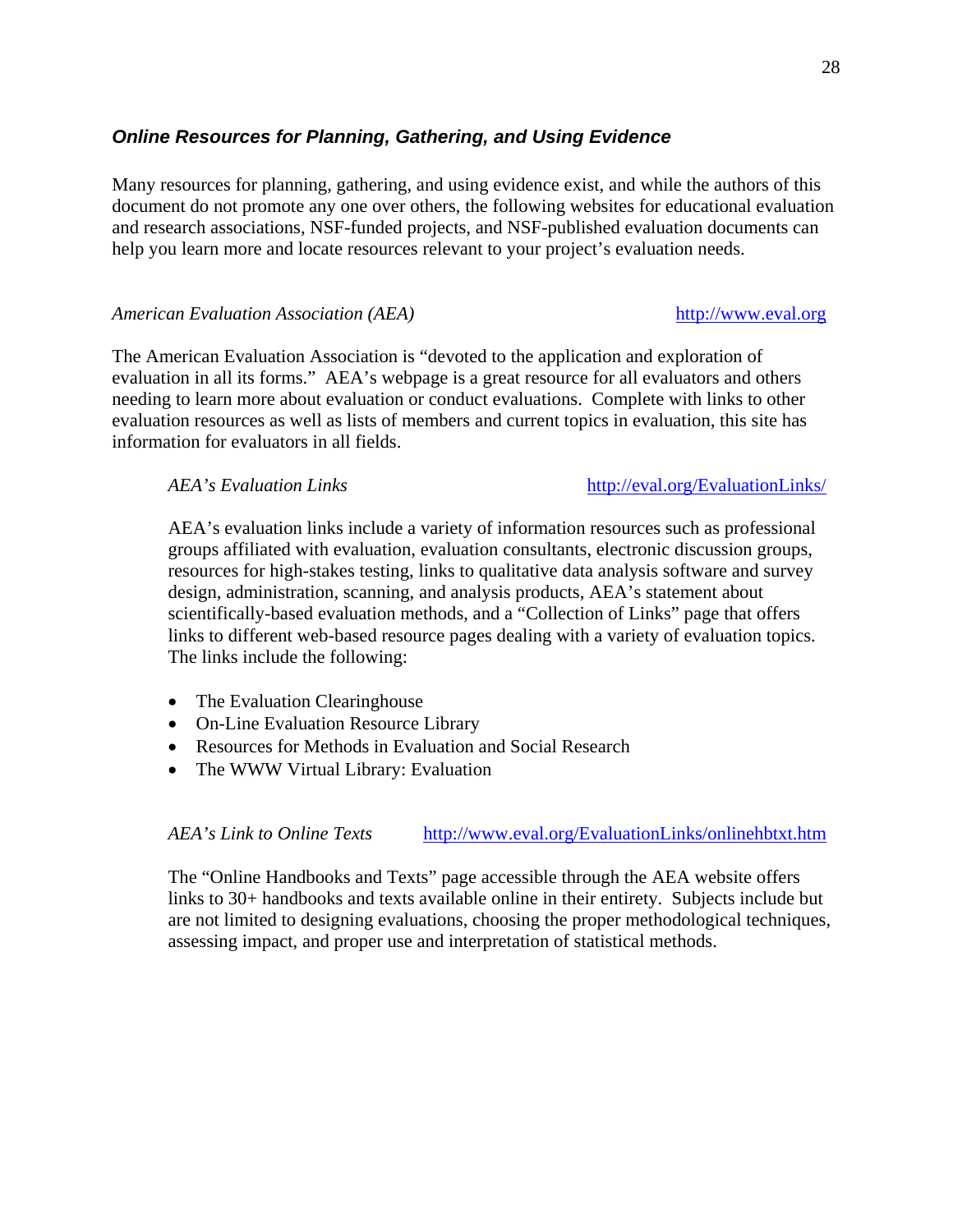## ***Online Resources for Planning, Gathering, and Using Evidence***

Many resources for planning, gathering, and using evidence exist, and while the authors of this document do not promote any one over others, the following websites for educational evaluation and research associations, NSF-funded projects, and NSF-published evaluation documents can help you learn more and locate resources relevant to your project's evaluation needs.

*American Evaluation Association (AEA)* http://www.eval.org

The American Evaluation Association is "devoted to the application and exploration of evaluation in all its forms." AEA's webpage is a great resource for all evaluators and others needing to learn more about evaluation or conduct evaluations. Complete with links to other evaluation resources as well as lists of members and current topics in evaluation, this site has information for evaluators in all fields.

*AEA's Evaluation Links* http://eval.org/EvaluationLinks/

AEA's evaluation links include a variety of information resources such as professional groups affiliated with evaluation, evaluation consultants, electronic discussion groups, resources for high-stakes testing, links to qualitative data analysis software and survey design, administration, scanning, and analysis products, AEA's statement about scientifically-based evaluation methods, and a "Collection of Links" page that offers links to different web-based resource pages dealing with a variety of evaluation topics. The links include the following:

- The Evaluation Clearinghouse
- On-Line Evaluation Resource Library
- Resources for Methods in Evaluation and Social Research
- The WWW Virtual Library: Evaluation

*AEA's Link to Online Texts* http://www.eval.org/EvaluationLinks/onlinehbtxt.htm

The "Online Handbooks and Texts" page accessible through the AEA website offers links to 30+ handbooks and texts available online in their entirety. Subjects include but are not limited to designing evaluations, choosing the proper methodological techniques, assessing impact, and proper use and interpretation of statistical methods.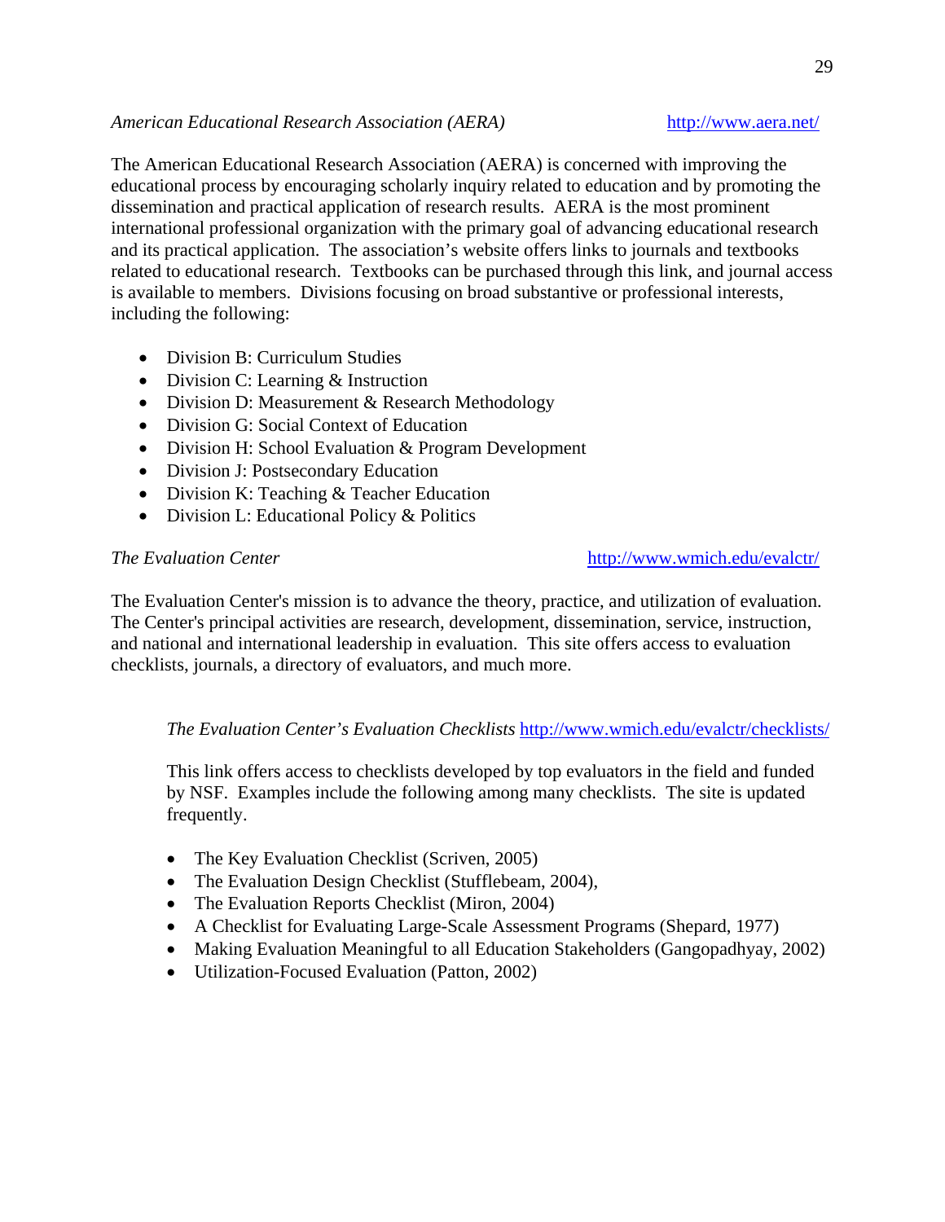*American Educational Research Association (AERA)* http://www.aera.net/

The American Educational Research Association (AERA) is concerned with improving the educational process by encouraging scholarly inquiry related to education and by promoting the dissemination and practical application of research results. AERA is the most prominent international professional organization with the primary goal of advancing educational research and its practical application. The association's website offers links to journals and textbooks related to educational research. Textbooks can be purchased through this link, and journal access is available to members. Divisions focusing on broad substantive or professional interests, including the following:

- Division B: Curriculum Studies
- Division C: Learning & Instruction
- Division D: Measurement & Research Methodology
- Division G: Social Context of Education
- Division H: School Evaluation & Program Development
- Division J: Postsecondary Education
- Division K: Teaching & Teacher Education
- Division L: Educational Policy & Politics

*The Evaluation Center* http://www.wmich.edu/evalctr/

The Evaluation Center's mission is to advance the theory, practice, and utilization of evaluation. The Center's principal activities are research, development, dissemination, service, instruction, and national and international leadership in evaluation. This site offers access to evaluation checklists, journals, a directory of evaluators, and much more.

*The Evaluation Center's Evaluation Checklists* http://www.wmich.edu/evalctr/checklists/

This link offers access to checklists developed by top evaluators in the field and funded by NSF. Examples include the following among many checklists. The site is updated frequently.

- The Key Evaluation Checklist (Scriven, 2005)
- The Evaluation Design Checklist (Stufflebeam, 2004),
- The Evaluation Reports Checklist (Miron, 2004)
- A Checklist for Evaluating Large-Scale Assessment Programs (Shepard, 1977)
- Making Evaluation Meaningful to all Education Stakeholders (Gangopadhyay, 2002)
- Utilization-Focused Evaluation (Patton, 2002)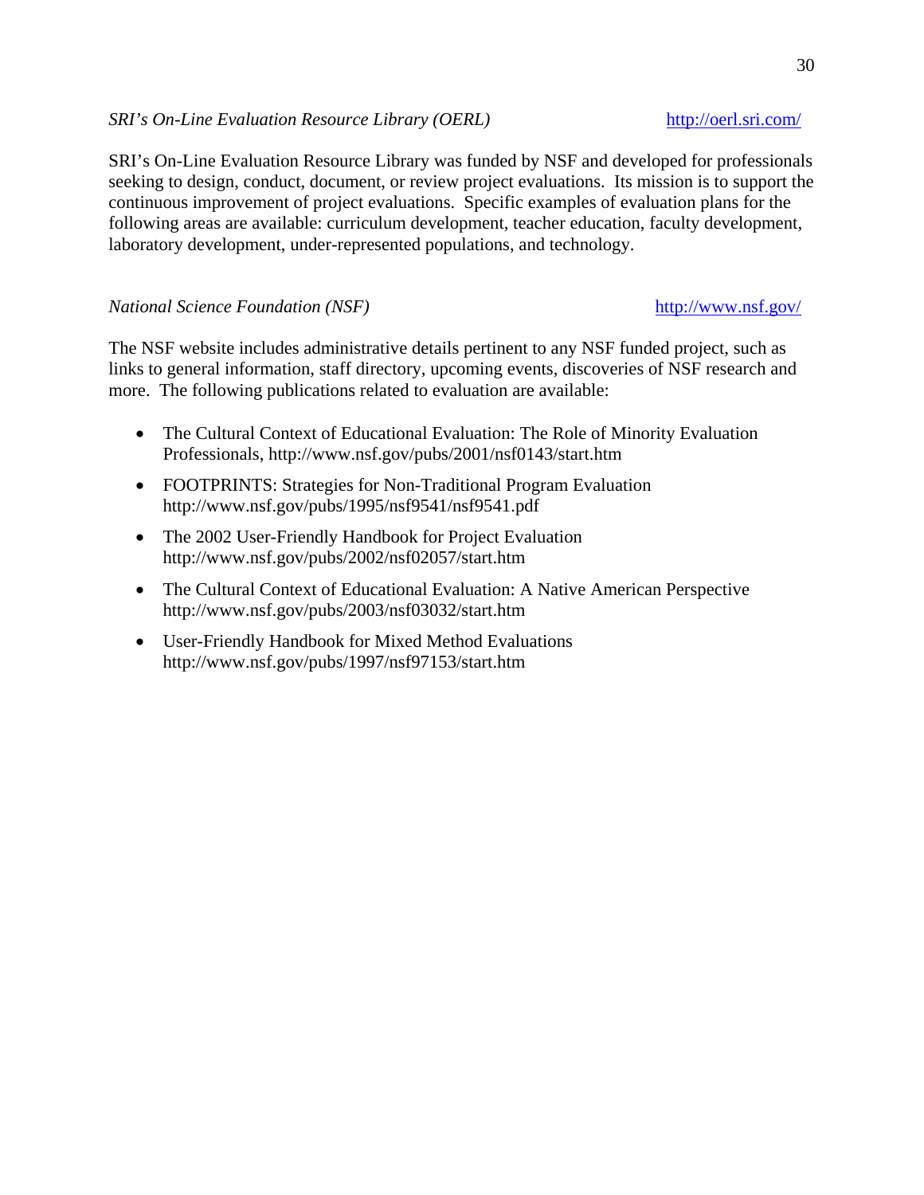*SRI's On-Line Evaluation Resource Library (OERL)* http://oerl.sri.com/

SRI's On-Line Evaluation Resource Library was funded by NSF and developed for professionals seeking to design, conduct, document, or review project evaluations. Its mission is to support the continuous improvement of project evaluations. Specific examples of evaluation plans for the following areas are available: curriculum development, teacher education, faculty development, laboratory development, under-represented populations, and technology.

*National Science Foundation (NSF)* http://www.nsf.gov/

The NSF website includes administrative details pertinent to any NSF funded project, such as links to general information, staff directory, upcoming events, discoveries of NSF research and more. The following publications related to evaluation are available:

- The Cultural Context of Educational Evaluation: The Role of Minority Evaluation Professionals, http://www.nsf.gov/pubs/2001/nsf0143/start.htm
- FOOTPRINTS: Strategies for Non-Traditional Program Evaluation http://www.nsf.gov/pubs/1995/nsf9541/nsf9541.pdf
- The 2002 User-Friendly Handbook for Project Evaluation http://www.nsf.gov/pubs/2002/nsf02057/start.htm
- The Cultural Context of Educational Evaluation: A Native American Perspective http://www.nsf.gov/pubs/2003/nsf03032/start.htm
- User-Friendly Handbook for Mixed Method Evaluations http://www.nsf.gov/pubs/1997/nsf97153/start.htm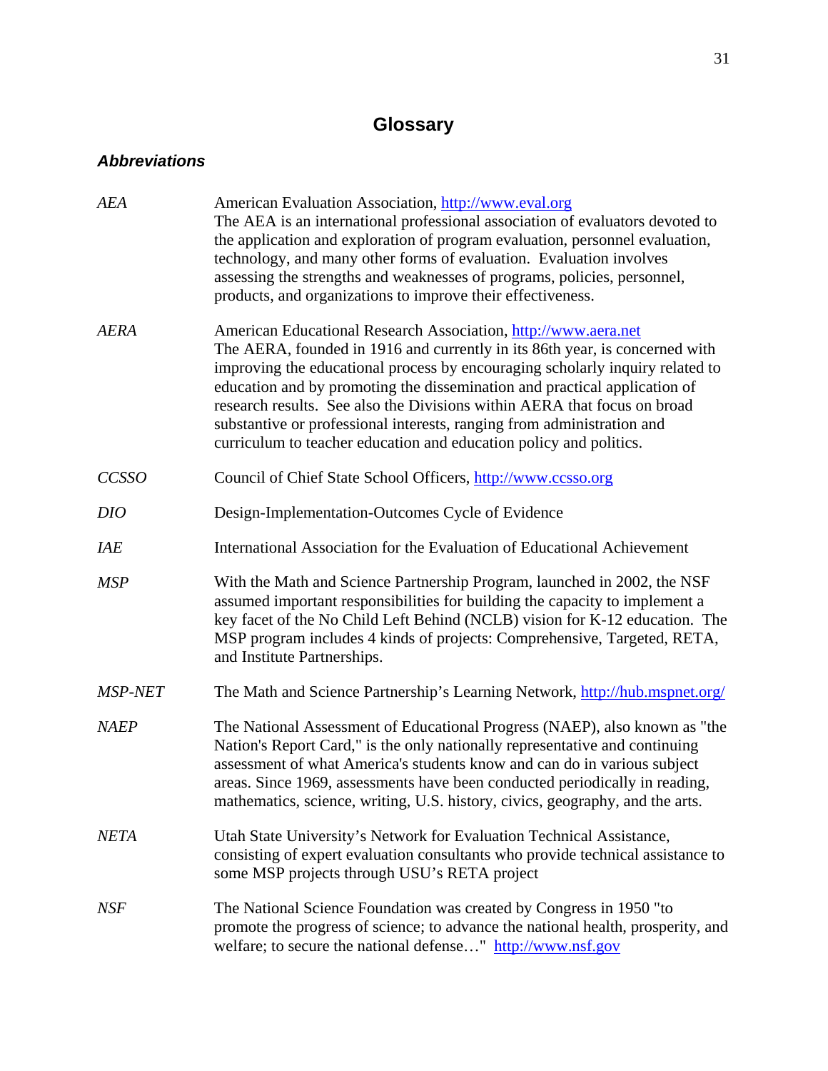# Glossary

### *Abbreviations*

*AEA* — American Evaluation Association, http://www.eval.org
The AEA is an international professional association of evaluators devoted to the application and exploration of program evaluation, personnel evaluation, technology, and many other forms of evaluation. Evaluation involves assessing the strengths and weaknesses of programs, policies, personnel, products, and organizations to improve their effectiveness.

*AERA* — American Educational Research Association, http://www.aera.net
The AERA, founded in 1916 and currently in its 86th year, is concerned with improving the educational process by encouraging scholarly inquiry related to education and by promoting the dissemination and practical application of research results. See also the Divisions within AERA that focus on broad substantive or professional interests, ranging from administration and curriculum to teacher education and education policy and politics.

*CCSSO* — Council of Chief State School Officers, http://www.ccsso.org

*DIO* — Design-Implementation-Outcomes Cycle of Evidence

*IAE* — International Association for the Evaluation of Educational Achievement

*MSP* — With the Math and Science Partnership Program, launched in 2002, the NSF assumed important responsibilities for building the capacity to implement a key facet of the No Child Left Behind (NCLB) vision for K-12 education. The MSP program includes 4 kinds of projects: Comprehensive, Targeted, RETA, and Institute Partnerships.

*MSP-NET* — The Math and Science Partnership's Learning Network, http://hub.mspnet.org/

*NAEP* — The National Assessment of Educational Progress (NAEP), also known as "the Nation's Report Card," is the only nationally representative and continuing assessment of what America's students know and can do in various subject areas. Since 1969, assessments have been conducted periodically in reading, mathematics, science, writing, U.S. history, civics, geography, and the arts.

*NETA* — Utah State University's Network for Evaluation Technical Assistance, consisting of expert evaluation consultants who provide technical assistance to some MSP projects through USU's RETA project

*NSF* — The National Science Foundation was created by Congress in 1950 "to promote the progress of science; to advance the national health, prosperity, and welfare; to secure the national defense…" http://www.nsf.gov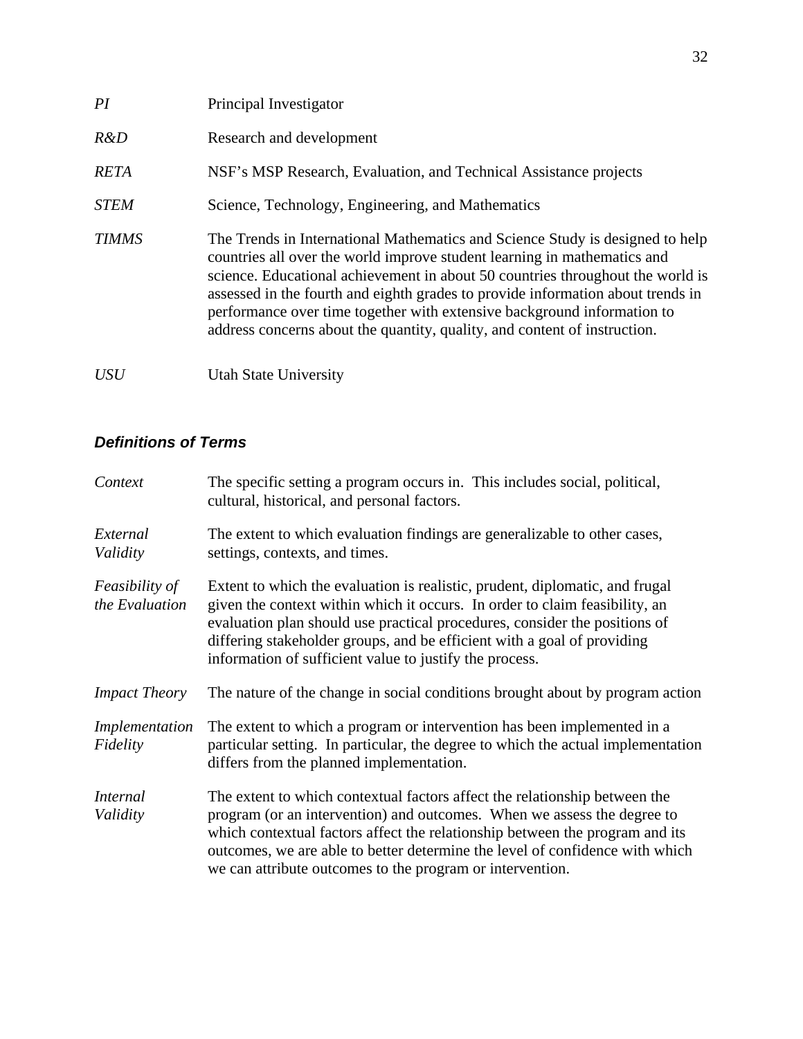| | |
|---|---|
| *PI* | Principal Investigator |
| *R&D* | Research and development |
| *RETA* | NSF's MSP Research, Evaluation, and Technical Assistance projects |
| *STEM* | Science, Technology, Engineering, and Mathematics |
| *TIMMS* | The Trends in International Mathematics and Science Study is designed to help countries all over the world improve student learning in mathematics and science. Educational achievement in about 50 countries throughout the world is assessed in the fourth and eighth grades to provide information about trends in performance over time together with extensive background information to address concerns about the quantity, quality, and content of instruction. |
| *USU* | Utah State University |

### *Definitions of Terms*

| | |
|---|---|
| *Context* | The specific setting a program occurs in. This includes social, political, cultural, historical, and personal factors. |
| *External Validity* | The extent to which evaluation findings are generalizable to other cases, settings, contexts, and times. |
| *Feasibility of the Evaluation* | Extent to which the evaluation is realistic, prudent, diplomatic, and frugal given the context within which it occurs. In order to claim feasibility, an evaluation plan should use practical procedures, consider the positions of differing stakeholder groups, and be efficient with a goal of providing information of sufficient value to justify the process. |
| *Impact Theory* | The nature of the change in social conditions brought about by program action |
| *Implementation Fidelity* | The extent to which a program or intervention has been implemented in a particular setting. In particular, the degree to which the actual implementation differs from the planned implementation. |
| *Internal Validity* | The extent to which contextual factors affect the relationship between the program (or an intervention) and outcomes. When we assess the degree to which contextual factors affect the relationship between the program and its outcomes, we are able to better determine the level of confidence with which we can attribute outcomes to the program or intervention. |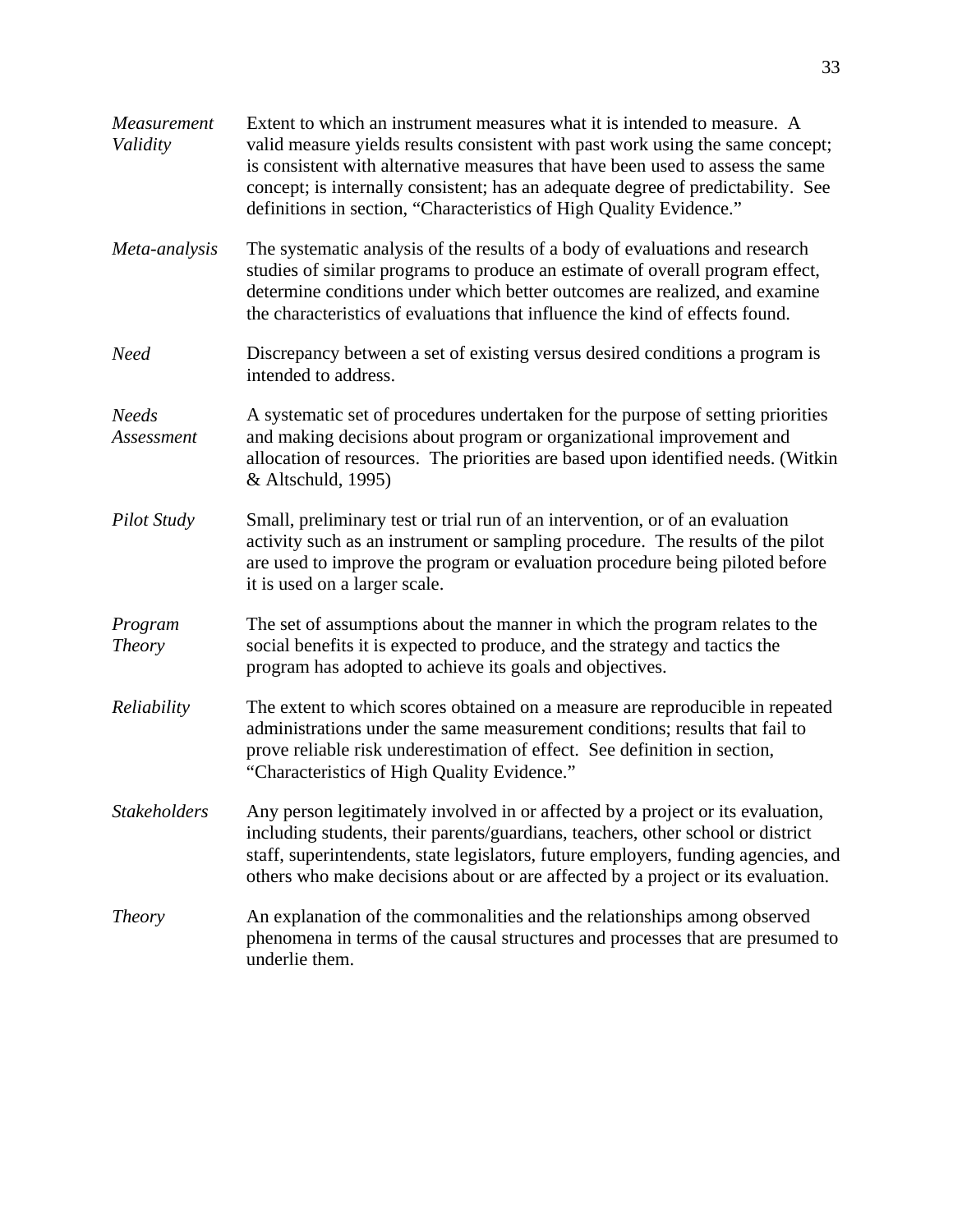*Measurement Validity* — Extent to which an instrument measures what it is intended to measure. A valid measure yields results consistent with past work using the same concept; is consistent with alternative measures that have been used to assess the same concept; is internally consistent; has an adequate degree of predictability. See definitions in section, "Characteristics of High Quality Evidence."

*Meta-analysis* — The systematic analysis of the results of a body of evaluations and research studies of similar programs to produce an estimate of overall program effect, determine conditions under which better outcomes are realized, and examine the characteristics of evaluations that influence the kind of effects found.

*Need* — Discrepancy between a set of existing versus desired conditions a program is intended to address.

*Needs Assessment* — A systematic set of procedures undertaken for the purpose of setting priorities and making decisions about program or organizational improvement and allocation of resources. The priorities are based upon identified needs. (Witkin & Altschuld, 1995)

*Pilot Study* — Small, preliminary test or trial run of an intervention, or of an evaluation activity such as an instrument or sampling procedure. The results of the pilot are used to improve the program or evaluation procedure being piloted before it is used on a larger scale.

*Program Theory* — The set of assumptions about the manner in which the program relates to the social benefits it is expected to produce, and the strategy and tactics the program has adopted to achieve its goals and objectives.

*Reliability* — The extent to which scores obtained on a measure are reproducible in repeated administrations under the same measurement conditions; results that fail to prove reliable risk underestimation of effect. See definition in section, "Characteristics of High Quality Evidence."

*Stakeholders* — Any person legitimately involved in or affected by a project or its evaluation, including students, their parents/guardians, teachers, other school or district staff, superintendents, state legislators, future employers, funding agencies, and others who make decisions about or are affected by a project or its evaluation.

*Theory* — An explanation of the commonalities and the relationships among observed phenomena in terms of the causal structures and processes that are presumed to underlie them.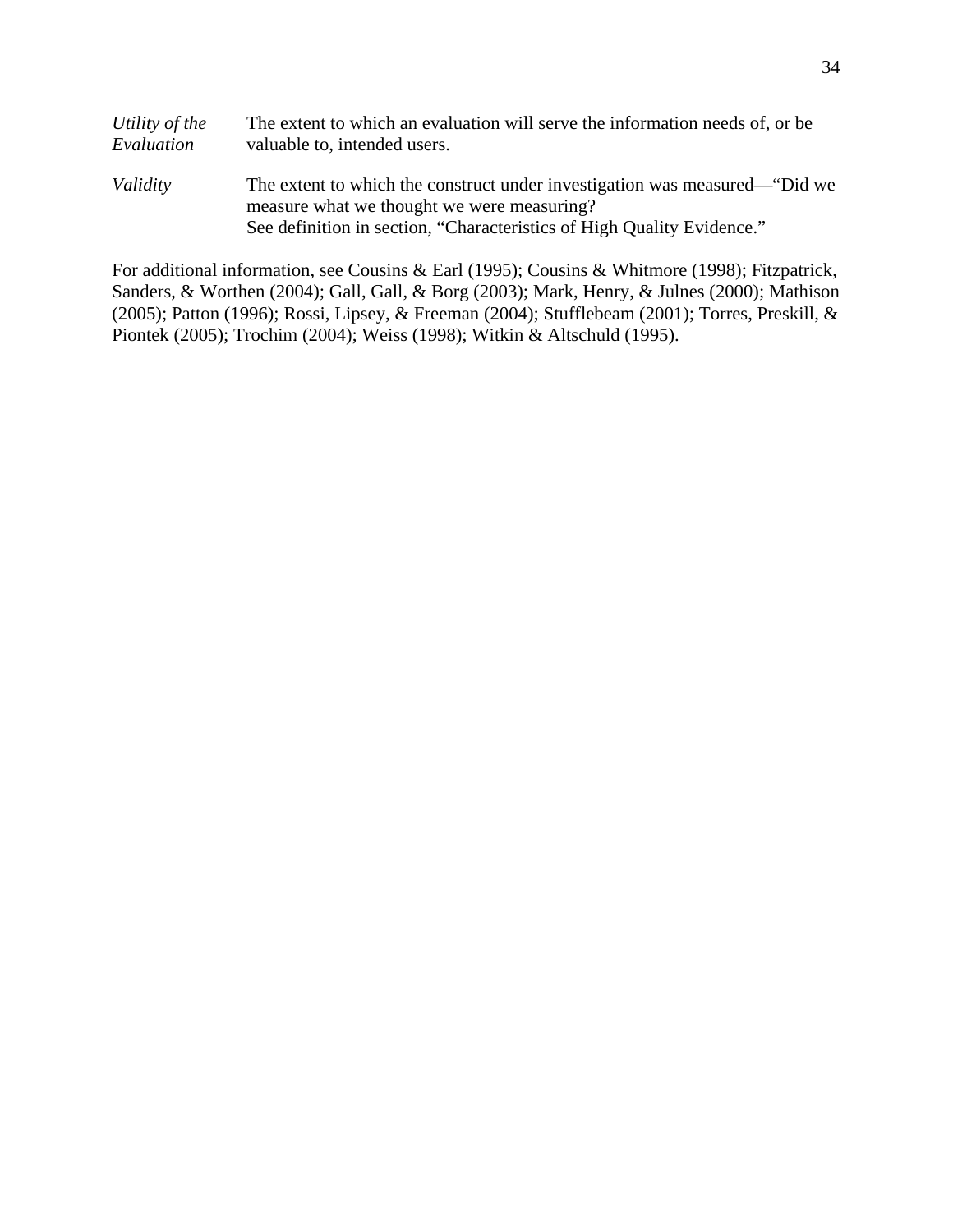*Utility of the Evaluation* — The extent to which an evaluation will serve the information needs of, or be valuable to, intended users.

*Validity* — The extent to which the construct under investigation was measured—"Did we measure what we thought we were measuring?
See definition in section, "Characteristics of High Quality Evidence."

For additional information, see Cousins & Earl (1995); Cousins & Whitmore (1998); Fitzpatrick, Sanders, & Worthen (2004); Gall, Gall, & Borg (2003); Mark, Henry, & Julnes (2000); Mathison (2005); Patton (1996); Rossi, Lipsey, & Freeman (2004); Stufflebeam (2001); Torres, Preskill, & Piontek (2005); Trochim (2004); Weiss (1998); Witkin & Altschuld (1995).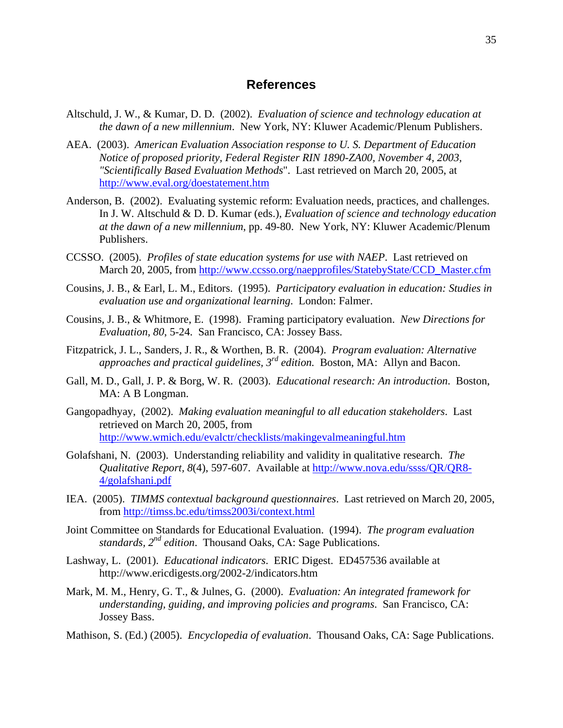# References

Altschuld, J. W., & Kumar, D. D. (2002). *Evaluation of science and technology education at the dawn of a new millennium*. New York, NY: Kluwer Academic/Plenum Publishers.

AEA. (2003). *American Evaluation Association response to U. S. Department of Education Notice of proposed priority, Federal Register RIN 1890-ZA00, November 4, 2003, "Scientifically Based Evaluation Methods*". Last retrieved on March 20, 2005, at http://www.eval.org/doestatement.htm

Anderson, B. (2002). Evaluating systemic reform: Evaluation needs, practices, and challenges. In J. W. Altschuld & D. D. Kumar (eds.), *Evaluation of science and technology education at the dawn of a new millennium*, pp. 49-80. New York, NY: Kluwer Academic/Plenum Publishers.

CCSSO. (2005). *Profiles of state education systems for use with NAEP*. Last retrieved on March 20, 2005, from http://www.ccsso.org/naepprofiles/StatebyState/CCD_Master.cfm

Cousins, J. B., & Earl, L. M., Editors. (1995). *Participatory evaluation in education: Studies in evaluation use and organizational learning*. London: Falmer.

Cousins, J. B., & Whitmore, E. (1998). Framing participatory evaluation. *New Directions for Evaluation, 80*, 5-24. San Francisco, CA: Jossey Bass.

Fitzpatrick, J. L., Sanders, J. R., & Worthen, B. R. (2004). *Program evaluation: Alternative approaches and practical guidelines, 3rd edition.* Boston, MA: Allyn and Bacon.

Gall, M. D., Gall, J. P. & Borg, W. R. (2003). *Educational research: An introduction.* Boston, MA: A B Longman.

Gangopadhyay, (2002). *Making evaluation meaningful to all education stakeholders*. Last retrieved on March 20, 2005, from http://www.wmich.edu/evalctr/checklists/makingevalmeaningful.htm

Golafshani, N. (2003). Understanding reliability and validity in qualitative research. *The Qualitative Report, 8*(4), 597-607. Available at http://www.nova.edu/ssss/QR/QR8-4/golafshani.pdf

IEA. (2005). *TIMMS contextual background questionnaires*. Last retrieved on March 20, 2005, from http://timss.bc.edu/timss2003i/context.html

Joint Committee on Standards for Educational Evaluation. (1994). *The program evaluation standards, 2nd edition*. Thousand Oaks, CA: Sage Publications.

Lashway, L. (2001). *Educational indicators*. ERIC Digest. ED457536 available at http://www.ericdigests.org/2002-2/indicators.htm

Mark, M. M., Henry, G. T., & Julnes, G. (2000). *Evaluation: An integrated framework for understanding, guiding, and improving policies and programs*. San Francisco, CA: Jossey Bass.

Mathison, S. (Ed.) (2005). *Encyclopedia of evaluation*. Thousand Oaks, CA: Sage Publications.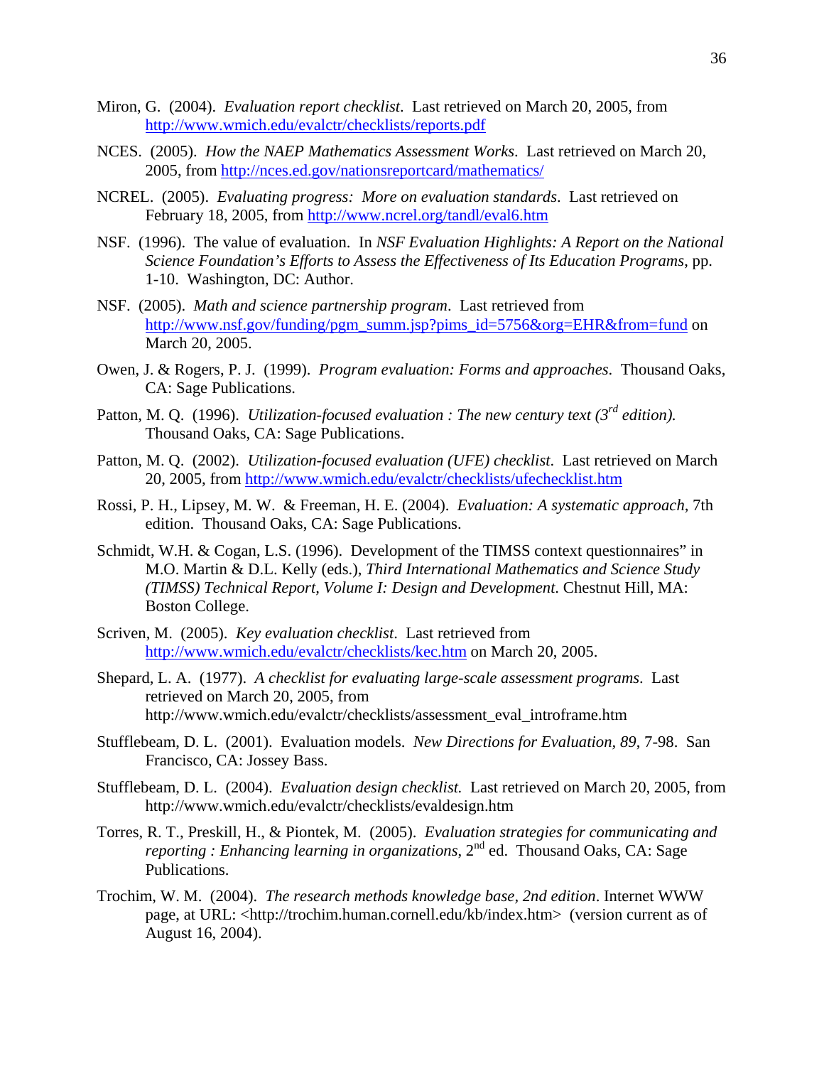Miron, G. (2004). *Evaluation report checklist*. Last retrieved on March 20, 2005, from http://www.wmich.edu/evalctr/checklists/reports.pdf

NCES. (2005). *How the NAEP Mathematics Assessment Works*. Last retrieved on March 20, 2005, from http://nces.ed.gov/nationsreportcard/mathematics/

NCREL. (2005). *Evaluating progress: More on evaluation standards*. Last retrieved on February 18, 2005, from http://www.ncrel.org/tandl/eval6.htm

NSF. (1996). The value of evaluation. In *NSF Evaluation Highlights: A Report on the National Science Foundation's Efforts to Assess the Effectiveness of Its Education Programs*, pp. 1-10. Washington, DC: Author.

NSF. (2005). *Math and science partnership program*. Last retrieved from http://www.nsf.gov/funding/pgm_summ.jsp?pims_id=5756&org=EHR&from=fund on March 20, 2005.

Owen, J. & Rogers, P. J. (1999). *Program evaluation: Forms and approaches*. Thousand Oaks, CA: Sage Publications.

Patton, M. Q. (1996). *Utilization-focused evaluation : The new century text (3rd edition).* Thousand Oaks, CA: Sage Publications.

Patton, M. Q. (2002). *Utilization-focused evaluation (UFE) checklist*. Last retrieved on March 20, 2005, from http://www.wmich.edu/evalctr/checklists/ufechecklist.htm

Rossi, P. H., Lipsey, M. W. & Freeman, H. E. (2004). *Evaluation: A systematic approach*, 7th edition. Thousand Oaks, CA: Sage Publications.

Schmidt, W.H. & Cogan, L.S. (1996). Development of the TIMSS context questionnaires" in M.O. Martin & D.L. Kelly (eds.), *Third International Mathematics and Science Study (TIMSS) Technical Report, Volume I: Design and Development*. Chestnut Hill, MA: Boston College.

Scriven, M. (2005). *Key evaluation checklist*. Last retrieved from http://www.wmich.edu/evalctr/checklists/kec.htm on March 20, 2005.

Shepard, L. A. (1977). *A checklist for evaluating large-scale assessment programs*. Last retrieved on March 20, 2005, from http://www.wmich.edu/evalctr/checklists/assessment_eval_introframe.htm

Stufflebeam, D. L. (2001). Evaluation models. *New Directions for Evaluation, 89*, 7-98. San Francisco, CA: Jossey Bass.

Stufflebeam, D. L. (2004). *Evaluation design checklist.* Last retrieved on March 20, 2005, from http://www.wmich.edu/evalctr/checklists/evaldesign.htm

Torres, R. T., Preskill, H., & Piontek, M. (2005). *Evaluation strategies for communicating and reporting : Enhancing learning in organizations*, 2nd ed. Thousand Oaks, CA: Sage Publications.

Trochim, W. M. (2004). *The research methods knowledge base, 2nd edition*. Internet WWW page, at URL: <http://trochim.human.cornell.edu/kb/index.htm> (version current as of August 16, 2004).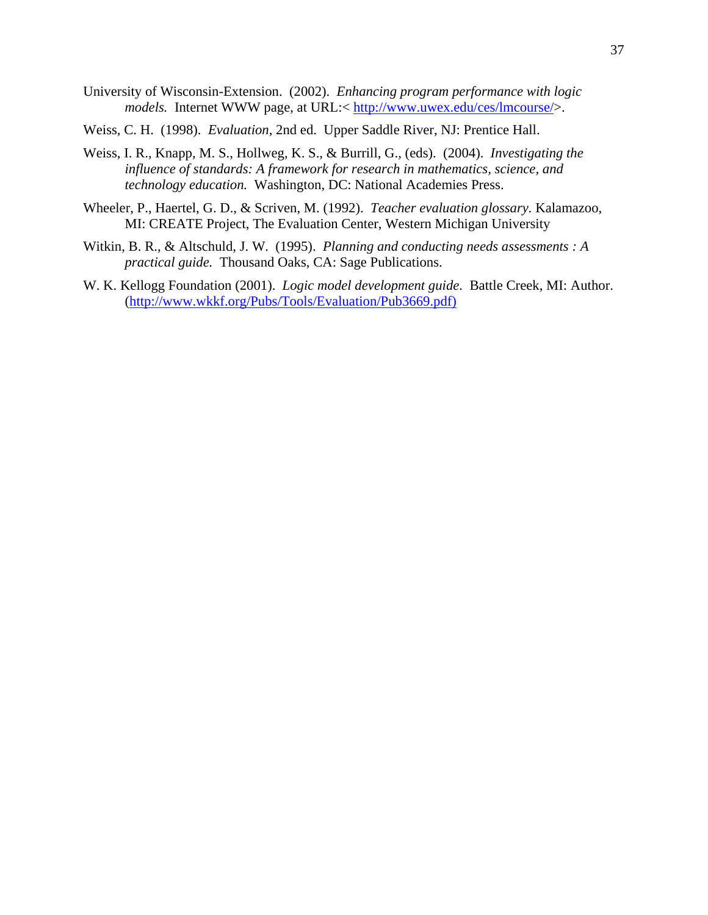University of Wisconsin-Extension. (2002). *Enhancing program performance with logic models.* Internet WWW page, at URL:< http://www.uwex.edu/ces/lmcourse/>.

Weiss, C. H. (1998). *Evaluation,* 2nd ed. Upper Saddle River, NJ: Prentice Hall.

Weiss, I. R., Knapp, M. S., Hollweg, K. S., & Burrill, G., (eds). (2004). *Investigating the influence of standards: A framework for research in mathematics, science, and technology education.* Washington, DC: National Academies Press.

Wheeler, P., Haertel, G. D., & Scriven, M. (1992). *Teacher evaluation glossary.* Kalamazoo, MI: CREATE Project, The Evaluation Center, Western Michigan University

Witkin, B. R., & Altschuld, J. W. (1995). *Planning and conducting needs assessments : A practical guide.* Thousand Oaks, CA: Sage Publications.

W. K. Kellogg Foundation (2001). *Logic model development guide*. Battle Creek, MI: Author. (http://www.wkkf.org/Pubs/Tools/Evaluation/Pub3669.pdf)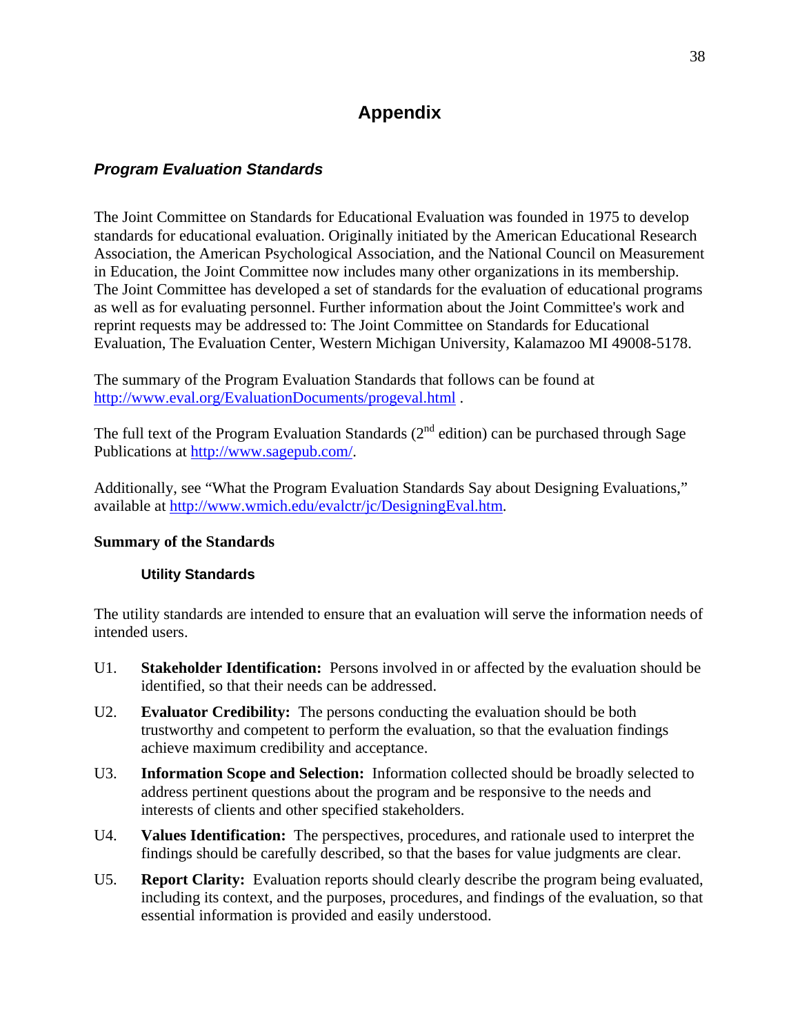# Appendix

## *Program Evaluation Standards*

The Joint Committee on Standards for Educational Evaluation was founded in 1975 to develop standards for educational evaluation. Originally initiated by the American Educational Research Association, the American Psychological Association, and the National Council on Measurement in Education, the Joint Committee now includes many other organizations in its membership. The Joint Committee has developed a set of standards for the evaluation of educational programs as well as for evaluating personnel. Further information about the Joint Committee's work and reprint requests may be addressed to: The Joint Committee on Standards for Educational Evaluation, The Evaluation Center, Western Michigan University, Kalamazoo MI 49008-5178.

The summary of the Program Evaluation Standards that follows can be found at http://www.eval.org/EvaluationDocuments/progeval.html .

The full text of the Program Evaluation Standards (2nd edition) can be purchased through Sage Publications at http://www.sagepub.com/.

Additionally, see "What the Program Evaluation Standards Say about Designing Evaluations," available at http://www.wmich.edu/evalctr/jc/DesigningEval.htm.

### Summary of the Standards

#### Utility Standards

The utility standards are intended to ensure that an evaluation will serve the information needs of intended users.

U1. **Stakeholder Identification:** Persons involved in or affected by the evaluation should be identified, so that their needs can be addressed.

U2. **Evaluator Credibility:** The persons conducting the evaluation should be both trustworthy and competent to perform the evaluation, so that the evaluation findings achieve maximum credibility and acceptance.

U3. **Information Scope and Selection:** Information collected should be broadly selected to address pertinent questions about the program and be responsive to the needs and interests of clients and other specified stakeholders.

U4. **Values Identification:** The perspectives, procedures, and rationale used to interpret the findings should be carefully described, so that the bases for value judgments are clear.

U5. **Report Clarity:** Evaluation reports should clearly describe the program being evaluated, including its context, and the purposes, procedures, and findings of the evaluation, so that essential information is provided and easily understood.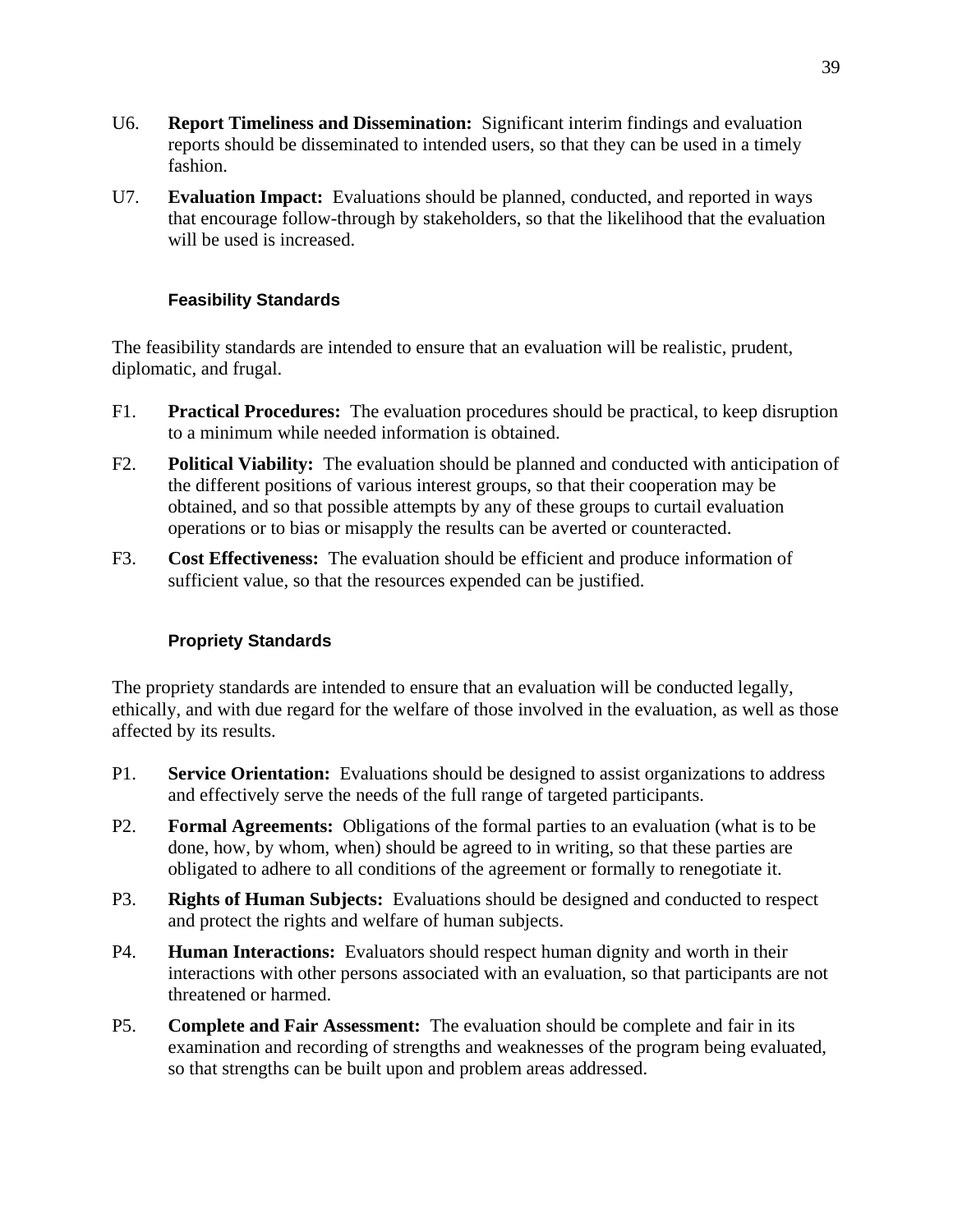U6. **Report Timeliness and Dissemination:** Significant interim findings and evaluation reports should be disseminated to intended users, so that they can be used in a timely fashion.

U7. **Evaluation Impact:** Evaluations should be planned, conducted, and reported in ways that encourage follow-through by stakeholders, so that the likelihood that the evaluation will be used is increased.

### Feasibility Standards

The feasibility standards are intended to ensure that an evaluation will be realistic, prudent, diplomatic, and frugal.

F1. **Practical Procedures:** The evaluation procedures should be practical, to keep disruption to a minimum while needed information is obtained.

F2. **Political Viability:** The evaluation should be planned and conducted with anticipation of the different positions of various interest groups, so that their cooperation may be obtained, and so that possible attempts by any of these groups to curtail evaluation operations or to bias or misapply the results can be averted or counteracted.

F3. **Cost Effectiveness:** The evaluation should be efficient and produce information of sufficient value, so that the resources expended can be justified.

### Propriety Standards

The propriety standards are intended to ensure that an evaluation will be conducted legally, ethically, and with due regard for the welfare of those involved in the evaluation, as well as those affected by its results.

P1. **Service Orientation:** Evaluations should be designed to assist organizations to address and effectively serve the needs of the full range of targeted participants.

P2. **Formal Agreements:** Obligations of the formal parties to an evaluation (what is to be done, how, by whom, when) should be agreed to in writing, so that these parties are obligated to adhere to all conditions of the agreement or formally to renegotiate it.

P3. **Rights of Human Subjects:** Evaluations should be designed and conducted to respect and protect the rights and welfare of human subjects.

P4. **Human Interactions:** Evaluators should respect human dignity and worth in their interactions with other persons associated with an evaluation, so that participants are not threatened or harmed.

P5. **Complete and Fair Assessment:** The evaluation should be complete and fair in its examination and recording of strengths and weaknesses of the program being evaluated, so that strengths can be built upon and problem areas addressed.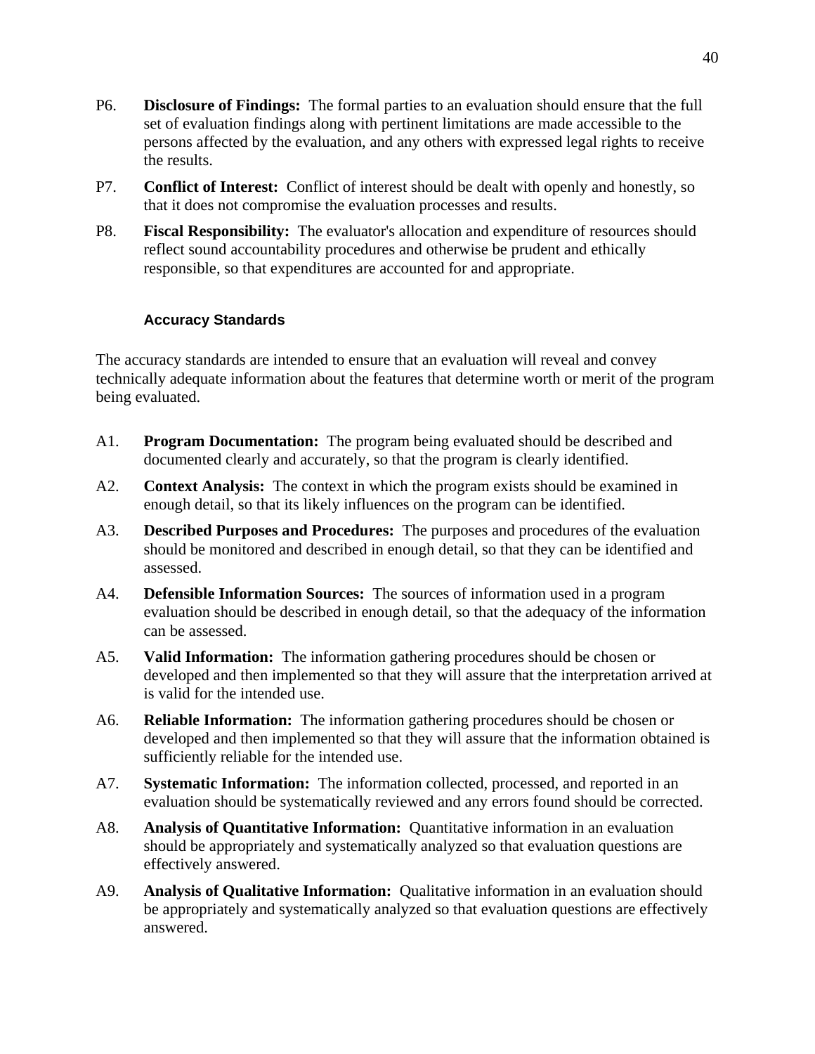P6. **Disclosure of Findings:** The formal parties to an evaluation should ensure that the full set of evaluation findings along with pertinent limitations are made accessible to the persons affected by the evaluation, and any others with expressed legal rights to receive the results.

P7. **Conflict of Interest:** Conflict of interest should be dealt with openly and honestly, so that it does not compromise the evaluation processes and results.

P8. **Fiscal Responsibility:** The evaluator's allocation and expenditure of resources should reflect sound accountability procedures and otherwise be prudent and ethically responsible, so that expenditures are accounted for and appropriate.

### Accuracy Standards

The accuracy standards are intended to ensure that an evaluation will reveal and convey technically adequate information about the features that determine worth or merit of the program being evaluated.

A1. **Program Documentation:** The program being evaluated should be described and documented clearly and accurately, so that the program is clearly identified.

A2. **Context Analysis:** The context in which the program exists should be examined in enough detail, so that its likely influences on the program can be identified.

A3. **Described Purposes and Procedures:** The purposes and procedures of the evaluation should be monitored and described in enough detail, so that they can be identified and assessed.

A4. **Defensible Information Sources:** The sources of information used in a program evaluation should be described in enough detail, so that the adequacy of the information can be assessed.

A5. **Valid Information:** The information gathering procedures should be chosen or developed and then implemented so that they will assure that the interpretation arrived at is valid for the intended use.

A6. **Reliable Information:** The information gathering procedures should be chosen or developed and then implemented so that they will assure that the information obtained is sufficiently reliable for the intended use.

A7. **Systematic Information:** The information collected, processed, and reported in an evaluation should be systematically reviewed and any errors found should be corrected.

A8. **Analysis of Quantitative Information:** Quantitative information in an evaluation should be appropriately and systematically analyzed so that evaluation questions are effectively answered.

A9. **Analysis of Qualitative Information:** Qualitative information in an evaluation should be appropriately and systematically analyzed so that evaluation questions are effectively answered.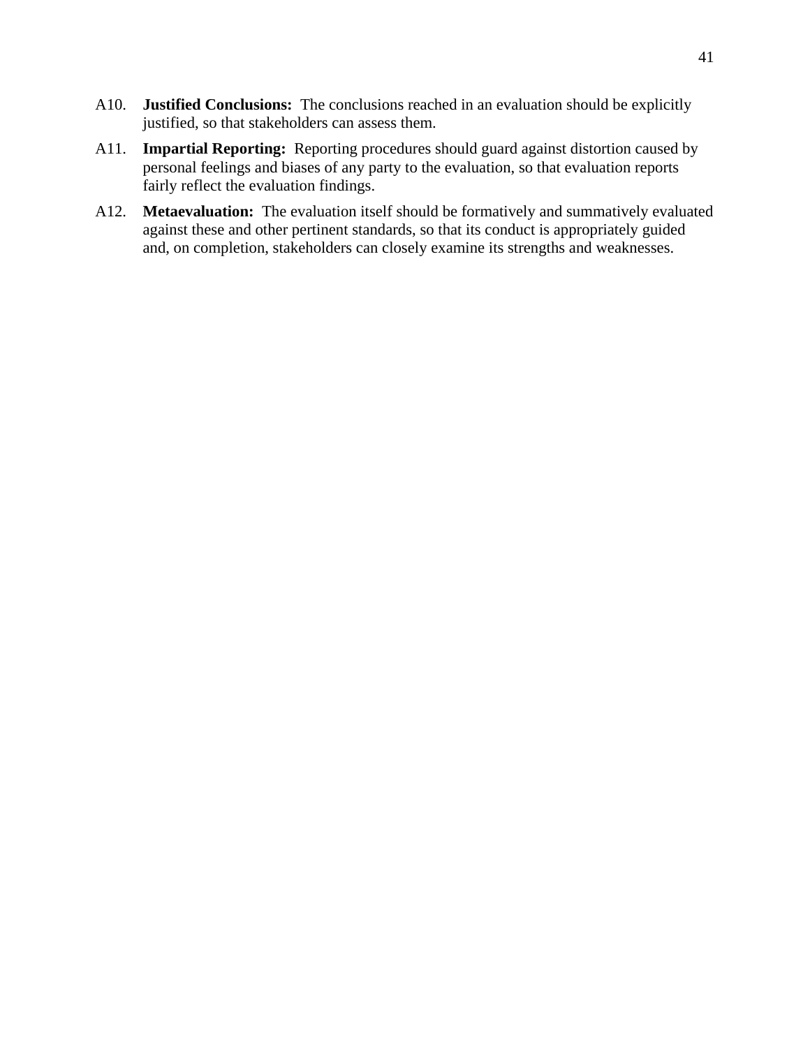A10. **Justified Conclusions:** The conclusions reached in an evaluation should be explicitly justified, so that stakeholders can assess them.

A11. **Impartial Reporting:** Reporting procedures should guard against distortion caused by personal feelings and biases of any party to the evaluation, so that evaluation reports fairly reflect the evaluation findings.

A12. **Metaevaluation:** The evaluation itself should be formatively and summatively evaluated against these and other pertinent standards, so that its conduct is appropriately guided and, on completion, stakeholders can closely examine its strengths and weaknesses.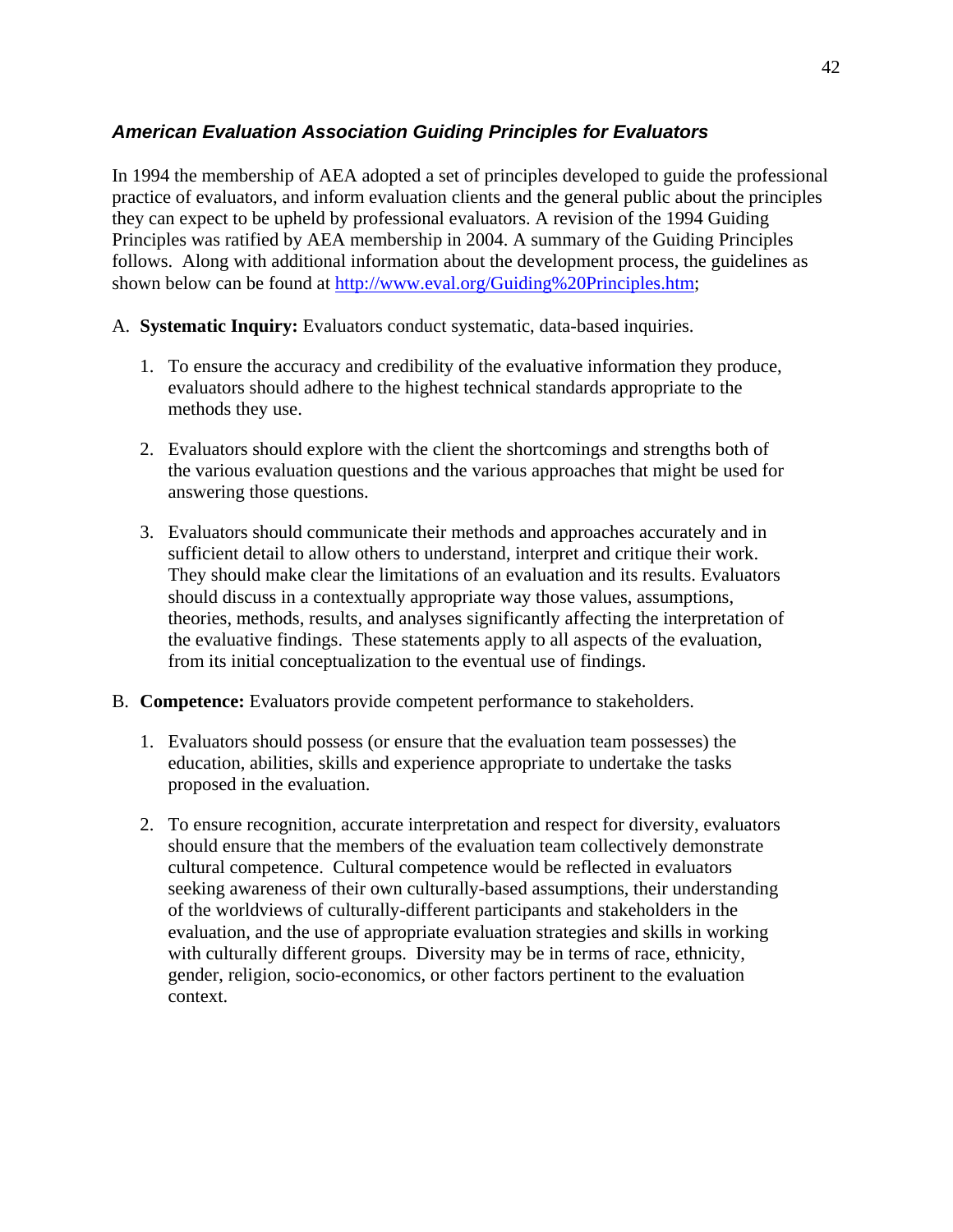### ***American Evaluation Association Guiding Principles for Evaluators***

In 1994 the membership of AEA adopted a set of principles developed to guide the professional practice of evaluators, and inform evaluation clients and the general public about the principles they can expect to be upheld by professional evaluators. A revision of the 1994 Guiding Principles was ratified by AEA membership in 2004. A summary of the Guiding Principles follows. Along with additional information about the development process, the guidelines as shown below can be found at [http://www.eval.org/Guiding%20Principles.htm](http://www.eval.org/Guiding%20Principles.htm);

A. **Systematic Inquiry:** Evaluators conduct systematic, data-based inquiries.

1. To ensure the accuracy and credibility of the evaluative information they produce, evaluators should adhere to the highest technical standards appropriate to the methods they use.

2. Evaluators should explore with the client the shortcomings and strengths both of the various evaluation questions and the various approaches that might be used for answering those questions.

3. Evaluators should communicate their methods and approaches accurately and in sufficient detail to allow others to understand, interpret and critique their work. They should make clear the limitations of an evaluation and its results. Evaluators should discuss in a contextually appropriate way those values, assumptions, theories, methods, results, and analyses significantly affecting the interpretation of the evaluative findings. These statements apply to all aspects of the evaluation, from its initial conceptualization to the eventual use of findings.

B. **Competence:** Evaluators provide competent performance to stakeholders.

1. Evaluators should possess (or ensure that the evaluation team possesses) the education, abilities, skills and experience appropriate to undertake the tasks proposed in the evaluation.

2. To ensure recognition, accurate interpretation and respect for diversity, evaluators should ensure that the members of the evaluation team collectively demonstrate cultural competence. Cultural competence would be reflected in evaluators seeking awareness of their own culturally-based assumptions, their understanding of the worldviews of culturally-different participants and stakeholders in the evaluation, and the use of appropriate evaluation strategies and skills in working with culturally different groups. Diversity may be in terms of race, ethnicity, gender, religion, socio-economics, or other factors pertinent to the evaluation context.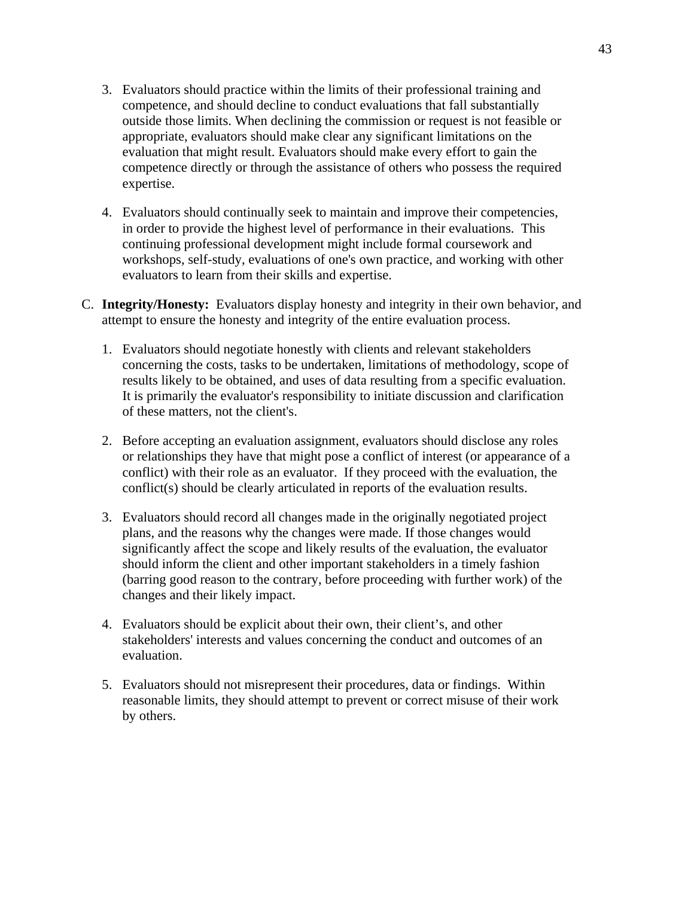3. Evaluators should practice within the limits of their professional training and competence, and should decline to conduct evaluations that fall substantially outside those limits. When declining the commission or request is not feasible or appropriate, evaluators should make clear any significant limitations on the evaluation that might result. Evaluators should make every effort to gain the competence directly or through the assistance of others who possess the required expertise.

4. Evaluators should continually seek to maintain and improve their competencies, in order to provide the highest level of performance in their evaluations. This continuing professional development might include formal coursework and workshops, self-study, evaluations of one's own practice, and working with other evaluators to learn from their skills and expertise.

C. **Integrity/Honesty:** Evaluators display honesty and integrity in their own behavior, and attempt to ensure the honesty and integrity of the entire evaluation process.

1. Evaluators should negotiate honestly with clients and relevant stakeholders concerning the costs, tasks to be undertaken, limitations of methodology, scope of results likely to be obtained, and uses of data resulting from a specific evaluation. It is primarily the evaluator's responsibility to initiate discussion and clarification of these matters, not the client's.

2. Before accepting an evaluation assignment, evaluators should disclose any roles or relationships they have that might pose a conflict of interest (or appearance of a conflict) with their role as an evaluator. If they proceed with the evaluation, the conflict(s) should be clearly articulated in reports of the evaluation results.

3. Evaluators should record all changes made in the originally negotiated project plans, and the reasons why the changes were made. If those changes would significantly affect the scope and likely results of the evaluation, the evaluator should inform the client and other important stakeholders in a timely fashion (barring good reason to the contrary, before proceeding with further work) of the changes and their likely impact.

4. Evaluators should be explicit about their own, their client’s, and other stakeholders' interests and values concerning the conduct and outcomes of an evaluation.

5. Evaluators should not misrepresent their procedures, data or findings. Within reasonable limits, they should attempt to prevent or correct misuse of their work by others.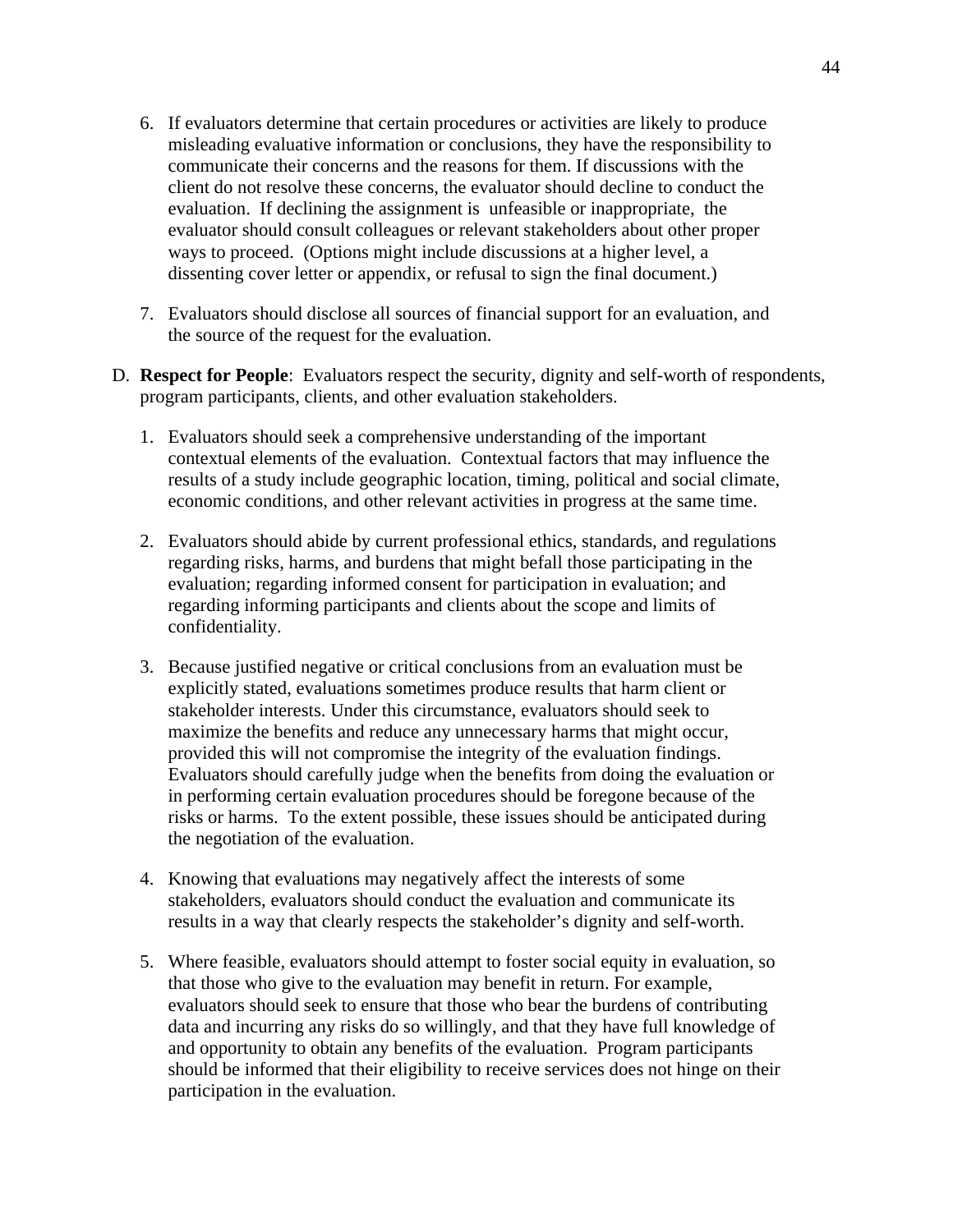6. If evaluators determine that certain procedures or activities are likely to produce misleading evaluative information or conclusions, they have the responsibility to communicate their concerns and the reasons for them. If discussions with the client do not resolve these concerns, the evaluator should decline to conduct the evaluation. If declining the assignment is unfeasible or inappropriate, the evaluator should consult colleagues or relevant stakeholders about other proper ways to proceed. (Options might include discussions at a higher level, a dissenting cover letter or appendix, or refusal to sign the final document.)

7. Evaluators should disclose all sources of financial support for an evaluation, and the source of the request for the evaluation.

D. **Respect for People**: Evaluators respect the security, dignity and self-worth of respondents, program participants, clients, and other evaluation stakeholders.

1. Evaluators should seek a comprehensive understanding of the important contextual elements of the evaluation. Contextual factors that may influence the results of a study include geographic location, timing, political and social climate, economic conditions, and other relevant activities in progress at the same time.

2. Evaluators should abide by current professional ethics, standards, and regulations regarding risks, harms, and burdens that might befall those participating in the evaluation; regarding informed consent for participation in evaluation; and regarding informing participants and clients about the scope and limits of confidentiality.

3. Because justified negative or critical conclusions from an evaluation must be explicitly stated, evaluations sometimes produce results that harm client or stakeholder interests. Under this circumstance, evaluators should seek to maximize the benefits and reduce any unnecessary harms that might occur, provided this will not compromise the integrity of the evaluation findings. Evaluators should carefully judge when the benefits from doing the evaluation or in performing certain evaluation procedures should be foregone because of the risks or harms. To the extent possible, these issues should be anticipated during the negotiation of the evaluation.

4. Knowing that evaluations may negatively affect the interests of some stakeholders, evaluators should conduct the evaluation and communicate its results in a way that clearly respects the stakeholder's dignity and self-worth.

5. Where feasible, evaluators should attempt to foster social equity in evaluation, so that those who give to the evaluation may benefit in return. For example, evaluators should seek to ensure that those who bear the burdens of contributing data and incurring any risks do so willingly, and that they have full knowledge of and opportunity to obtain any benefits of the evaluation. Program participants should be informed that their eligibility to receive services does not hinge on their participation in the evaluation.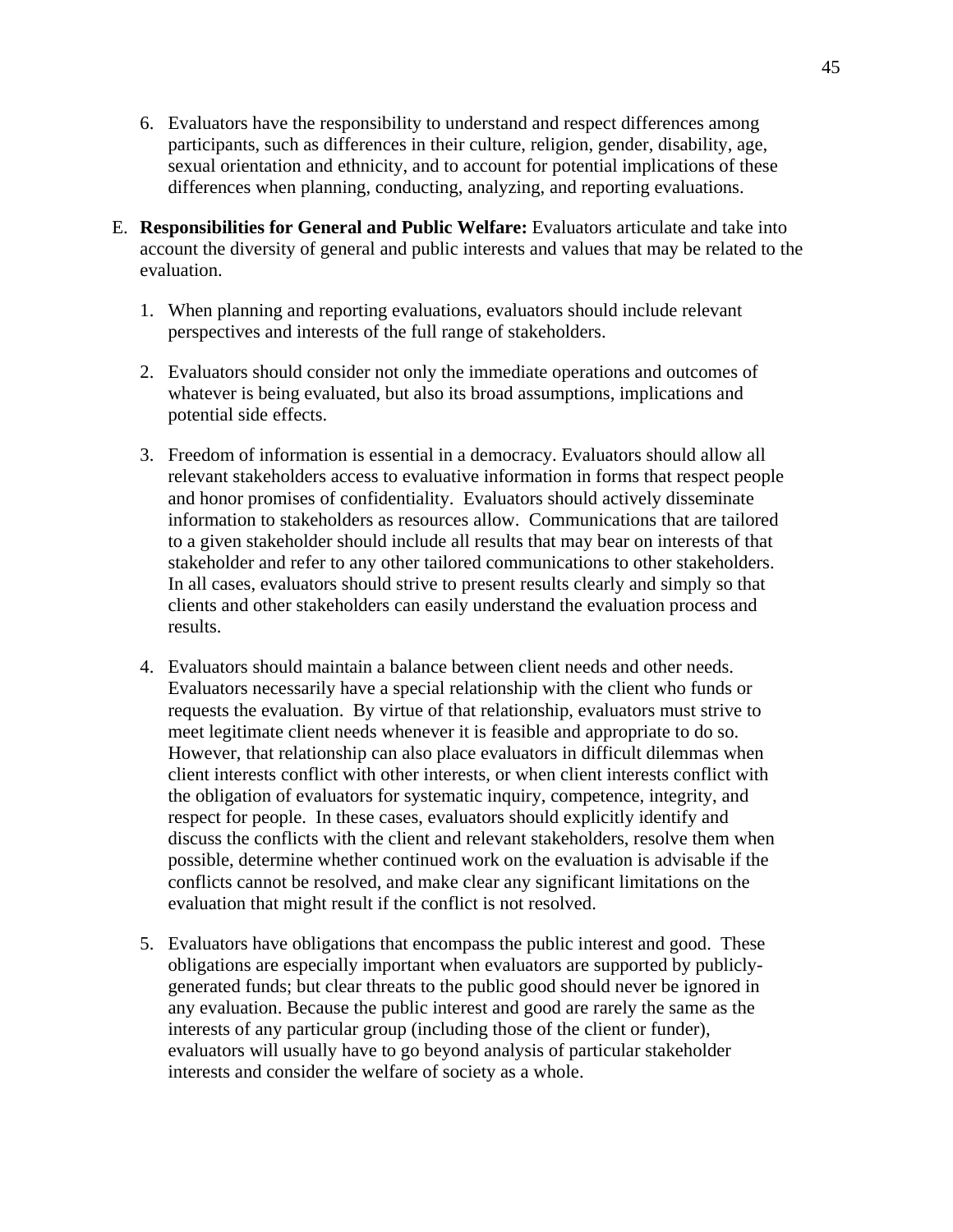6. Evaluators have the responsibility to understand and respect differences among participants, such as differences in their culture, religion, gender, disability, age, sexual orientation and ethnicity, and to account for potential implications of these differences when planning, conducting, analyzing, and reporting evaluations.

E. **Responsibilities for General and Public Welfare:** Evaluators articulate and take into account the diversity of general and public interests and values that may be related to the evaluation.

   1. When planning and reporting evaluations, evaluators should include relevant perspectives and interests of the full range of stakeholders.

   2. Evaluators should consider not only the immediate operations and outcomes of whatever is being evaluated, but also its broad assumptions, implications and potential side effects.

   3. Freedom of information is essential in a democracy. Evaluators should allow all relevant stakeholders access to evaluative information in forms that respect people and honor promises of confidentiality. Evaluators should actively disseminate information to stakeholders as resources allow. Communications that are tailored to a given stakeholder should include all results that may bear on interests of that stakeholder and refer to any other tailored communications to other stakeholders. In all cases, evaluators should strive to present results clearly and simply so that clients and other stakeholders can easily understand the evaluation process and results.

   4. Evaluators should maintain a balance between client needs and other needs. Evaluators necessarily have a special relationship with the client who funds or requests the evaluation. By virtue of that relationship, evaluators must strive to meet legitimate client needs whenever it is feasible and appropriate to do so. However, that relationship can also place evaluators in difficult dilemmas when client interests conflict with other interests, or when client interests conflict with the obligation of evaluators for systematic inquiry, competence, integrity, and respect for people. In these cases, evaluators should explicitly identify and discuss the conflicts with the client and relevant stakeholders, resolve them when possible, determine whether continued work on the evaluation is advisable if the conflicts cannot be resolved, and make clear any significant limitations on the evaluation that might result if the conflict is not resolved.

   5. Evaluators have obligations that encompass the public interest and good. These obligations are especially important when evaluators are supported by publicly-generated funds; but clear threats to the public good should never be ignored in any evaluation. Because the public interest and good are rarely the same as the interests of any particular group (including those of the client or funder), evaluators will usually have to go beyond analysis of particular stakeholder interests and consider the welfare of society as a whole.